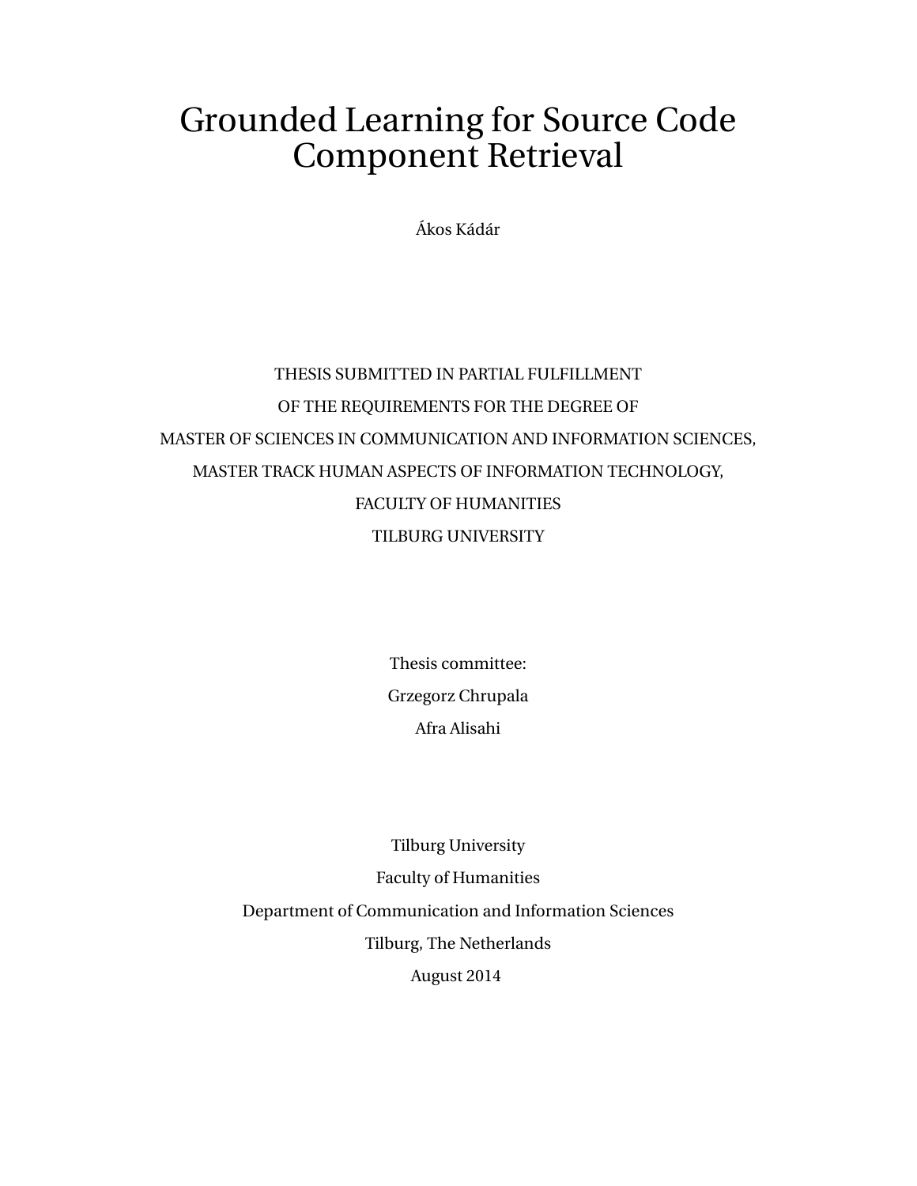# Grounded Learning for Source Code Component Retrieval

Ákos Kádár

THESIS SUBMITTED IN PARTIAL FULFILLMENT

OF THE REQUIREMENTS FOR THE DEGREE OF

MASTER OF SCIENCES IN COMMUNICATION AND INFORMATION SCIENCES,

MASTER TRACK HUMAN ASPECTS OF INFORMATION TECHNOLOGY,

FACULTY OF HUMANITIES

TILBURG UNIVERSITY

Thesis committee:

Grzegorz Chrupala

Afra Alisahi

Tilburg University

Faculty of Humanities

Department of Communication and Information Sciences

Tilburg, The Netherlands

August 2014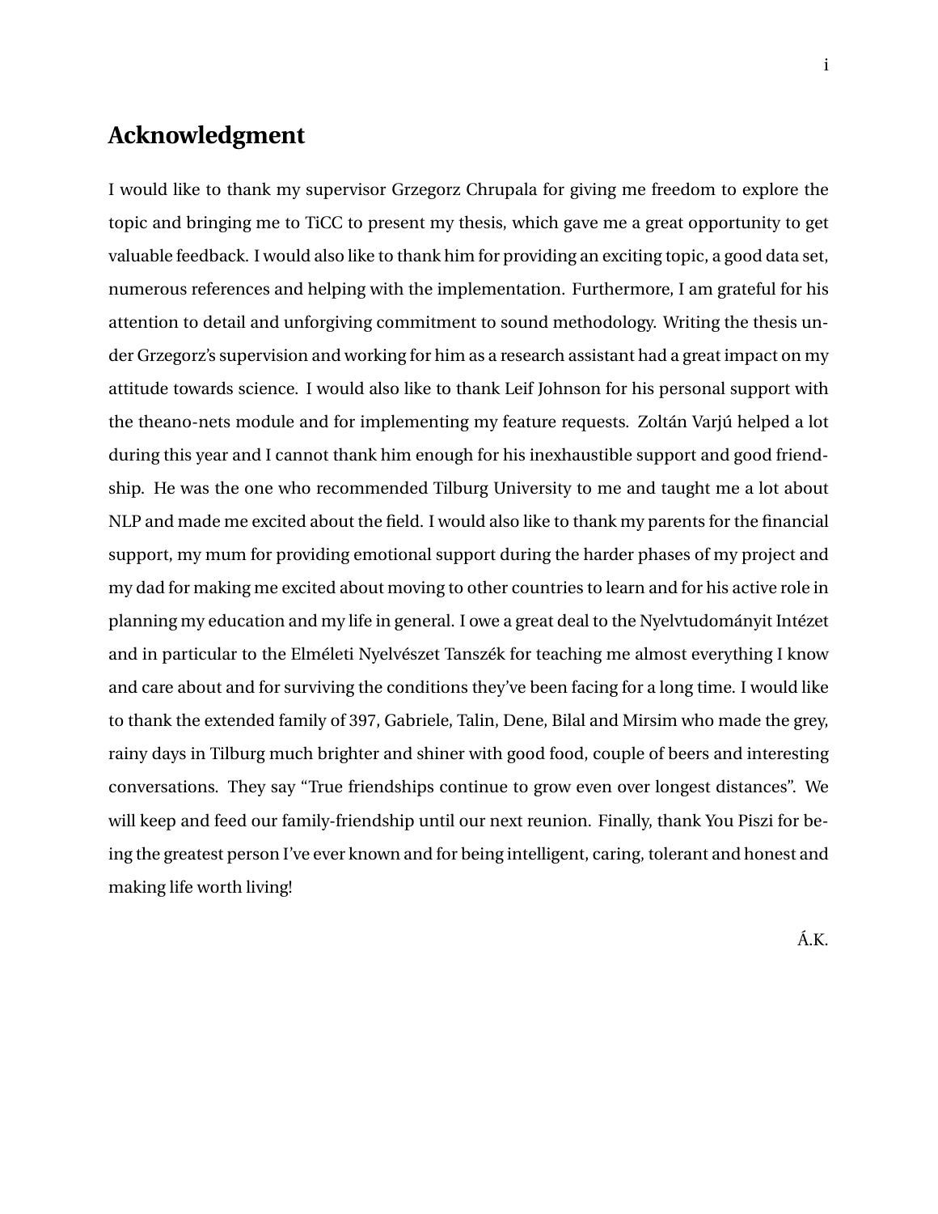# Acknowledgment

I would like to thank my supervisor Grzegorz Chrupala for giving me freedom to explore the topic and bringing me to TiCC to present my thesis, which gave me a great opportunity to get valuable feedback. I would also like to thank him for providing an exciting topic, a good data set, numerous references and helping with the implementation. Furthermore, I am grateful for his attention to detail and unforgiving commitment to sound methodology. Writing the thesis under Grzegorz's supervision and working for him as a research assistant had a great impact on my attitude towards science. I would also like to thank Leif Johnson for his personal support with the theano-nets module and for implementing my feature requests. Zoltán Varjú helped a lot during this year and I cannot thank him enough for his inexhaustible support and good friendship. He was the one who recommended Tilburg University to me and taught me a lot about NLP and made me excited about the field. I would also like to thank my parents for the financial support, my mum for providing emotional support during the harder phases of my project and my dad for making me excited about moving to other countries to learn and for his active role in planning my education and my life in general. I owe a great deal to the Nyelvtudományit Intézet and in particular to the Elméleti Nyelvészet Tanszék for teaching me almost everything I know and care about and for surviving the conditions they've been facing for a long time. I would like to thank the extended family of 397, Gabriele, Talin, Dene, Bilal and Mirsim who made the grey, rainy days in Tilburg much brighter and shiner with good food, couple of beers and interesting conversations. They say "True friendships continue to grow even over longest distances". We will keep and feed our family-friendship until our next reunion. Finally, thank You Piszi for being the greatest person I've ever known and for being intelligent, caring, tolerant and honest and making life worth living!

Á.K.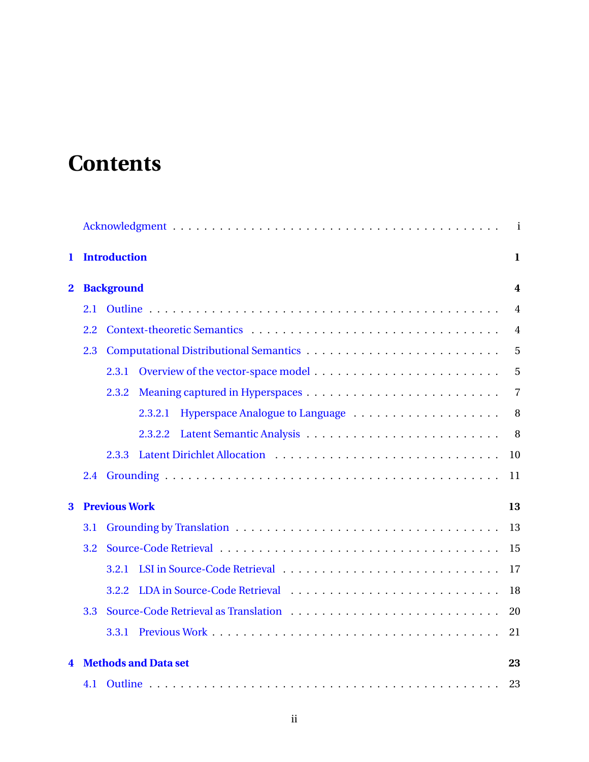# Contents

Acknowledgment . . . . . . . . . . . . . . . . . . . . . . . . . . . . . . . . . . . . . . . . i

**1 Introduction** **1**

**2 Background** **4**

2.1 Outline . . . . . . . . . . . . . . . . . . . . . . . . . . . . . . . . . . . . . . . . 4

2.2 Context-theoretic Semantics . . . . . . . . . . . . . . . . . . . . . . . . . . . . . 4

2.3 Computational Distributional Semantics . . . . . . . . . . . . . . . . . . . . . . . 5

2.3.1 Overview of the vector-space model . . . . . . . . . . . . . . . . . . . . . 5

2.3.2 Meaning captured in Hyperspaces . . . . . . . . . . . . . . . . . . . . . . 7

2.3.2.1 Hyperspace Analogue to Language . . . . . . . . . . . . . . . . . . 8

2.3.2.2 Latent Semantic Analysis . . . . . . . . . . . . . . . . . . . . . . 8

2.3.3 Latent Dirichlet Allocation . . . . . . . . . . . . . . . . . . . . . . . . . 10

2.4 Grounding . . . . . . . . . . . . . . . . . . . . . . . . . . . . . . . . . . . . . . 11

**3 Previous Work** **13**

3.1 Grounding by Translation . . . . . . . . . . . . . . . . . . . . . . . . . . . . . . 13

3.2 Source-Code Retrieval . . . . . . . . . . . . . . . . . . . . . . . . . . . . . . . . 15

3.2.1 LSI in Source-Code Retrieval . . . . . . . . . . . . . . . . . . . . . . . . 17

3.2.2 LDA in Source-Code Retrieval . . . . . . . . . . . . . . . . . . . . . . . . 18

3.3 Source-Code Retrieval as Translation . . . . . . . . . . . . . . . . . . . . . . . . 20

3.3.1 Previous Work . . . . . . . . . . . . . . . . . . . . . . . . . . . . . . . . 21

**4 Methods and Data set** **23**

4.1 Outline . . . . . . . . . . . . . . . . . . . . . . . . . . . . . . . . . . . . . . . . 23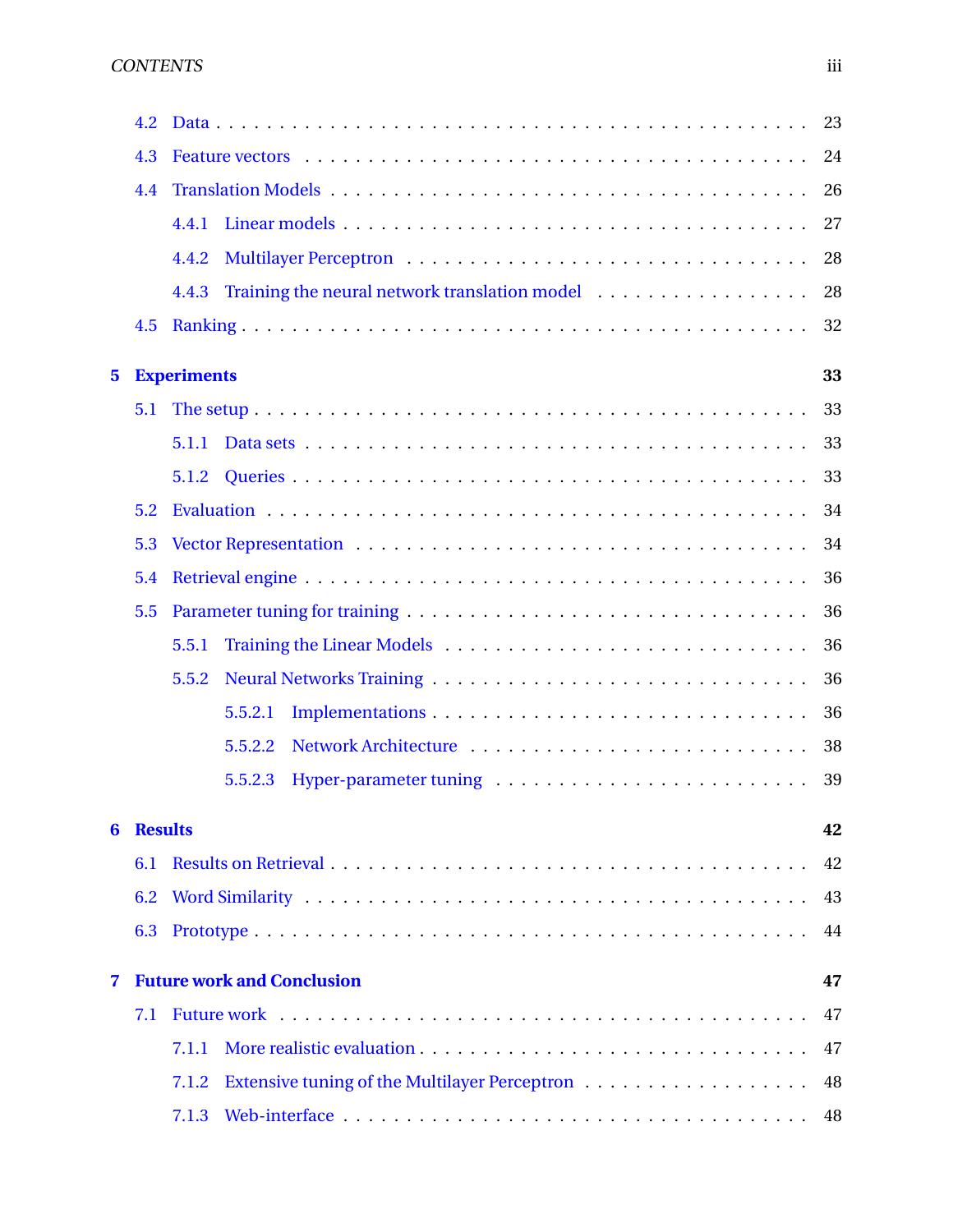- 4.2 Data . . . . . . . . . . . . . . . . . . . . . . . . . . . . . . . . . . . . 23
- 4.3 Feature vectors . . . . . . . . . . . . . . . . . . . . . . . . . . . . . . . 24
- 4.4 Translation Models . . . . . . . . . . . . . . . . . . . . . . . . . . . . . 26
  - 4.4.1 Linear models . . . . . . . . . . . . . . . . . . . . . . . . . . . . 27
  - 4.4.2 Multilayer Perceptron . . . . . . . . . . . . . . . . . . . . . . . 28
  - 4.4.3 Training the neural network translation model . . . . . . . . . . 28
- 4.5 Ranking . . . . . . . . . . . . . . . . . . . . . . . . . . . . . . . . . . 32

**5 Experiments** **33**

- 5.1 The setup . . . . . . . . . . . . . . . . . . . . . . . . . . . . . . . . . 33
  - 5.1.1 Data sets . . . . . . . . . . . . . . . . . . . . . . . . . . . . . . 33
  - 5.1.2 Queries . . . . . . . . . . . . . . . . . . . . . . . . . . . . . . . 33
- 5.2 Evaluation . . . . . . . . . . . . . . . . . . . . . . . . . . . . . . . . . 34
- 5.3 Vector Representation . . . . . . . . . . . . . . . . . . . . . . . . . . . 34
- 5.4 Retrieval engine . . . . . . . . . . . . . . . . . . . . . . . . . . . . . . 36
- 5.5 Parameter tuning for training . . . . . . . . . . . . . . . . . . . . . . . 36
  - 5.5.1 Training the Linear Models . . . . . . . . . . . . . . . . . . . . . 36
  - 5.5.2 Neural Networks Training . . . . . . . . . . . . . . . . . . . . . 36
    - 5.5.2.1 Implementations . . . . . . . . . . . . . . . . . . . . . . . 36
    - 5.5.2.2 Network Architecture . . . . . . . . . . . . . . . . . . . . 38
    - 5.5.2.3 Hyper-parameter tuning . . . . . . . . . . . . . . . . . . . 39

**6 Results** **42**

- 6.1 Results on Retrieval . . . . . . . . . . . . . . . . . . . . . . . . . . . . 42
- 6.2 Word Similarity . . . . . . . . . . . . . . . . . . . . . . . . . . . . . . . 43
- 6.3 Prototype . . . . . . . . . . . . . . . . . . . . . . . . . . . . . . . . . . 44

**7 Future work and Conclusion** **47**

- 7.1 Future work . . . . . . . . . . . . . . . . . . . . . . . . . . . . . . . . . 47
  - 7.1.1 More realistic evaluation . . . . . . . . . . . . . . . . . . . . . . 47
  - 7.1.2 Extensive tuning of the Multilayer Perceptron . . . . . . . . . . . 48
  - 7.1.3 Web-interface . . . . . . . . . . . . . . . . . . . . . . . . . . . . 48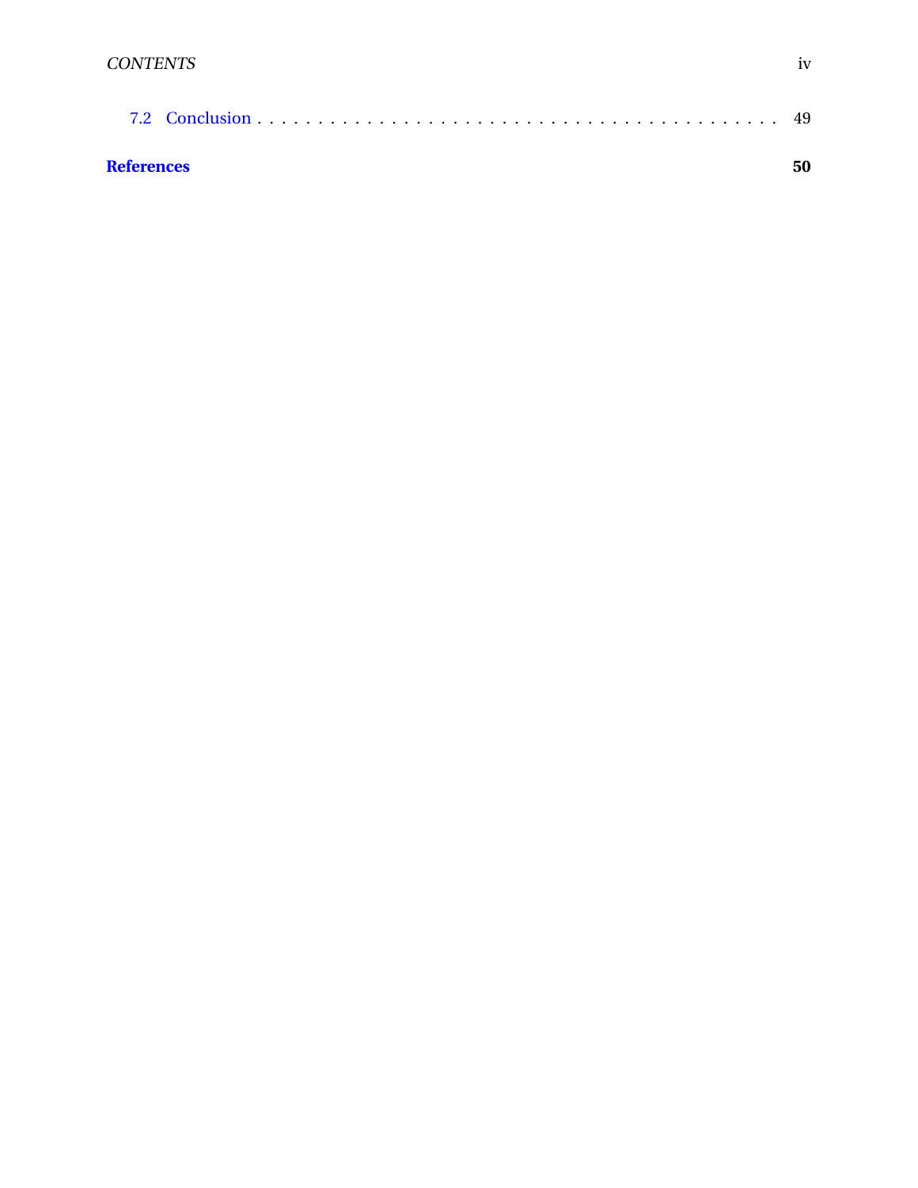7.2 Conclusion . . . . . . . . . . . . . . . . . . . . . . . . . . . . . . . . . . . . . . 49

**References** **50**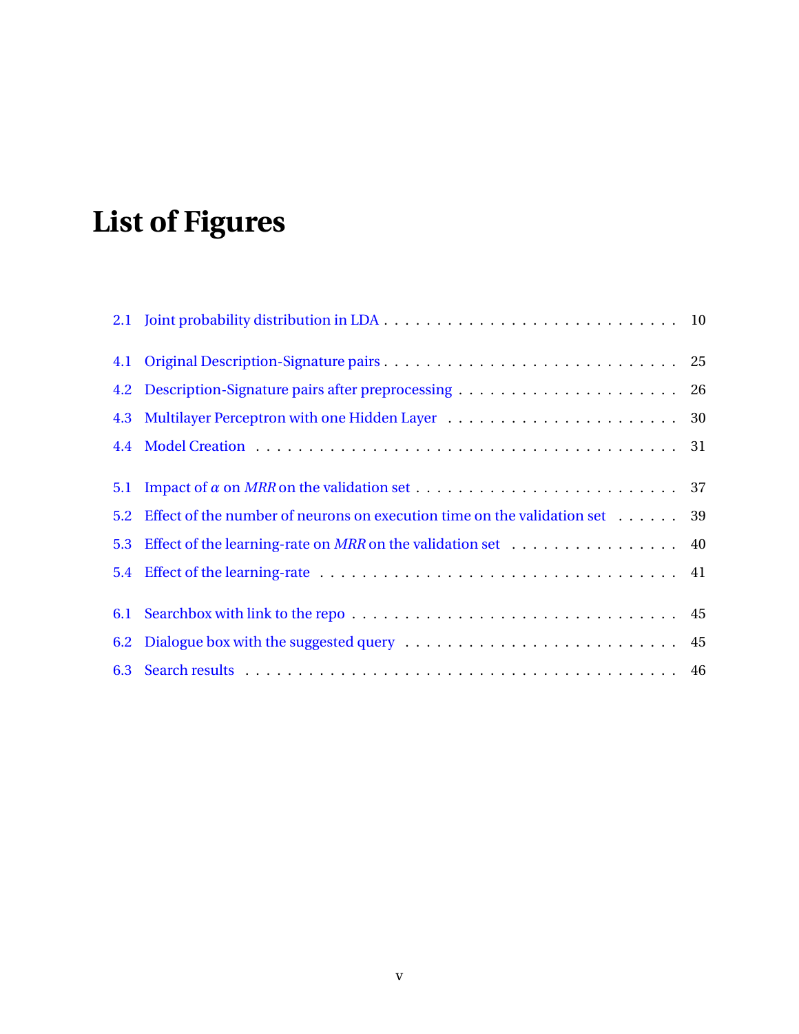# List of Figures

- 2.1 Joint probability distribution in LDA . . . . . . . . . . . . . . . . . . . . . . . . . . . . 10
- 4.1 Original Description-Signature pairs . . . . . . . . . . . . . . . . . . . . . . . . . . . 25
- 4.2 Description-Signature pairs after preprocessing . . . . . . . . . . . . . . . . . . . . 26
- 4.3 Multilayer Perceptron with one Hidden Layer . . . . . . . . . . . . . . . . . . . . . 30
- 4.4 Model Creation . . . . . . . . . . . . . . . . . . . . . . . . . . . . . . . . . . . . . . 31
- 5.1 Impact of $\alpha$ on *MRR* on the validation set . . . . . . . . . . . . . . . . . . . . . . . . 37
- 5.2 Effect of the number of neurons on execution time on the validation set . . . . . . 39
- 5.3 Effect of the learning-rate on *MRR* on the validation set . . . . . . . . . . . . . . . . 40
- 5.4 Effect of the learning-rate . . . . . . . . . . . . . . . . . . . . . . . . . . . . . . . . 41
- 6.1 Searchbox with link to the repo . . . . . . . . . . . . . . . . . . . . . . . . . . . . . 45
- 6.2 Dialogue box with the suggested query . . . . . . . . . . . . . . . . . . . . . . . . . 45
- 6.3 Search results . . . . . . . . . . . . . . . . . . . . . . . . . . . . . . . . . . . . . . . 46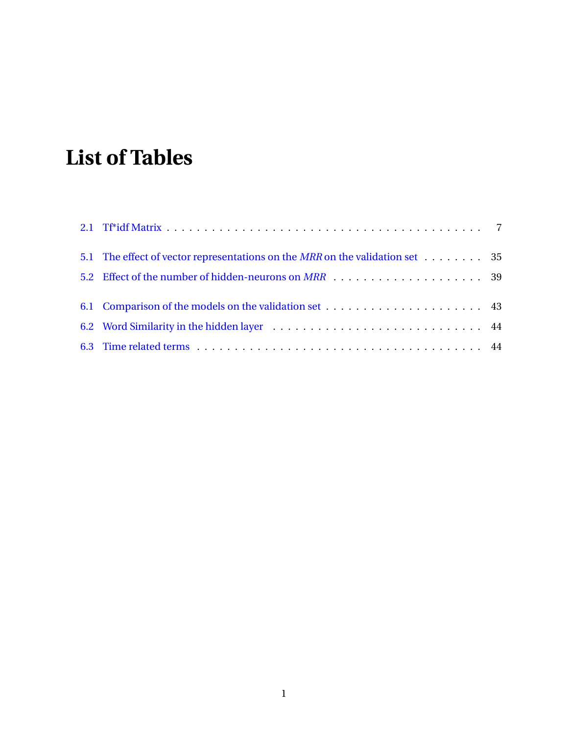# List of Tables

2.1 Tf*idf Matrix . . . . . . . . . . 7

5.1 The effect of vector representations on the *MRR* on the validation set . . . . . 35

5.2 Effect of the number of hidden-neurons on *MRR* . . . . . . . . . . 39

6.1 Comparison of the models on the validation set . . . . . . . . . . 43

6.2 Word Similarity in the hidden layer . . . . . . . . . . 44

6.3 Time related terms . . . . . . . . . . 44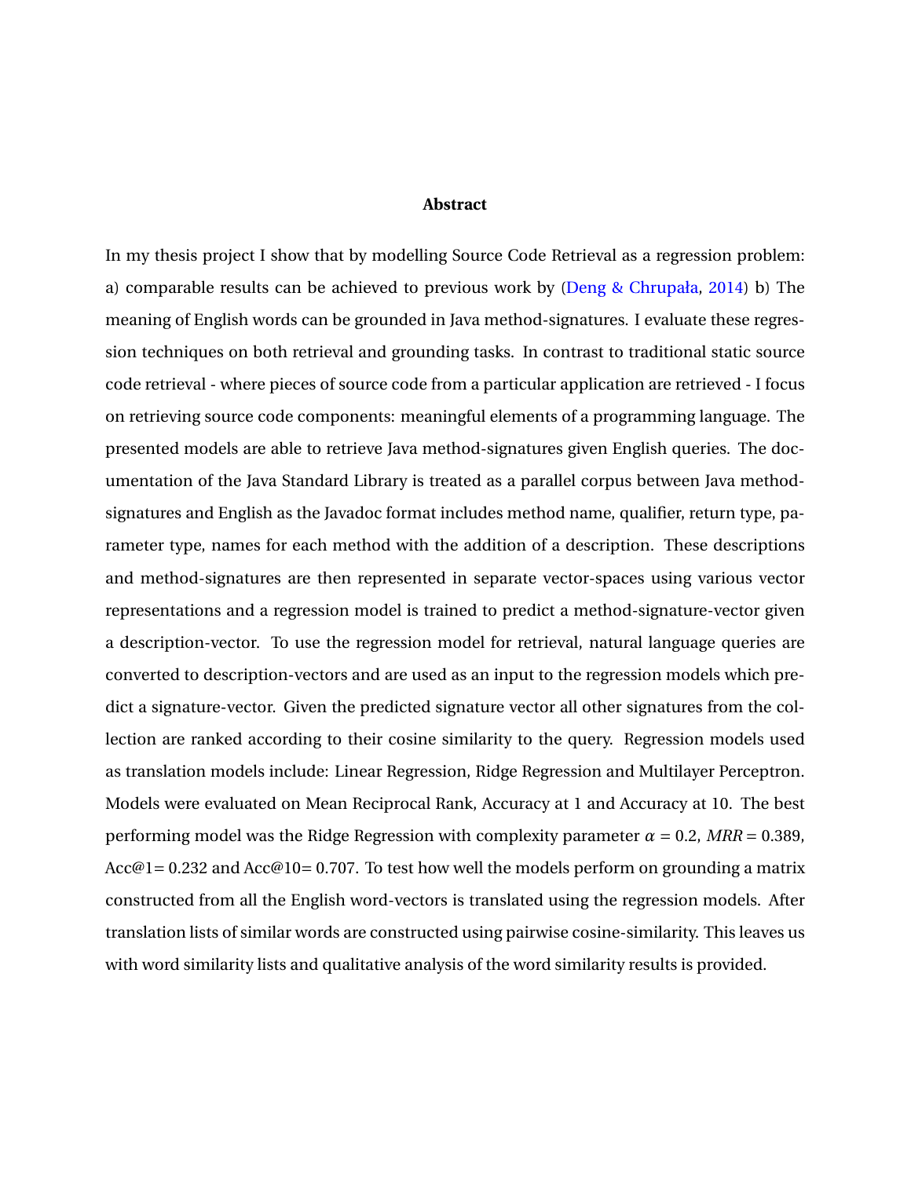**Abstract**

In my thesis project I show that by modelling Source Code Retrieval as a regression problem: a) comparable results can be achieved to previous work by (Deng & Chrupała, 2014) b) The meaning of English words can be grounded in Java method-signatures. I evaluate these regression techniques on both retrieval and grounding tasks. In contrast to traditional static source code retrieval - where pieces of source code from a particular application are retrieved - I focus on retrieving source code components: meaningful elements of a programming language. The presented models are able to retrieve Java method-signatures given English queries. The documentation of the Java Standard Library is treated as a parallel corpus between Java method-signatures and English as the Javadoc format includes method name, qualifier, return type, parameter type, names for each method with the addition of a description. These descriptions and method-signatures are then represented in separate vector-spaces using various vector representations and a regression model is trained to predict a method-signature-vector given a description-vector. To use the regression model for retrieval, natural language queries are converted to description-vectors and are used as an input to the regression models which predict a signature-vector. Given the predicted signature vector all other signatures from the collection are ranked according to their cosine similarity to the query. Regression models used as translation models include: Linear Regression, Ridge Regression and Multilayer Perceptron. Models were evaluated on Mean Reciprocal Rank, Accuracy at 1 and Accuracy at 10. The best performing model was the Ridge Regression with complexity parameter $\alpha = 0.2$, $MRR = 0.389$, Acc@1= 0.232 and Acc@10= 0.707. To test how well the models perform on grounding a matrix constructed from all the English word-vectors is translated using the regression models. After translation lists of similar words are constructed using pairwise cosine-similarity. This leaves us with word similarity lists and qualitative analysis of the word similarity results is provided.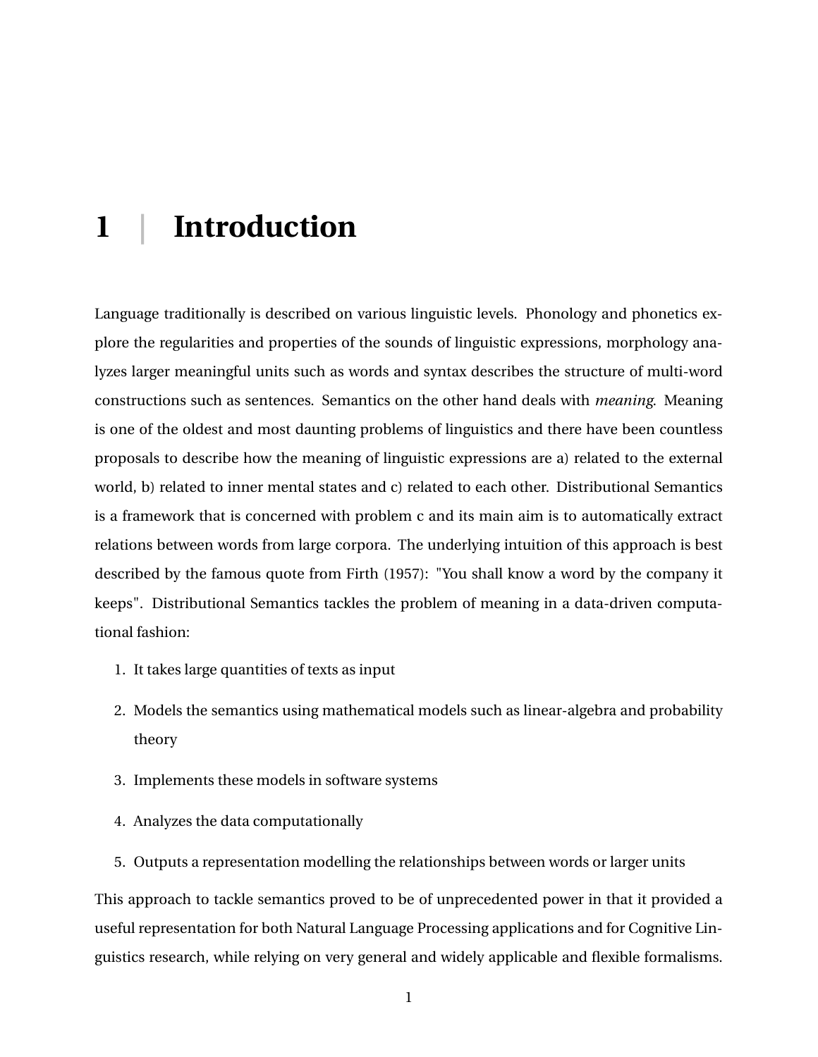# 1 | Introduction

Language traditionally is described on various linguistic levels. Phonology and phonetics explore the regularities and properties of the sounds of linguistic expressions, morphology analyzes larger meaningful units such as words and syntax describes the structure of multi-word constructions such as sentences. Semantics on the other hand deals with *meaning*. Meaning is one of the oldest and most daunting problems of linguistics and there have been countless proposals to describe how the meaning of linguistic expressions are a) related to the external world, b) related to inner mental states and c) related to each other. Distributional Semantics is a framework that is concerned with problem c and its main aim is to automatically extract relations between words from large corpora. The underlying intuition of this approach is best described by the famous quote from Firth (1957): "You shall know a word by the company it keeps". Distributional Semantics tackles the problem of meaning in a data-driven computational fashion:

1. It takes large quantities of texts as input
2. Models the semantics using mathematical models such as linear-algebra and probability theory
3. Implements these models in software systems
4. Analyzes the data computationally
5. Outputs a representation modelling the relationships between words or larger units

This approach to tackle semantics proved to be of unprecedented power in that it provided a useful representation for both Natural Language Processing applications and for Cognitive Linguistics research, while relying on very general and widely applicable and flexible formalisms.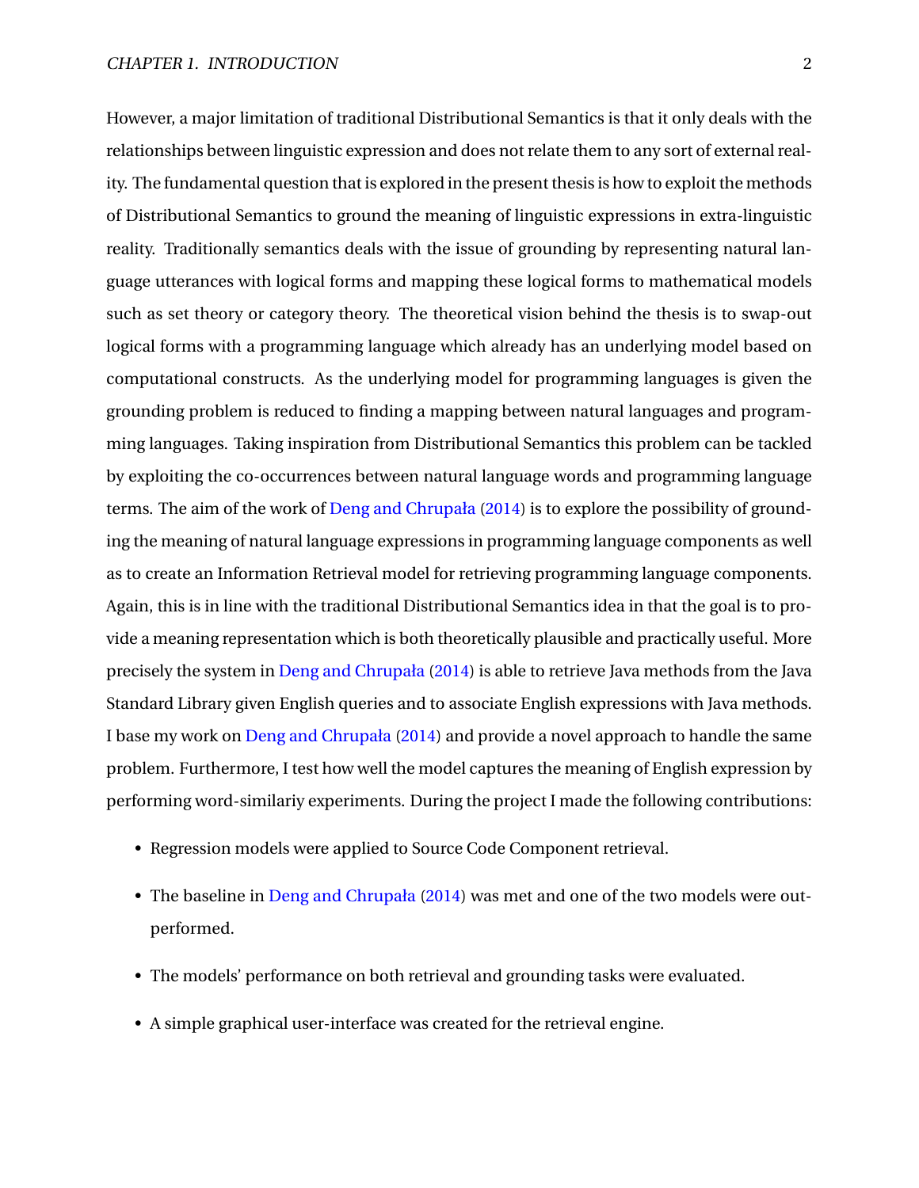However, a major limitation of traditional Distributional Semantics is that it only deals with the relationships between linguistic expression and does not relate them to any sort of external reality. The fundamental question that is explored in the present thesis is how to exploit the methods of Distributional Semantics to ground the meaning of linguistic expressions in extra-linguistic reality. Traditionally semantics deals with the issue of grounding by representing natural language utterances with logical forms and mapping these logical forms to mathematical models such as set theory or category theory. The theoretical vision behind the thesis is to swap-out logical forms with a programming language which already has an underlying model based on computational constructs. As the underlying model for programming languages is given the grounding problem is reduced to finding a mapping between natural languages and programming languages. Taking inspiration from Distributional Semantics this problem can be tackled by exploiting the co-occurrences between natural language words and programming language terms. The aim of the work of Deng and Chrupała (2014) is to explore the possibility of grounding the meaning of natural language expressions in programming language components as well as to create an Information Retrieval model for retrieving programming language components. Again, this is in line with the traditional Distributional Semantics idea in that the goal is to provide a meaning representation which is both theoretically plausible and practically useful. More precisely the system in Deng and Chrupała (2014) is able to retrieve Java methods from the Java Standard Library given English queries and to associate English expressions with Java methods. I base my work on Deng and Chrupała (2014) and provide a novel approach to handle the same problem. Furthermore, I test how well the model captures the meaning of English expression by performing word-similariy experiments. During the project I made the following contributions:

- Regression models were applied to Source Code Component retrieval.
- The baseline in Deng and Chrupała (2014) was met and one of the two models were outperformed.
- The models' performance on both retrieval and grounding tasks were evaluated.
- A simple graphical user-interface was created for the retrieval engine.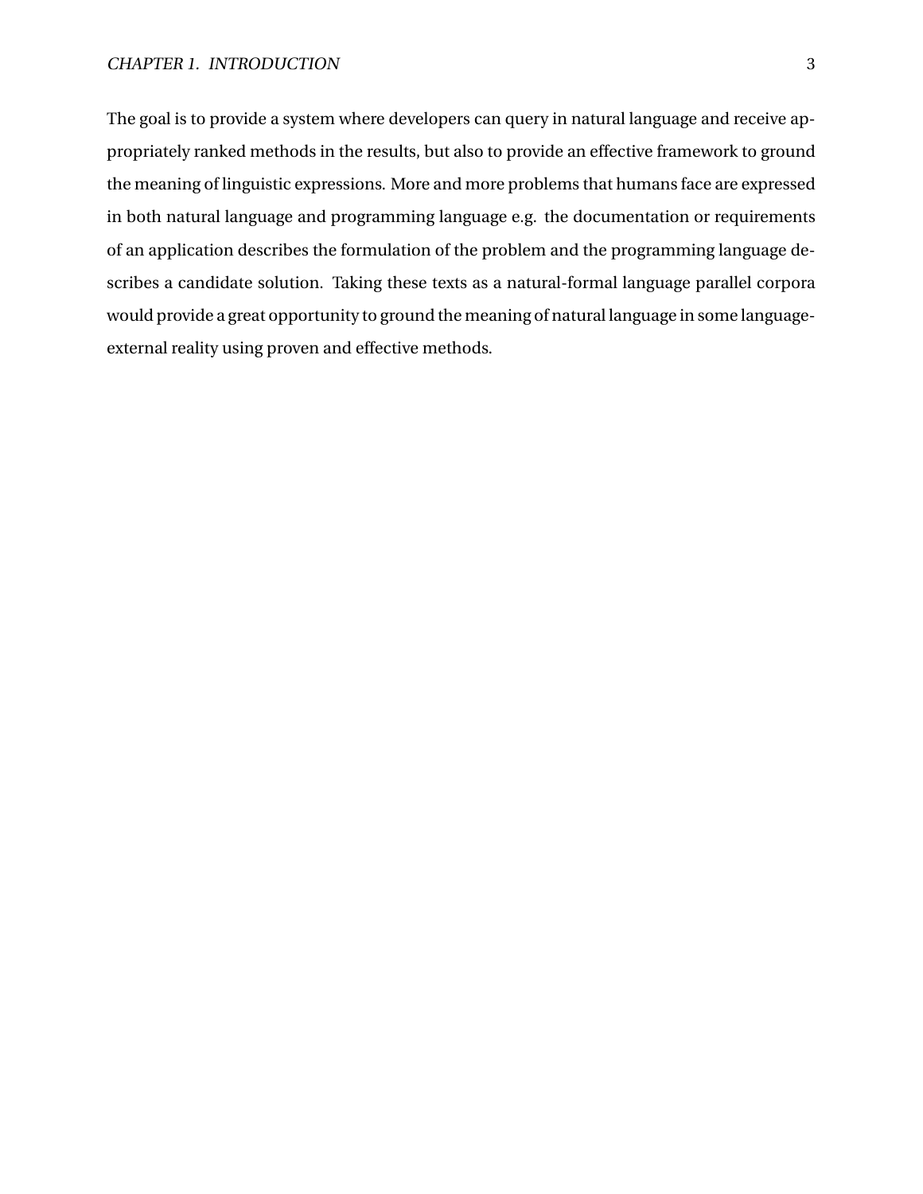The goal is to provide a system where developers can query in natural language and receive appropriately ranked methods in the results, but also to provide an effective framework to ground the meaning of linguistic expressions. More and more problems that humans face are expressed in both natural language and programming language e.g. the documentation or requirements of an application describes the formulation of the problem and the programming language describes a candidate solution. Taking these texts as a natural-formal language parallel corpora would provide a great opportunity to ground the meaning of natural language in some language-external reality using proven and effective methods.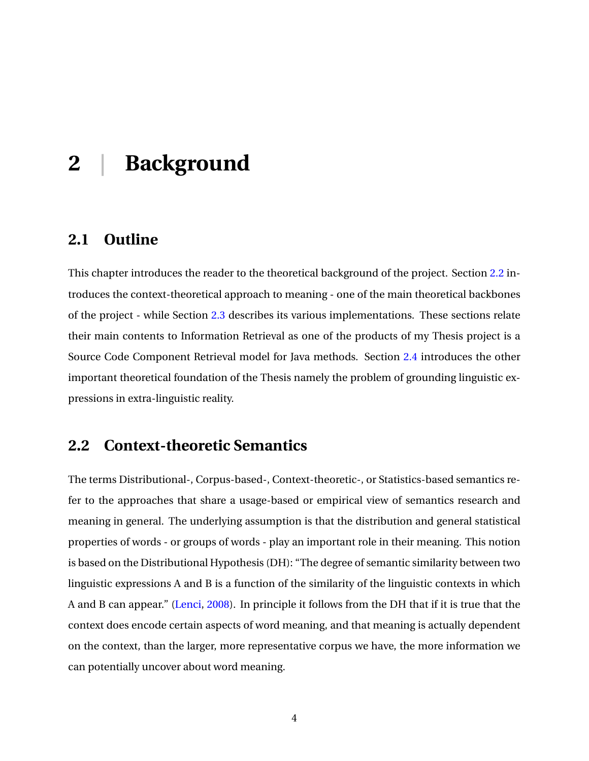# 2 | Background

## 2.1 Outline

This chapter introduces the reader to the theoretical background of the project. Section 2.2 introduces the context-theoretical approach to meaning - one of the main theoretical backbones of the project - while Section 2.3 describes its various implementations. These sections relate their main contents to Information Retrieval as one of the products of my Thesis project is a Source Code Component Retrieval model for Java methods. Section 2.4 introduces the other important theoretical foundation of the Thesis namely the problem of grounding linguistic expressions in extra-linguistic reality.

## 2.2 Context-theoretic Semantics

The terms Distributional-, Corpus-based-, Context-theoretic-, or Statistics-based semantics refer to the approaches that share a usage-based or empirical view of semantics research and meaning in general. The underlying assumption is that the distribution and general statistical properties of words - or groups of words - play an important role in their meaning. This notion is based on the Distributional Hypothesis (DH): "The degree of semantic similarity between two linguistic expressions A and B is a function of the similarity of the linguistic contexts in which A and B can appear." (Lenci, 2008). In principle it follows from the DH that if it is true that the context does encode certain aspects of word meaning, and that meaning is actually dependent on the context, than the larger, more representative corpus we have, the more information we can potentially uncover about word meaning.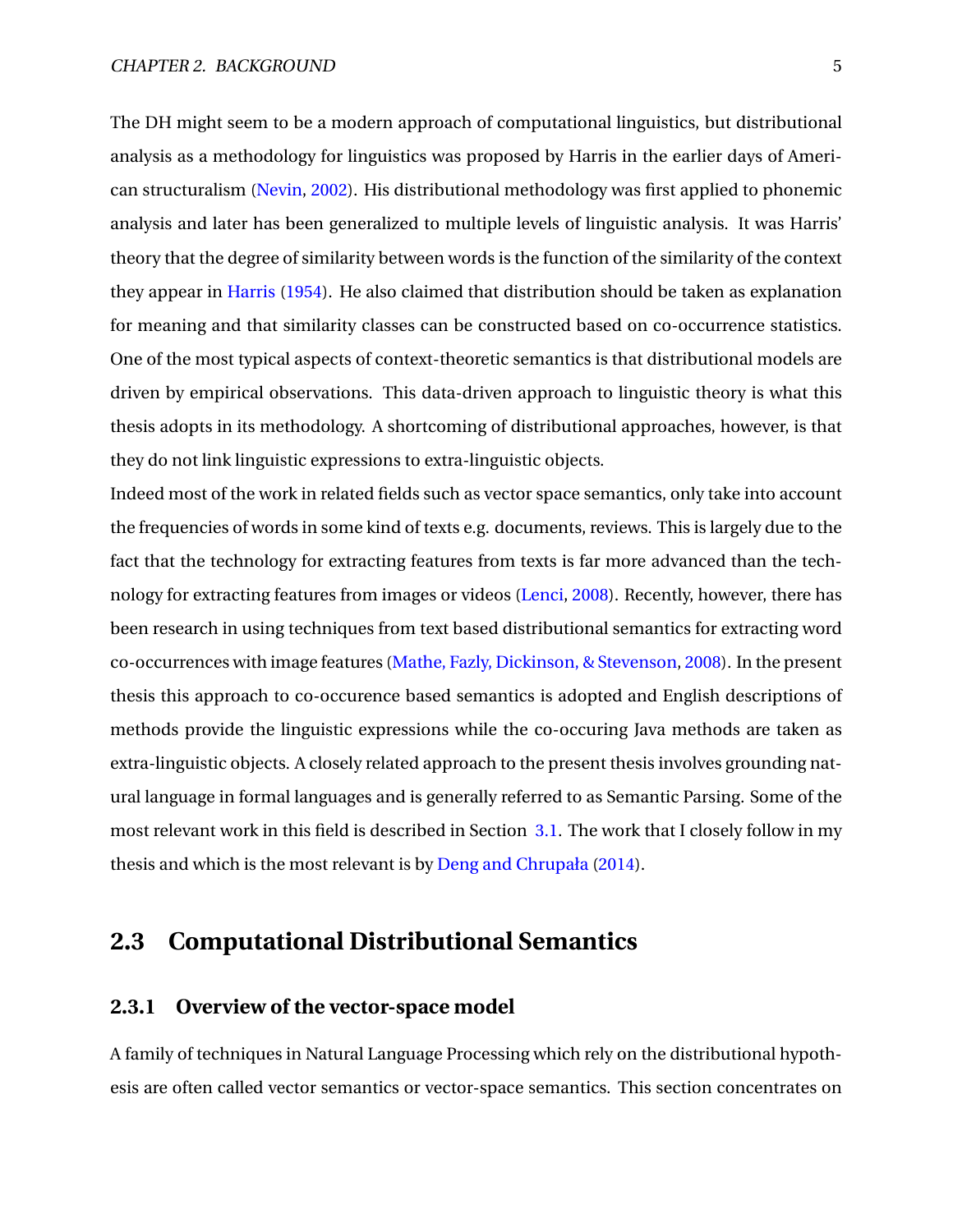The DH might seem to be a modern approach of computational linguistics, but distributional analysis as a methodology for linguistics was proposed by Harris in the earlier days of American structuralism (Nevin, 2002). His distributional methodology was first applied to phonemic analysis and later has been generalized to multiple levels of linguistic analysis. It was Harris' theory that the degree of similarity between words is the function of the similarity of the context they appear in Harris (1954). He also claimed that distribution should be taken as explanation for meaning and that similarity classes can be constructed based on co-occurrence statistics. One of the most typical aspects of context-theoretic semantics is that distributional models are driven by empirical observations. This data-driven approach to linguistic theory is what this thesis adopts in its methodology. A shortcoming of distributional approaches, however, is that they do not link linguistic expressions to extra-linguistic objects.

Indeed most of the work in related fields such as vector space semantics, only take into account the frequencies of words in some kind of texts e.g. documents, reviews. This is largely due to the fact that the technology for extracting features from texts is far more advanced than the technology for extracting features from images or videos (Lenci, 2008). Recently, however, there has been research in using techniques from text based distributional semantics for extracting word co-occurrences with image features (Mathe, Fazly, Dickinson, & Stevenson, 2008). In the present thesis this approach to co-occurence based semantics is adopted and English descriptions of methods provide the linguistic expressions while the co-occuring Java methods are taken as extra-linguistic objects. A closely related approach to the present thesis involves grounding natural language in formal languages and is generally referred to as Semantic Parsing. Some of the most relevant work in this field is described in Section 3.1. The work that I closely follow in my thesis and which is the most relevant is by Deng and Chrupała (2014).

## 2.3 Computational Distributional Semantics

### 2.3.1 Overview of the vector-space model

A family of techniques in Natural Language Processing which rely on the distributional hypothesis are often called vector semantics or vector-space semantics. This section concentrates on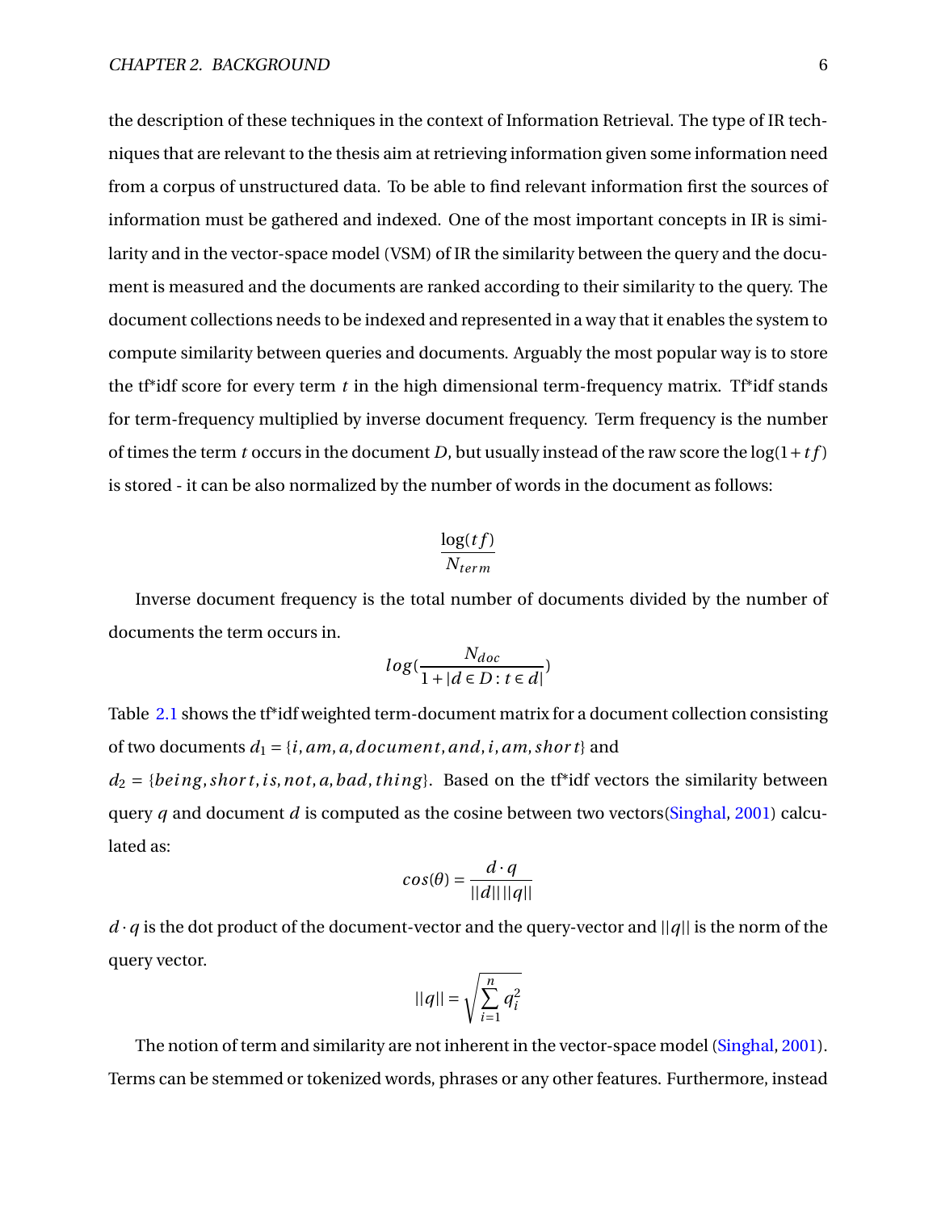the description of these techniques in the context of Information Retrieval. The type of IR techniques that are relevant to the thesis aim at retrieving information given some information need from a corpus of unstructured data. To be able to find relevant information first the sources of information must be gathered and indexed. One of the most important concepts in IR is similarity and in the vector-space model (VSM) of IR the similarity between the query and the document is measured and the documents are ranked according to their similarity to the query. The document collections needs to be indexed and represented in a way that it enables the system to compute similarity between queries and documents. Arguably the most popular way is to store the tf*idf score for every term $t$ in the high dimensional term-frequency matrix. Tf*idf stands for term-frequency multiplied by inverse document frequency. Term frequency is the number of times the term $t$ occurs in the document $D$, but usually instead of the raw score the $\log(1+tf)$ is stored - it can be also normalized by the number of words in the document as follows:

$$\frac{\log(tf)}{N_{term}}$$

Inverse document frequency is the total number of documents divided by the number of documents the term occurs in.

$$log(\frac{N_{doc}}{1+|d \in D : t \in d|})$$

Table 2.1 shows the tf*idf weighted term-document matrix for a document collection consisting of two documents $d_1 = \{i, am, a, document, and, i, am, short\}$ and $d_2 = \{being, short, is, not, a, bad, thing\}$. Based on the tf*idf vectors the similarity between query $q$ and document $d$ is computed as the cosine between two vectors(Singhal, 2001) calculated as:

$$cos(\theta) = \frac{d \cdot q}{||d||\,||q||}$$

$d \cdot q$ is the dot product of the document-vector and the query-vector and $||q||$ is the norm of the query vector.

$$||q|| = \sqrt{\sum_{i=1}^{n} q_i^2}$$

The notion of term and similarity are not inherent in the vector-space model (Singhal, 2001). Terms can be stemmed or tokenized words, phrases or any other features. Furthermore, instead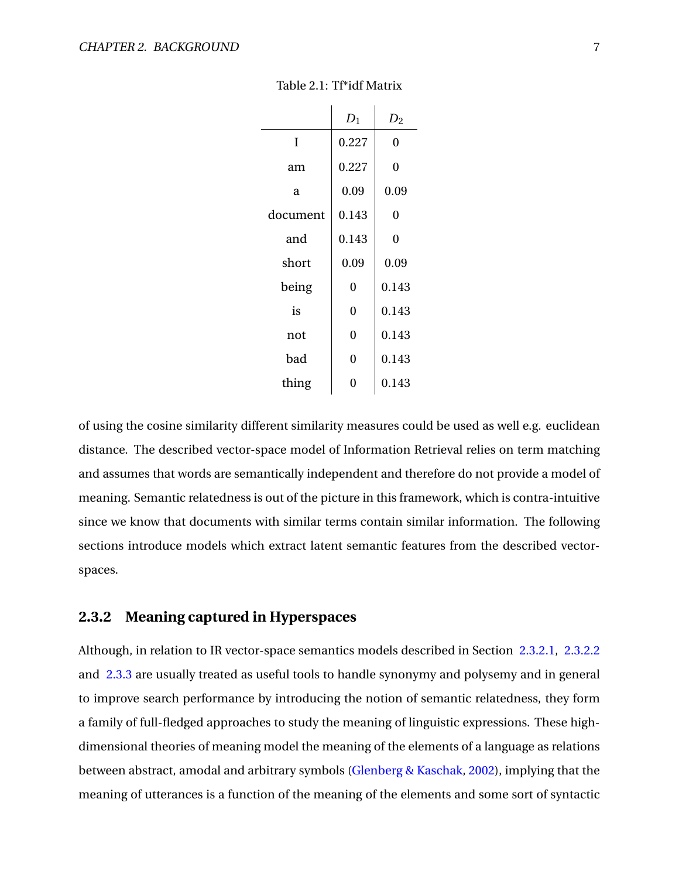Table 2.1: Tf*idf Matrix

| | $D_1$ | $D_2$ |
|---|---|---|
| I | 0.227 | 0 |
| am | 0.227 | 0 |
| a | 0.09 | 0.09 |
| document | 0.143 | 0 |
| and | 0.143 | 0 |
| short | 0.09 | 0.09 |
| being | 0 | 0.143 |
| is | 0 | 0.143 |
| not | 0 | 0.143 |
| bad | 0 | 0.143 |
| thing | 0 | 0.143 |

of using the cosine similarity different similarity measures could be used as well e.g. euclidean distance. The described vector-space model of Information Retrieval relies on term matching and assumes that words are semantically independent and therefore do not provide a model of meaning. Semantic relatedness is out of the picture in this framework, which is contra-intuitive since we know that documents with similar terms contain similar information. The following sections introduce models which extract latent semantic features from the described vector-spaces.

### 2.3.2 Meaning captured in Hyperspaces

Although, in relation to IR vector-space semantics models described in Section 2.3.2.1, 2.3.2.2 and 2.3.3 are usually treated as useful tools to handle synonymy and polysemy and in general to improve search performance by introducing the notion of semantic relatedness, they form a family of full-fledged approaches to study the meaning of linguistic expressions. These high-dimensional theories of meaning model the meaning of the elements of a language as relations between abstract, amodal and arbitrary symbols (Glenberg & Kaschak, 2002), implying that the meaning of utterances is a function of the meaning of the elements and some sort of syntactic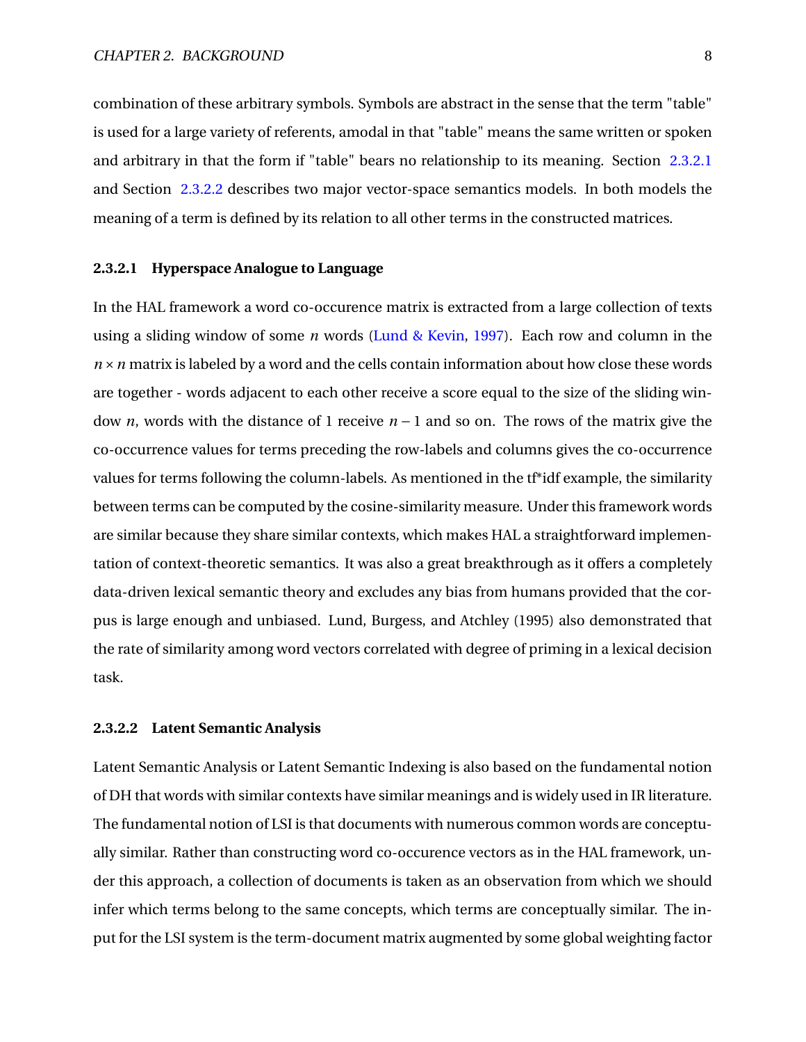combination of these arbitrary symbols. Symbols are abstract in the sense that the term "table" is used for a large variety of referents, amodal in that "table" means the same written or spoken and arbitrary in that the form if "table" bears no relationship to its meaning. Section 2.3.2.1 and Section 2.3.2.2 describes two major vector-space semantics models. In both models the meaning of a term is defined by its relation to all other terms in the constructed matrices.

#### 2.3.2.1 Hyperspace Analogue to Language

In the HAL framework a word co-occurence matrix is extracted from a large collection of texts using a sliding window of some $n$ words (Lund & Kevin, 1997). Each row and column in the $n \times n$ matrix is labeled by a word and the cells contain information about how close these words are together - words adjacent to each other receive a score equal to the size of the sliding window $n$, words with the distance of 1 receive $n-1$ and so on. The rows of the matrix give the co-occurrence values for terms preceding the row-labels and columns gives the co-occurrence values for terms following the column-labels. As mentioned in the tf*idf example, the similarity between terms can be computed by the cosine-similarity measure. Under this framework words are similar because they share similar contexts, which makes HAL a straightforward implementation of context-theoretic semantics. It was also a great breakthrough as it offers a completely data-driven lexical semantic theory and excludes any bias from humans provided that the corpus is large enough and unbiased. Lund, Burgess, and Atchley (1995) also demonstrated that the rate of similarity among word vectors correlated with degree of priming in a lexical decision task.

#### 2.3.2.2 Latent Semantic Analysis

Latent Semantic Analysis or Latent Semantic Indexing is also based on the fundamental notion of DH that words with similar contexts have similar meanings and is widely used in IR literature. The fundamental notion of LSI is that documents with numerous common words are conceptually similar. Rather than constructing word co-occurence vectors as in the HAL framework, under this approach, a collection of documents is taken as an observation from which we should infer which terms belong to the same concepts, which terms are conceptually similar. The input for the LSI system is the term-document matrix augmented by some global weighting factor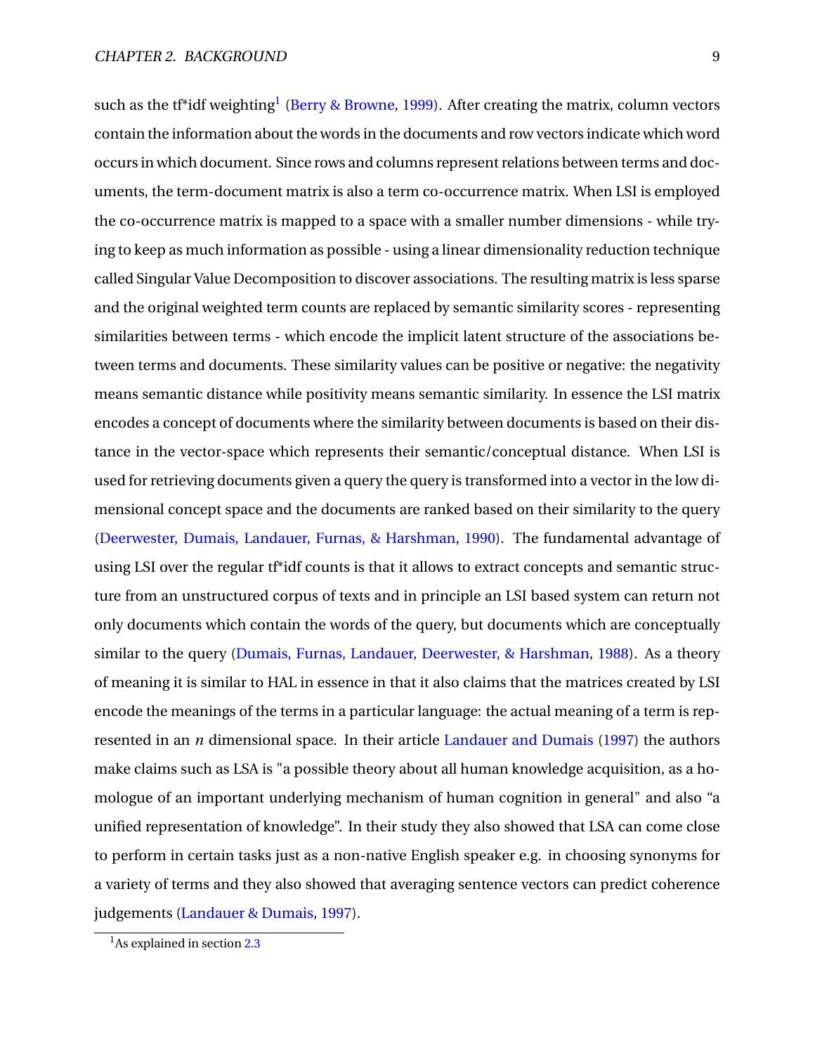such as the tf*idf weighting[1] (Berry & Browne, 1999). After creating the matrix, column vectors contain the information about the words in the documents and row vectors indicate which word occurs in which document. Since rows and columns represent relations between terms and documents, the term-document matrix is also a term co-occurrence matrix. When LSI is employed the co-occurrence matrix is mapped to a space with a smaller number dimensions - while trying to keep as much information as possible - using a linear dimensionality reduction technique called Singular Value Decomposition to discover associations. The resulting matrix is less sparse and the original weighted term counts are replaced by semantic similarity scores - representing similarities between terms - which encode the implicit latent structure of the associations between terms and documents. These similarity values can be positive or negative: the negativity means semantic distance while positivity means semantic similarity. In essence the LSI matrix encodes a concept of documents where the similarity between documents is based on their distance in the vector-space which represents their semantic/conceptual distance. When LSI is used for retrieving documents given a query the query is transformed into a vector in the low dimensional concept space and the documents are ranked based on their similarity to the query (Deerwester, Dumais, Landauer, Furnas, & Harshman, 1990). The fundamental advantage of using LSI over the regular tf*idf counts is that it allows to extract concepts and semantic structure from an unstructured corpus of texts and in principle an LSI based system can return not only documents which contain the words of the query, but documents which are conceptually similar to the query (Dumais, Furnas, Landauer, Deerwester, & Harshman, 1988). As a theory of meaning it is similar to HAL in essence in that it also claims that the matrices created by LSI encode the meanings of the terms in a particular language: the actual meaning of a term is represented in an $n$ dimensional space. In their article Landauer and Dumais (1997) the authors make claims such as LSA is "a possible theory about all human knowledge acquisition, as a homologue of an important underlying mechanism of human cognition in general" and also "a unified representation of knowledge". In their study they also showed that LSA can come close to perform in certain tasks just as a non-native English speaker e.g. in choosing synonyms for a variety of terms and they also showed that averaging sentence vectors can predict coherence judgements (Landauer & Dumais, 1997).

[1] As explained in section 2.3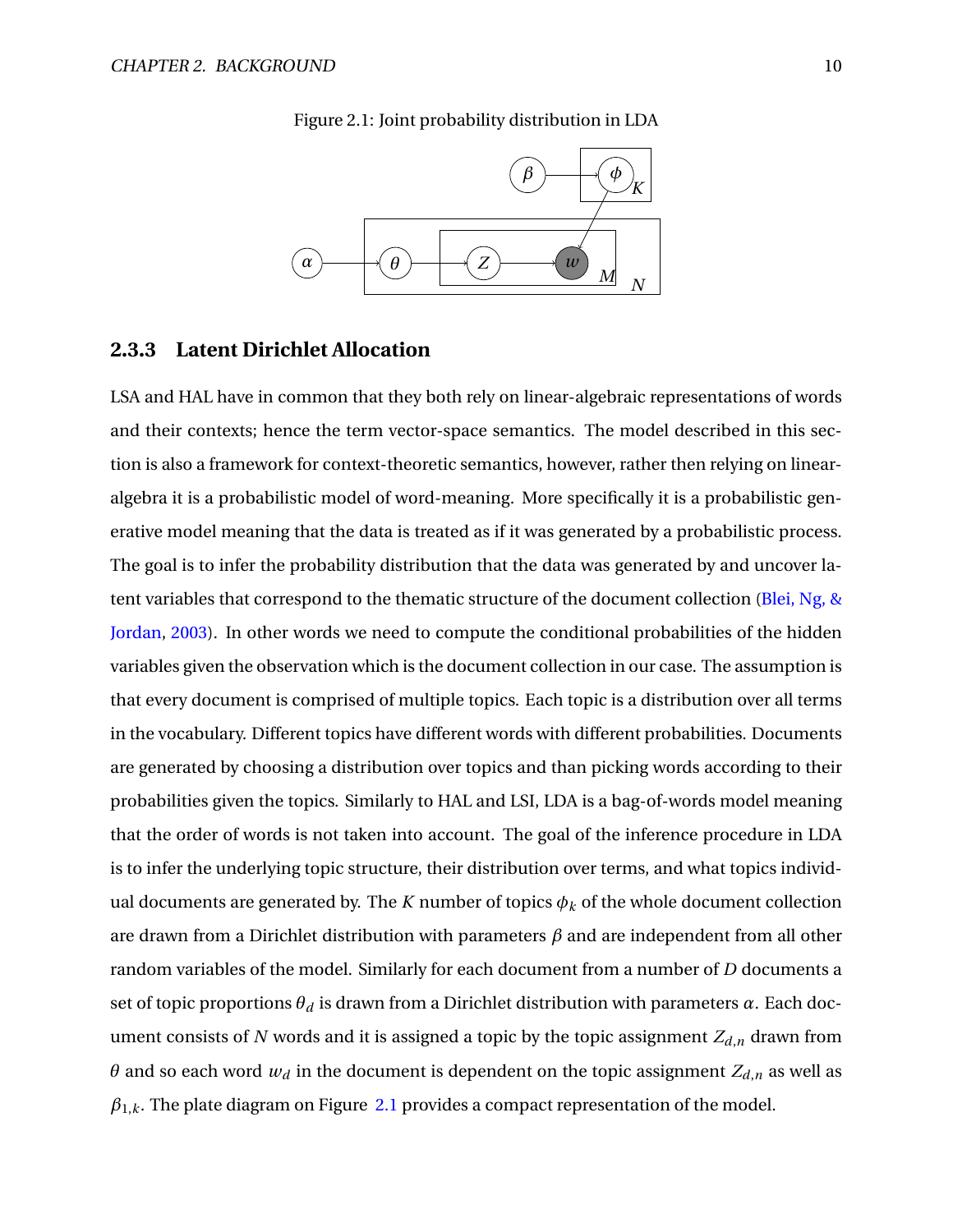Figure 2.1: Joint probability distribution in LDA

### 2.3.3 Latent Dirichlet Allocation

LSA and HAL have in common that they both rely on linear-algebraic representations of words and their contexts; hence the term vector-space semantics. The model described in this section is also a framework for context-theoretic semantics, however, rather then relying on linear-algebra it is a probabilistic model of word-meaning. More specifically it is a probabilistic generative model meaning that the data is treated as if it was generated by a probabilistic process. The goal is to infer the probability distribution that the data was generated by and uncover latent variables that correspond to the thematic structure of the document collection (Blei, Ng, & Jordan, 2003). In other words we need to compute the conditional probabilities of the hidden variables given the observation which is the document collection in our case. The assumption is that every document is comprised of multiple topics. Each topic is a distribution over all terms in the vocabulary. Different topics have different words with different probabilities. Documents are generated by choosing a distribution over topics and than picking words according to their probabilities given the topics. Similarly to HAL and LSI, LDA is a bag-of-words model meaning that the order of words is not taken into account. The goal of the inference procedure in LDA is to infer the underlying topic structure, their distribution over terms, and what topics individual documents are generated by. The $K$ number of topics $\phi_k$ of the whole document collection are drawn from a Dirichlet distribution with parameters $\beta$ and are independent from all other random variables of the model. Similarly for each document from a number of $D$ documents a set of topic proportions $\theta_d$ is drawn from a Dirichlet distribution with parameters $\alpha$. Each document consists of $N$ words and it is assigned a topic by the topic assignment $Z_{d,n}$ drawn from $\theta$ and so each word $w_d$ in the document is dependent on the topic assignment $Z_{d,n}$ as well as $\beta_{1,k}$. The plate diagram on Figure 2.1 provides a compact representation of the model.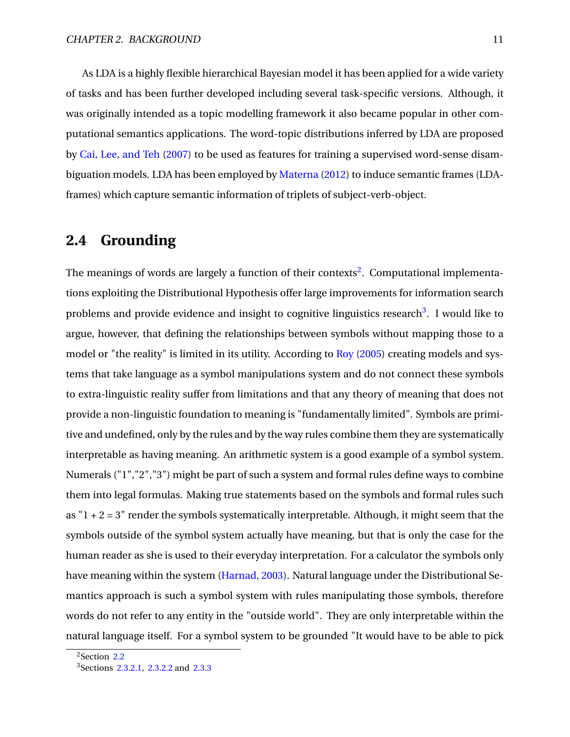As LDA is a highly flexible hierarchical Bayesian model it has been applied for a wide variety of tasks and has been further developed including several task-specific versions. Although, it was originally intended as a topic modelling framework it also became popular in other computational semantics applications. The word-topic distributions inferred by LDA are proposed by Cai, Lee, and Teh (2007) to be used as features for training a supervised word-sense disambiguation models. LDA has been employed by Materna (2012) to induce semantic frames (LDA-frames) which capture semantic information of triplets of subject-verb-object.

## 2.4 Grounding

The meanings of words are largely a function of their contexts[2]. Computational implementations exploiting the Distributional Hypothesis offer large improvements for information search problems and provide evidence and insight to cognitive linguistics research[3]. I would like to argue, however, that defining the relationships between symbols without mapping those to a model or "the reality" is limited in its utility. According to Roy (2005) creating models and systems that take language as a symbol manipulations system and do not connect these symbols to extra-linguistic reality suffer from limitations and that any theory of meaning that does not provide a non-linguistic foundation to meaning is "fundamentally limited". Symbols are primitive and undefined, only by the rules and by the way rules combine them they are systematically interpretable as having meaning. An arithmetic system is a good example of a symbol system. Numerals ("1","2","3") might be part of such a system and formal rules define ways to combine them into legal formulas. Making true statements based on the symbols and formal rules such as "1 + 2 = 3" render the symbols systematically interpretable. Although, it might seem that the symbols outside of the symbol system actually have meaning, but that is only the case for the human reader as she is used to their everyday interpretation. For a calculator the symbols only have meaning within the system (Harnad, 2003). Natural language under the Distributional Semantics approach is such a symbol system with rules manipulating those symbols, therefore words do not refer to any entity in the "outside world". They are only interpretable within the natural language itself. For a symbol system to be grounded "It would have to be able to pick

[2] Section 2.2

[3] Sections 2.3.2.1, 2.3.2.2 and 2.3.3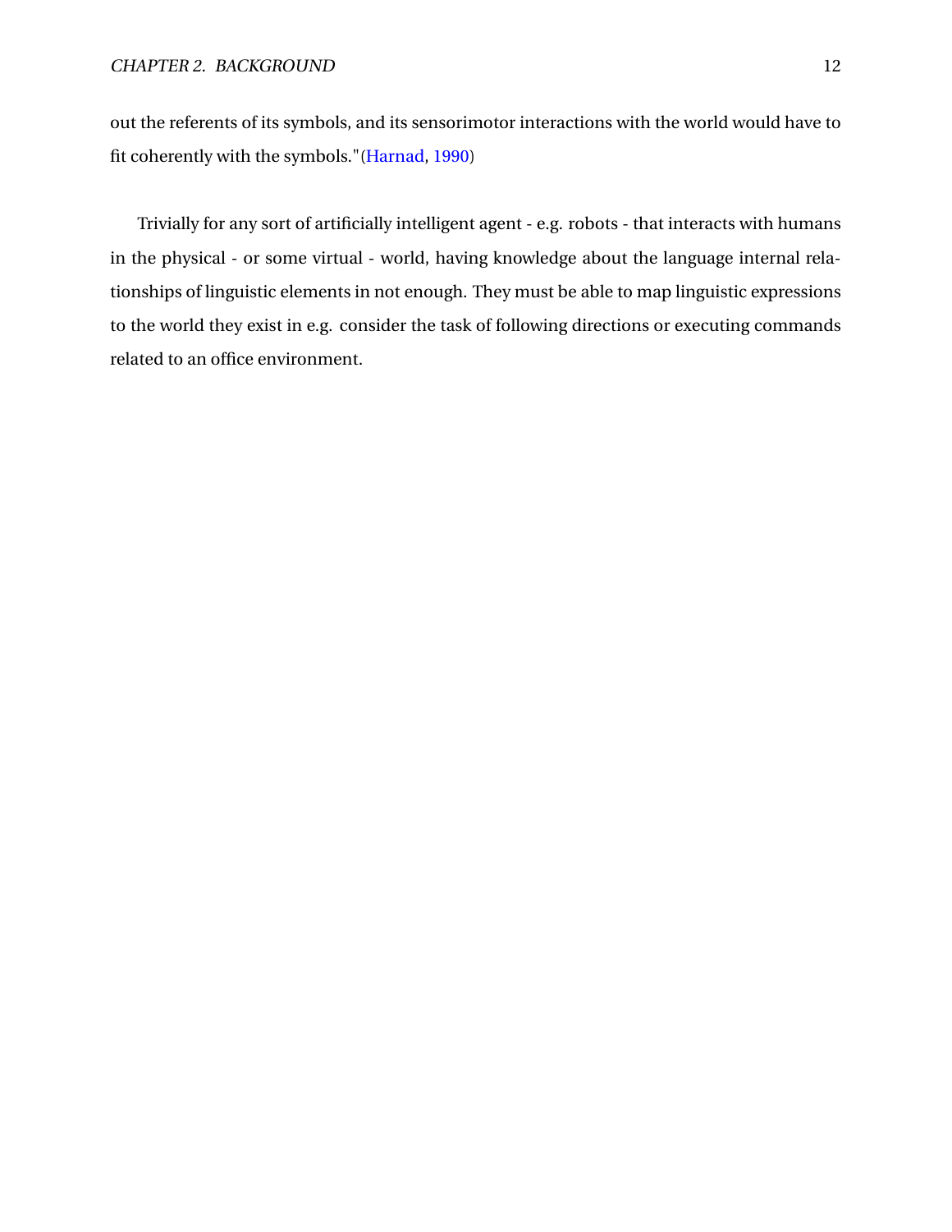out the referents of its symbols, and its sensorimotor interactions with the world would have to fit coherently with the symbols."(Harnad, 1990)

Trivially for any sort of artificially intelligent agent - e.g. robots - that interacts with humans in the physical - or some virtual - world, having knowledge about the language internal relationships of linguistic elements in not enough. They must be able to map linguistic expressions to the world they exist in e.g. consider the task of following directions or executing commands related to an office environment.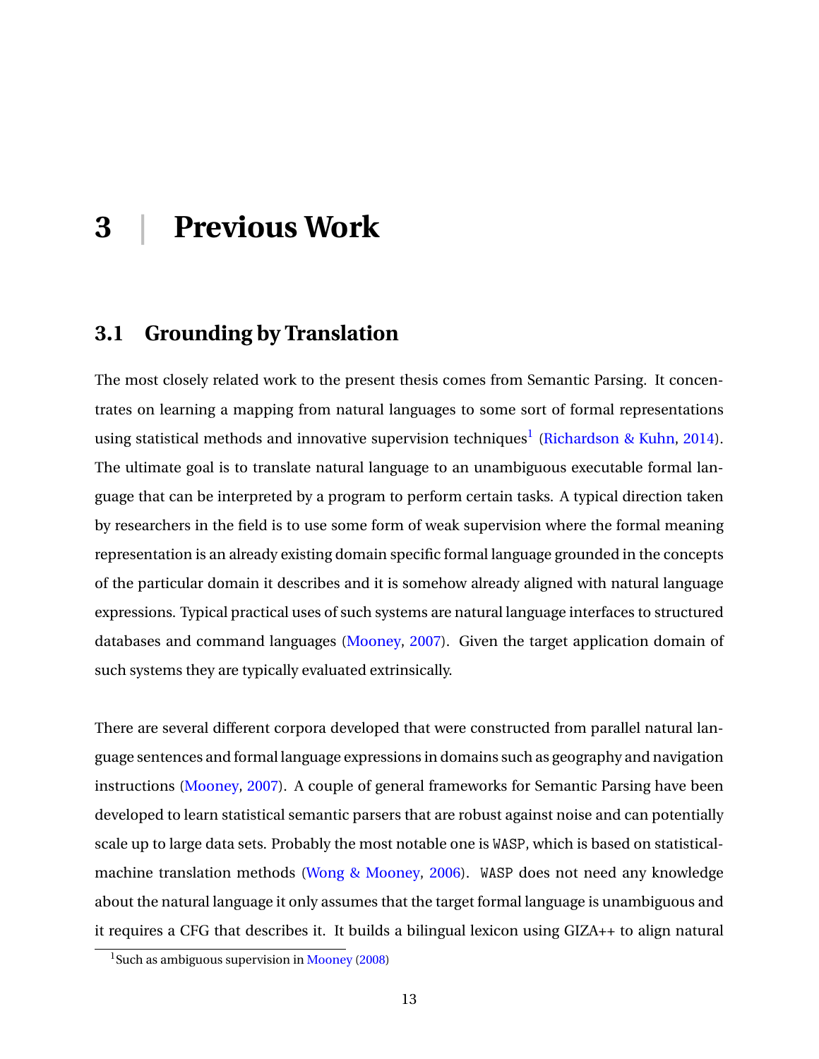# 3 | Previous Work

## 3.1 Grounding by Translation

The most closely related work to the present thesis comes from Semantic Parsing. It concentrates on learning a mapping from natural languages to some sort of formal representations using statistical methods and innovative supervision techniques[1] (Richardson & Kuhn, 2014). The ultimate goal is to translate natural language to an unambiguous executable formal language that can be interpreted by a program to perform certain tasks. A typical direction taken by researchers in the field is to use some form of weak supervision where the formal meaning representation is an already existing domain specific formal language grounded in the concepts of the particular domain it describes and it is somehow already aligned with natural language expressions. Typical practical uses of such systems are natural language interfaces to structured databases and command languages (Mooney, 2007). Given the target application domain of such systems they are typically evaluated extrinsically.

There are several different corpora developed that were constructed from parallel natural language sentences and formal language expressions in domains such as geography and navigation instructions (Mooney, 2007). A couple of general frameworks for Semantic Parsing have been developed to learn statistical semantic parsers that are robust against noise and can potentially scale up to large data sets. Probably the most notable one is `WASP`, which is based on statistical-machine translation methods (Wong & Mooney, 2006). `WASP` does not need any knowledge about the natural language it only assumes that the target formal language is unambiguous and it requires a CFG that describes it. It builds a bilingual lexicon using GIZA++ to align natural

[1] Such as ambiguous supervision in Mooney (2008)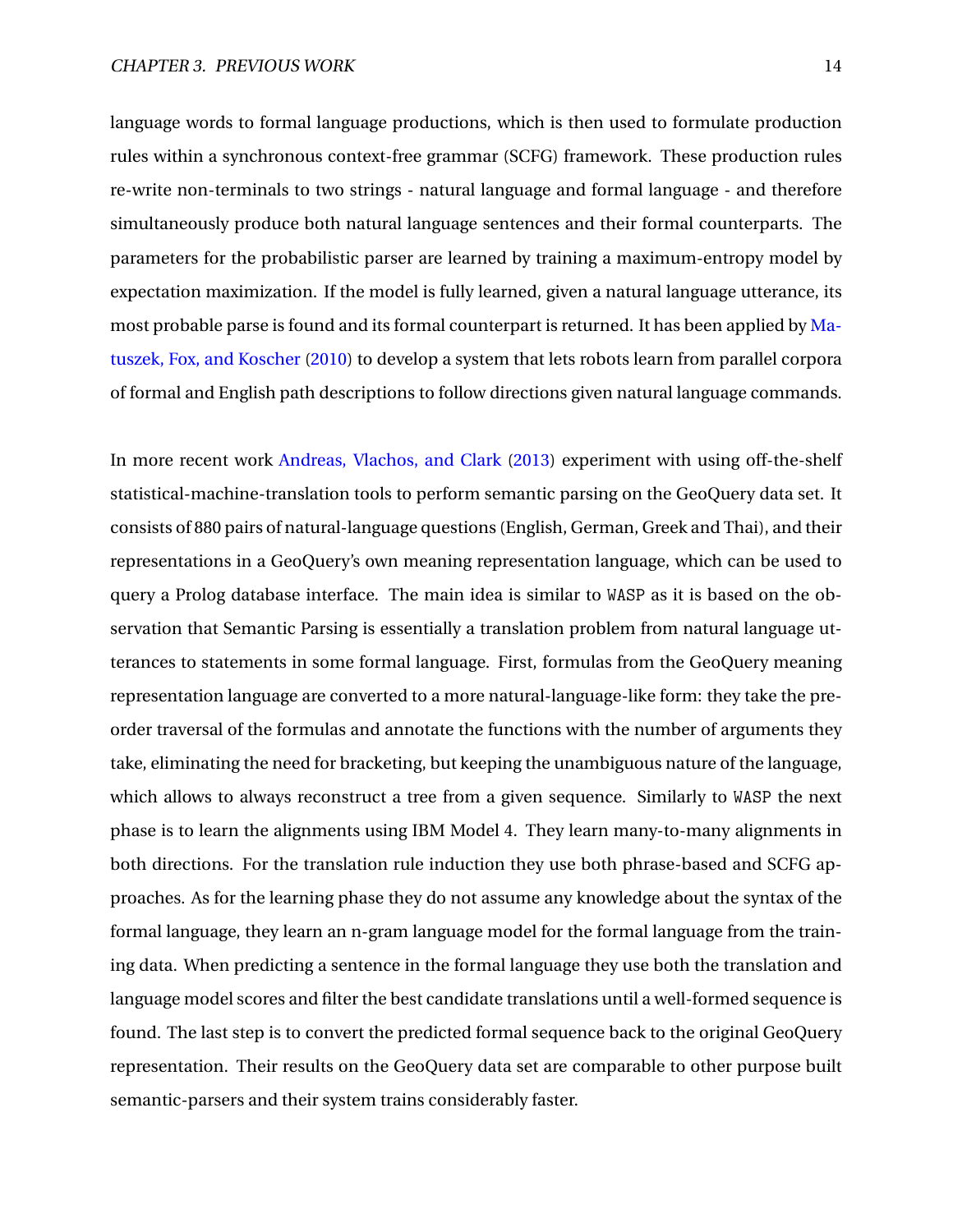language words to formal language productions, which is then used to formulate production rules within a synchronous context-free grammar (SCFG) framework. These production rules re-write non-terminals to two strings - natural language and formal language - and therefore simultaneously produce both natural language sentences and their formal counterparts. The parameters for the probabilistic parser are learned by training a maximum-entropy model by expectation maximization. If the model is fully learned, given a natural language utterance, its most probable parse is found and its formal counterpart is returned. It has been applied by Matuszek, Fox, and Koscher (2010) to develop a system that lets robots learn from parallel corpora of formal and English path descriptions to follow directions given natural language commands.

In more recent work Andreas, Vlachos, and Clark (2013) experiment with using off-the-shelf statistical-machine-translation tools to perform semantic parsing on the GeoQuery data set. It consists of 880 pairs of natural-language questions (English, German, Greek and Thai), and their representations in a GeoQuery's own meaning representation language, which can be used to query a Prolog database interface. The main idea is similar to `WASP` as it is based on the observation that Semantic Parsing is essentially a translation problem from natural language utterances to statements in some formal language. First, formulas from the GeoQuery meaning representation language are converted to a more natural-language-like form: they take the preorder traversal of the formulas and annotate the functions with the number of arguments they take, eliminating the need for bracketing, but keeping the unambiguous nature of the language, which allows to always reconstruct a tree from a given sequence. Similarly to `WASP` the next phase is to learn the alignments using IBM Model 4. They learn many-to-many alignments in both directions. For the translation rule induction they use both phrase-based and SCFG approaches. As for the learning phase they do not assume any knowledge about the syntax of the formal language, they learn an n-gram language model for the formal language from the training data. When predicting a sentence in the formal language they use both the translation and language model scores and filter the best candidate translations until a well-formed sequence is found. The last step is to convert the predicted formal sequence back to the original GeoQuery representation. Their results on the GeoQuery data set are comparable to other purpose built semantic-parsers and their system trains considerably faster.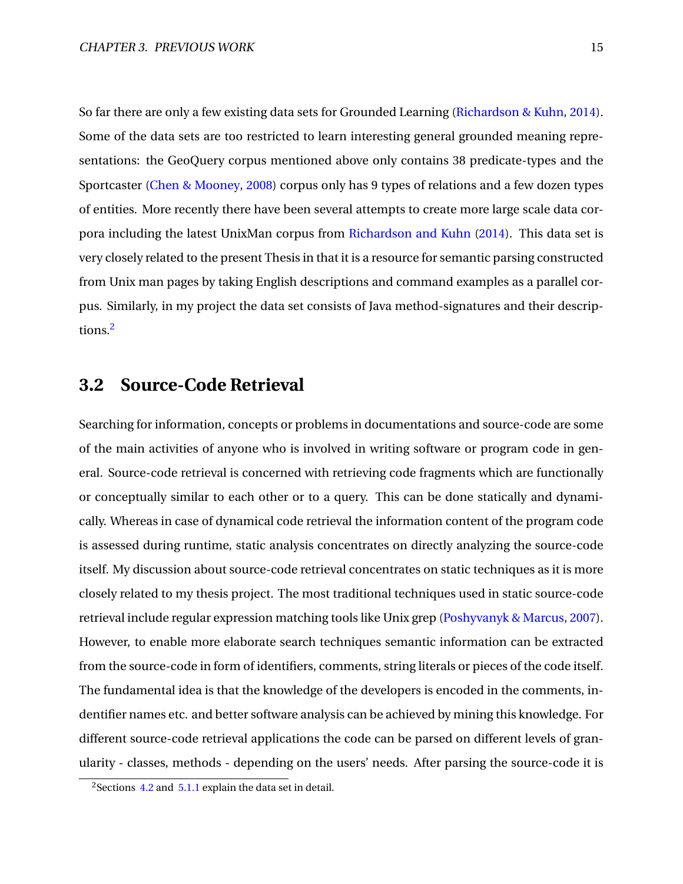So far there are only a few existing data sets for Grounded Learning (Richardson & Kuhn, 2014). Some of the data sets are too restricted to learn interesting general grounded meaning representations: the GeoQuery corpus mentioned above only contains 38 predicate-types and the Sportcaster (Chen & Mooney, 2008) corpus only has 9 types of relations and a few dozen types of entities. More recently there have been several attempts to create more large scale data corpora including the latest UnixMan corpus from Richardson and Kuhn (2014). This data set is very closely related to the present Thesis in that it is a resource for semantic parsing constructed from Unix man pages by taking English descriptions and command examples as a parallel corpus. Similarly, in my project the data set consists of Java method-signatures and their descriptions.[2]

## 3.2 Source-Code Retrieval

Searching for information, concepts or problems in documentations and source-code are some of the main activities of anyone who is involved in writing software or program code in general. Source-code retrieval is concerned with retrieving code fragments which are functionally or conceptually similar to each other or to a query. This can be done statically and dynamically. Whereas in case of dynamical code retrieval the information content of the program code is assessed during runtime, static analysis concentrates on directly analyzing the source-code itself. My discussion about source-code retrieval concentrates on static techniques as it is more closely related to my thesis project. The most traditional techniques used in static source-code retrieval include regular expression matching tools like Unix grep (Poshyvanyk & Marcus, 2007). However, to enable more elaborate search techniques semantic information can be extracted from the source-code in form of identifiers, comments, string literals or pieces of the code itself. The fundamental idea is that the knowledge of the developers is encoded in the comments, indentifier names etc. and better software analysis can be achieved by mining this knowledge. For different source-code retrieval applications the code can be parsed on different levels of granularity - classes, methods - depending on the users' needs. After parsing the source-code it is

[2] Sections 4.2 and 5.1.1 explain the data set in detail.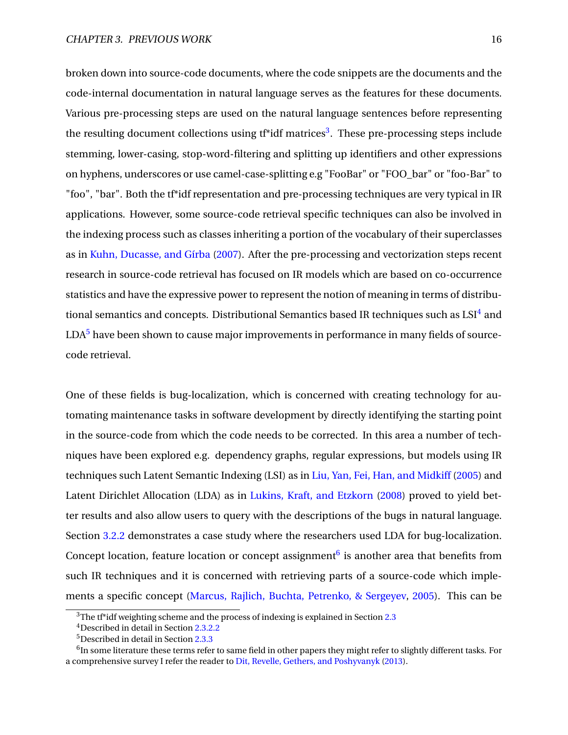broken down into source-code documents, where the code snippets are the documents and the code-internal documentation in natural language serves as the features for these documents. Various pre-processing steps are used on the natural language sentences before representing the resulting document collections using tf*idf matrices[3]. These pre-processing steps include stemming, lower-casing, stop-word-filtering and splitting up identifiers and other expressions on hyphens, underscores or use camel-case-splitting e.g "FooBar" or "FOO_bar" or "foo-Bar" to "foo", "bar". Both the tf*idf representation and pre-processing techniques are very typical in IR applications. However, some source-code retrieval specific techniques can also be involved in the indexing process such as classes inheriting a portion of the vocabulary of their superclasses as in Kuhn, Ducasse, and Gírba (2007). After the pre-processing and vectorization steps recent research in source-code retrieval has focused on IR models which are based on co-occurrence statistics and have the expressive power to represent the notion of meaning in terms of distributional semantics and concepts. Distributional Semantics based IR techniques such as LSI[4] and LDA[5] have been shown to cause major improvements in performance in many fields of source-code retrieval.

One of these fields is bug-localization, which is concerned with creating technology for automating maintenance tasks in software development by directly identifying the starting point in the source-code from which the code needs to be corrected. In this area a number of techniques have been explored e.g. dependency graphs, regular expressions, but models using IR techniques such Latent Semantic Indexing (LSI) as in Liu, Yan, Fei, Han, and Midkiff (2005) and Latent Dirichlet Allocation (LDA) as in Lukins, Kraft, and Etzkorn (2008) proved to yield better results and also allow users to query with the descriptions of the bugs in natural language. Section 3.2.2 demonstrates a case study where the researchers used LDA for bug-localization. Concept location, feature location or concept assignment[6] is another area that benefits from such IR techniques and it is concerned with retrieving parts of a source-code which implements a specific concept (Marcus, Rajlich, Buchta, Petrenko, & Sergeyev, 2005). This can be

---

[3] The tf*idf weighting scheme and the process of indexing is explained in Section 2.3

[4] Described in detail in Section 2.3.2.2

[5] Described in detail in Section 2.3.3

[6] In some literature these terms refer to same field in other papers they might refer to slightly different tasks. For a comprehensive survey I refer the reader to Dit, Revelle, Gethers, and Poshyvanyk (2013).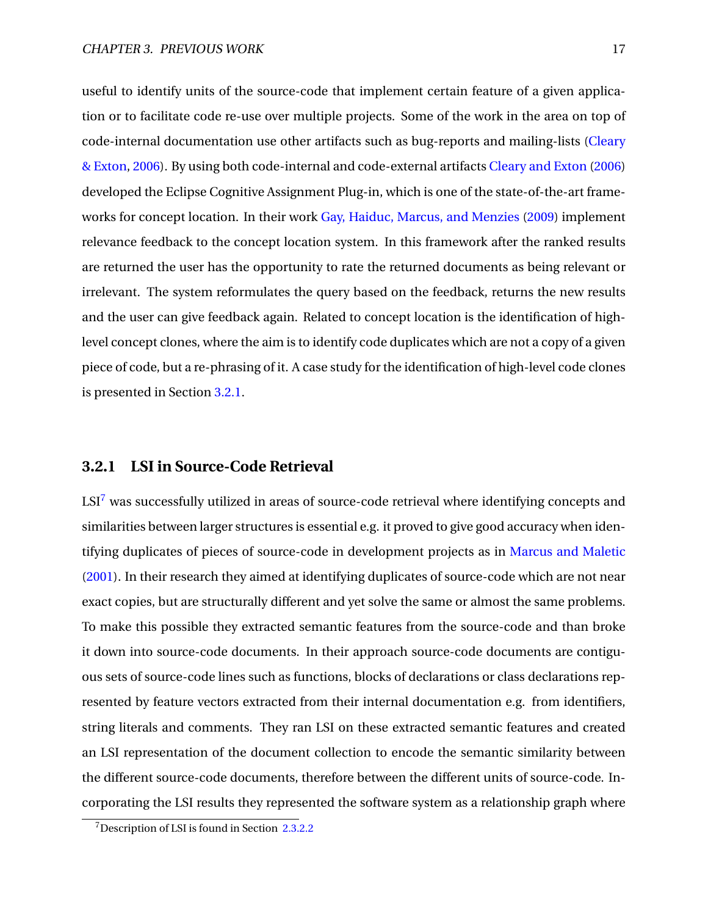useful to identify units of the source-code that implement certain feature of a given application or to facilitate code re-use over multiple projects. Some of the work in the area on top of code-internal documentation use other artifacts such as bug-reports and mailing-lists (Cleary & Exton, 2006). By using both code-internal and code-external artifacts Cleary and Exton (2006) developed the Eclipse Cognitive Assignment Plug-in, which is one of the state-of-the-art frameworks for concept location. In their work Gay, Haiduc, Marcus, and Menzies (2009) implement relevance feedback to the concept location system. In this framework after the ranked results are returned the user has the opportunity to rate the returned documents as being relevant or irrelevant. The system reformulates the query based on the feedback, returns the new results and the user can give feedback again. Related to concept location is the identification of high-level concept clones, where the aim is to identify code duplicates which are not a copy of a given piece of code, but a re-phrasing of it. A case study for the identification of high-level code clones is presented in Section 3.2.1.

### 3.2.1 LSI in Source-Code Retrieval

LSI[7] was successfully utilized in areas of source-code retrieval where identifying concepts and similarities between larger structures is essential e.g. it proved to give good accuracy when identifying duplicates of pieces of source-code in development projects as in Marcus and Maletic (2001). In their research they aimed at identifying duplicates of source-code which are not near exact copies, but are structurally different and yet solve the same or almost the same problems. To make this possible they extracted semantic features from the source-code and than broke it down into source-code documents. In their approach source-code documents are contiguous sets of source-code lines such as functions, blocks of declarations or class declarations represented by feature vectors extracted from their internal documentation e.g. from identifiers, string literals and comments. They ran LSI on these extracted semantic features and created an LSI representation of the document collection to encode the semantic similarity between the different source-code documents, therefore between the different units of source-code. Incorporating the LSI results they represented the software system as a relationship graph where

[7] Description of LSI is found in Section 2.3.2.2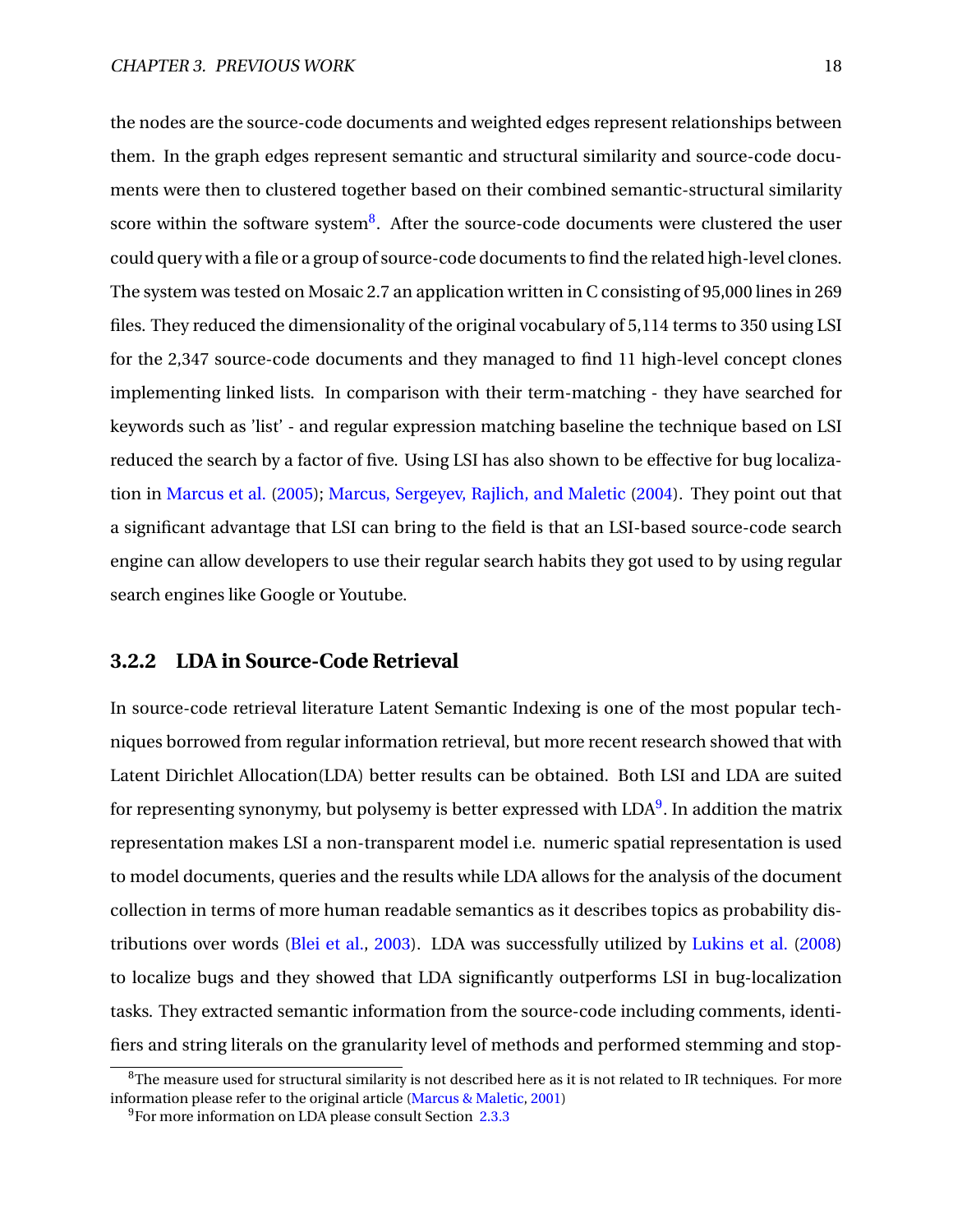the nodes are the source-code documents and weighted edges represent relationships between them. In the graph edges represent semantic and structural similarity and source-code documents were then to clustered together based on their combined semantic-structural similarity score within the software system[8]. After the source-code documents were clustered the user could query with a file or a group of source-code documents to find the related high-level clones. The system was tested on Mosaic 2.7 an application written in C consisting of 95,000 lines in 269 files. They reduced the dimensionality of the original vocabulary of 5,114 terms to 350 using LSI for the 2,347 source-code documents and they managed to find 11 high-level concept clones implementing linked lists. In comparison with their term-matching - they have searched for keywords such as 'list' - and regular expression matching baseline the technique based on LSI reduced the search by a factor of five. Using LSI has also shown to be effective for bug localization in Marcus et al. (2005); Marcus, Sergeyev, Rajlich, and Maletic (2004). They point out that a significant advantage that LSI can bring to the field is that an LSI-based source-code search engine can allow developers to use their regular search habits they got used to by using regular search engines like Google or Youtube.

### 3.2.2 LDA in Source-Code Retrieval

In source-code retrieval literature Latent Semantic Indexing is one of the most popular techniques borrowed from regular information retrieval, but more recent research showed that with Latent Dirichlet Allocation(LDA) better results can be obtained. Both LSI and LDA are suited for representing synonymy, but polysemy is better expressed with LDA[9]. In addition the matrix representation makes LSI a non-transparent model i.e. numeric spatial representation is used to model documents, queries and the results while LDA allows for the analysis of the document collection in terms of more human readable semantics as it describes topics as probability distributions over words (Blei et al., 2003). LDA was successfully utilized by Lukins et al. (2008) to localize bugs and they showed that LDA significantly outperforms LSI in bug-localization tasks. They extracted semantic information from the source-code including comments, identifiers and string literals on the granularity level of methods and performed stemming and stop-

---

[8] The measure used for structural similarity is not described here as it is not related to IR techniques. For more information please refer to the original article (Marcus & Maletic, 2001)

[9] For more information on LDA please consult Section 2.3.3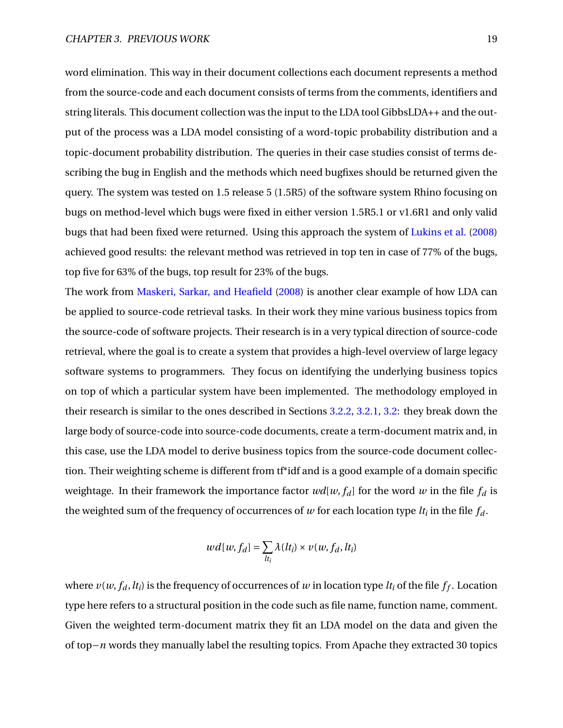word elimination. This way in their document collections each document represents a method from the source-code and each document consists of terms from the comments, identifiers and string literals. This document collection was the input to the LDA tool GibbsLDA++ and the output of the process was a LDA model consisting of a word-topic probability distribution and a topic-document probability distribution. The queries in their case studies consist of terms describing the bug in English and the methods which need bugfixes should be returned given the query. The system was tested on 1.5 release 5 (1.5R5) of the software system Rhino focusing on bugs on method-level which bugs were fixed in either version 1.5R5.1 or v1.6R1 and only valid bugs that had been fixed were returned. Using this approach the system of Lukins et al. (2008) achieved good results: the relevant method was retrieved in top ten in case of 77% of the bugs, top five for 63% of the bugs, top result for 23% of the bugs.

The work from Maskeri, Sarkar, and Heafield (2008) is another clear example of how LDA can be applied to source-code retrieval tasks. In their work they mine various business topics from the source-code of software projects. Their research is in a very typical direction of source-code retrieval, where the goal is to create a system that provides a high-level overview of large legacy software systems to programmers. They focus on identifying the underlying business topics on top of which a particular system have been implemented. The methodology employed in their research is similar to the ones described in Sections 3.2.2, 3.2.1, 3.2: they break down the large body of source-code into source-code documents, create a term-document matrix and, in this case, use the LDA model to derive business topics from the source-code document collection. Their weighting scheme is different from tf*idf and is a good example of a domain specific weightage. In their framework the importance factor $wd[w, f_d]$ for the word $w$ in the file $f_d$ is the weighted sum of the frequency of occurrences of $w$ for each location type $lt_i$ in the file $f_d$.

$$wd[w, f_d] = \sum_{lt_i} \lambda(lt_i) \times v(w, f_d, lt_i)$$

where $v(w, f_d, lt_i)$ is the frequency of occurrences of $w$ in location type $lt_i$ of the file $f_f$. Location type here refers to a structural position in the code such as file name, function name, comment. Given the weighted term-document matrix they fit an LDA model on the data and given the of top$-n$ words they manually label the resulting topics. From Apache they extracted 30 topics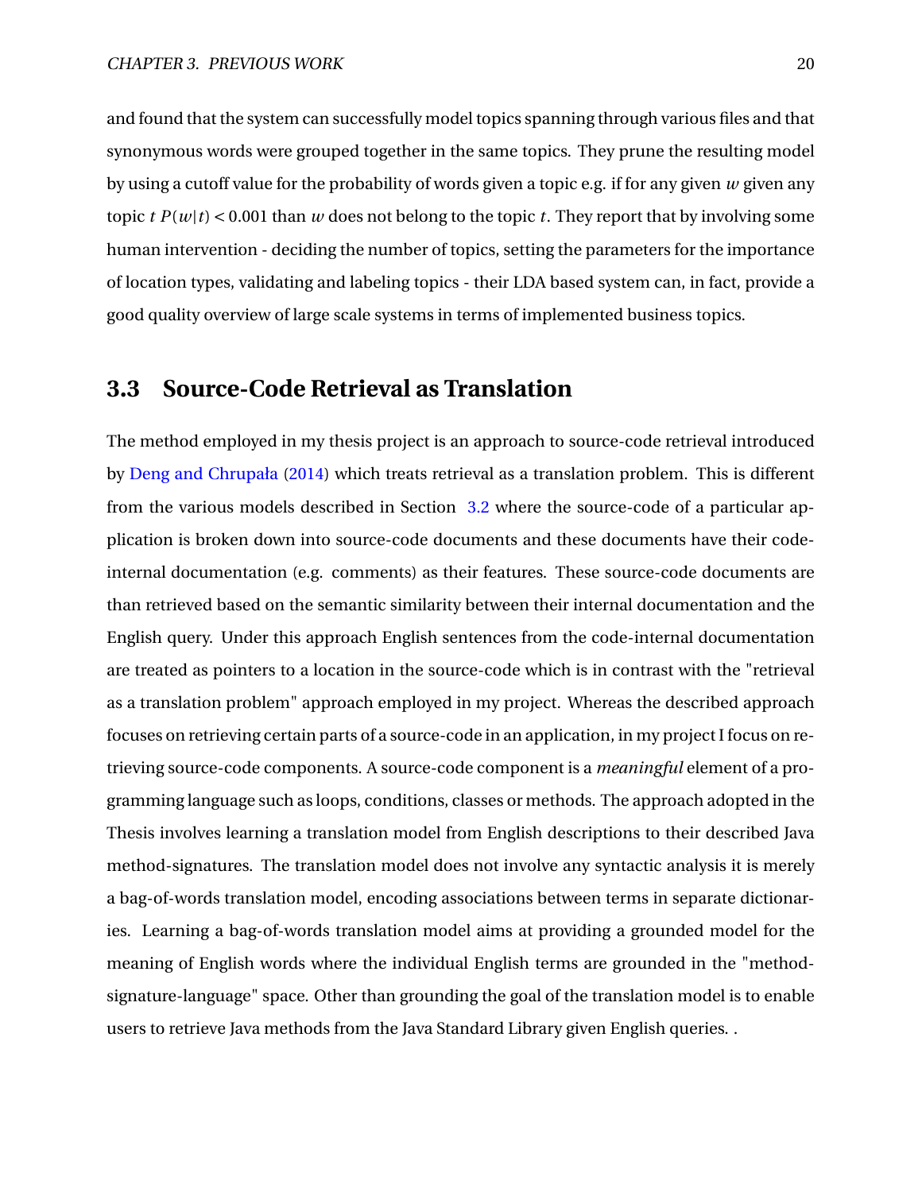and found that the system can successfully model topics spanning through various files and that synonymous words were grouped together in the same topics. They prune the resulting model by using a cutoff value for the probability of words given a topic e.g. if for any given $w$ given any topic $t$ $P(w|t) < 0.001$ than $w$ does not belong to the topic $t$. They report that by involving some human intervention - deciding the number of topics, setting the parameters for the importance of location types, validating and labeling topics - their LDA based system can, in fact, provide a good quality overview of large scale systems in terms of implemented business topics.

## 3.3 Source-Code Retrieval as Translation

The method employed in my thesis project is an approach to source-code retrieval introduced by Deng and Chrupała (2014) which treats retrieval as a translation problem. This is different from the various models described in Section 3.2 where the source-code of a particular application is broken down into source-code documents and these documents have their code-internal documentation (e.g. comments) as their features. These source-code documents are than retrieved based on the semantic similarity between their internal documentation and the English query. Under this approach English sentences from the code-internal documentation are treated as pointers to a location in the source-code which is in contrast with the "retrieval as a translation problem" approach employed in my project. Whereas the described approach focuses on retrieving certain parts of a source-code in an application, in my project I focus on retrieving source-code components. A source-code component is a *meaningful* element of a programming language such as loops, conditions, classes or methods. The approach adopted in the Thesis involves learning a translation model from English descriptions to their described Java method-signatures. The translation model does not involve any syntactic analysis it is merely a bag-of-words translation model, encoding associations between terms in separate dictionaries. Learning a bag-of-words translation model aims at providing a grounded model for the meaning of English words where the individual English terms are grounded in the "method-signature-language" space. Other than grounding the goal of the translation model is to enable users to retrieve Java methods from the Java Standard Library given English queries. .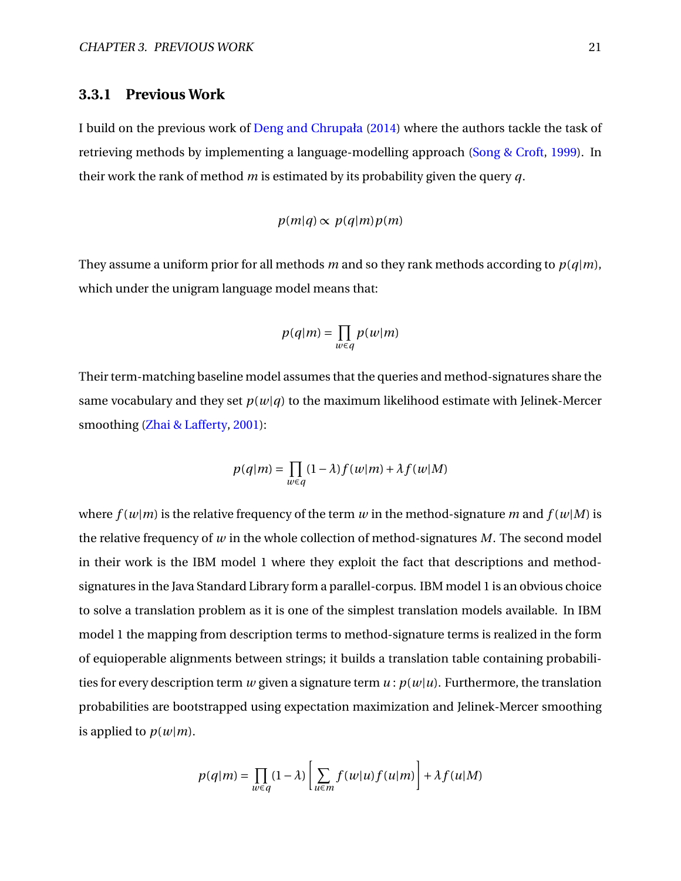### 3.3.1 Previous Work

I build on the previous work of Deng and Chrupała (2014) where the authors tackle the task of retrieving methods by implementing a language-modelling approach (Song & Croft, 1999). In their work the rank of method $m$ is estimated by its probability given the query $q$.

$$p(m|q) \propto p(q|m)p(m)$$

They assume a uniform prior for all methods $m$ and so they rank methods according to $p(q|m)$, which under the unigram language model means that:

$$p(q|m) = \prod_{w \in q} p(w|m)$$

Their term-matching baseline model assumes that the queries and method-signatures share the same vocabulary and they set $p(w|q)$ to the maximum likelihood estimate with Jelinek-Mercer smoothing (Zhai & Lafferty, 2001):

$$p(q|m) = \prod_{w \in q} (1-\lambda) f(w|m) + \lambda f(w|M)$$

where $f(w|m)$ is the relative frequency of the term $w$ in the method-signature $m$ and $f(w|M)$ is the relative frequency of $w$ in the whole collection of method-signatures $M$. The second model in their work is the IBM model 1 where they exploit the fact that descriptions and method-signatures in the Java Standard Library form a parallel-corpus. IBM model 1 is an obvious choice to solve a translation problem as it is one of the simplest translation models available. In IBM model 1 the mapping from description terms to method-signature terms is realized in the form of equioperable alignments between strings; it builds a translation table containing probabilities for every description term $w$ given a signature term $u$ : $p(w|u)$. Furthermore, the translation probabilities are bootstrapped using expectation maximization and Jelinek-Mercer smoothing is applied to $p(w|m)$.

$$p(q|m) = \prod_{w \in q} (1-\lambda) \left[ \sum_{u \in m} f(w|u) f(u|m) \right] + \lambda f(u|M)$$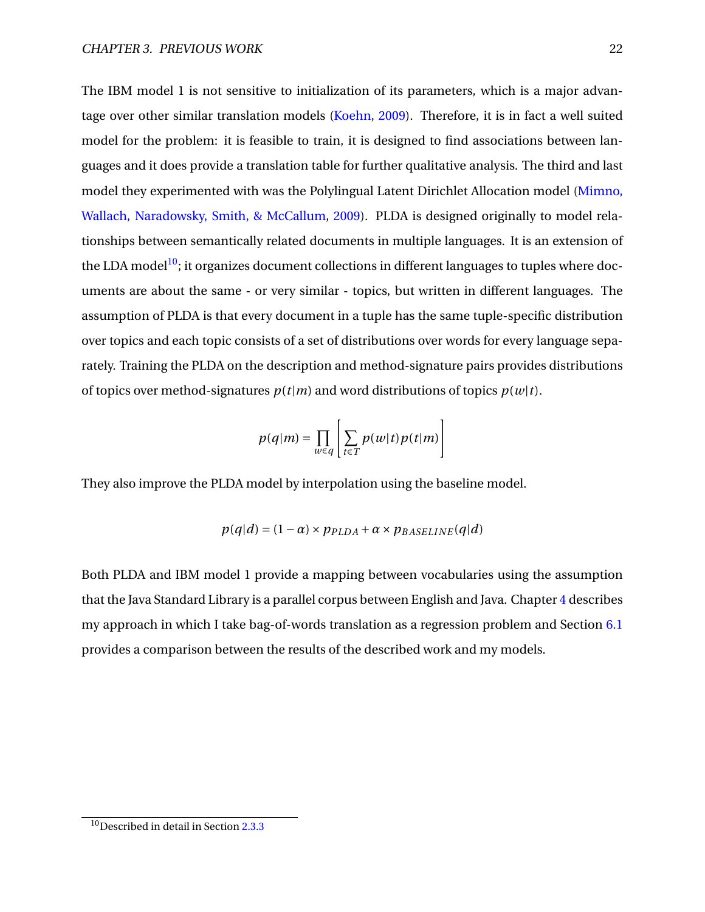The IBM model 1 is not sensitive to initialization of its parameters, which is a major advantage over other similar translation models (Koehn, 2009). Therefore, it is in fact a well suited model for the problem: it is feasible to train, it is designed to find associations between languages and it does provide a translation table for further qualitative analysis. The third and last model they experimented with was the Polylingual Latent Dirichlet Allocation model (Mimno, Wallach, Naradowsky, Smith, & McCallum, 2009). PLDA is designed originally to model relationships between semantically related documents in multiple languages. It is an extension of the LDA model[10]; it organizes document collections in different languages to tuples where documents are about the same - or very similar - topics, but written in different languages. The assumption of PLDA is that every document in a tuple has the same tuple-specific distribution over topics and each topic consists of a set of distributions over words for every language separately. Training the PLDA on the description and method-signature pairs provides distributions of topics over method-signatures $p(t|m)$ and word distributions of topics $p(w|t)$.

$$p(q|m) = \prod_{w \in q} \left[ \sum_{t \in T} p(w|t) p(t|m) \right]$$

They also improve the PLDA model by interpolation using the baseline model.

$$p(q|d) = (1 - \alpha) \times p_{PLDA} + \alpha \times p_{BASELINE}(q|d)$$

Both PLDA and IBM model 1 provide a mapping between vocabularies using the assumption that the Java Standard Library is a parallel corpus between English and Java. Chapter 4 describes my approach in which I take bag-of-words translation as a regression problem and Section 6.1 provides a comparison between the results of the described work and my models.

[10] Described in detail in Section 2.3.3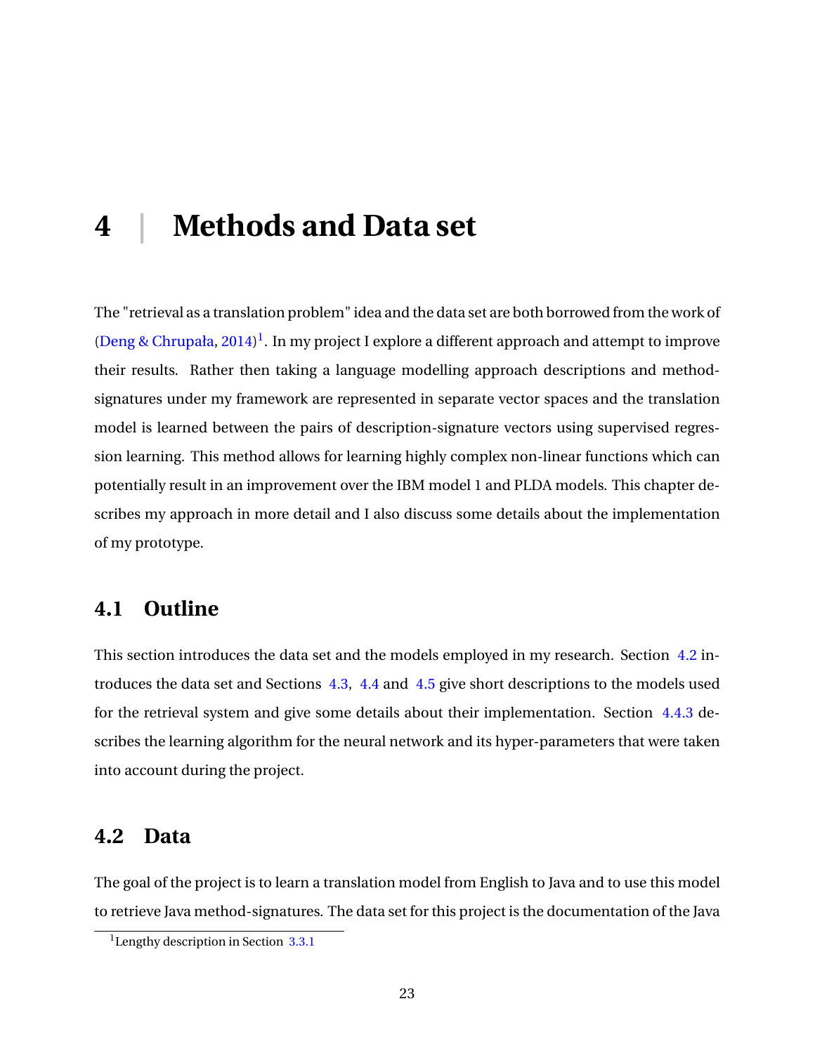# 4 | Methods and Data set

The "retrieval as a translation problem" idea and the data set are both borrowed from the work of (Deng & Chrupała, 2014)[1]. In my project I explore a different approach and attempt to improve their results. Rather then taking a language modelling approach descriptions and method-signatures under my framework are represented in separate vector spaces and the translation model is learned between the pairs of description-signature vectors using supervised regression learning. This method allows for learning highly complex non-linear functions which can potentially result in an improvement over the IBM model 1 and PLDA models. This chapter describes my approach in more detail and I also discuss some details about the implementation of my prototype.

## 4.1 Outline

This section introduces the data set and the models employed in my research. Section 4.2 introduces the data set and Sections 4.3, 4.4 and 4.5 give short descriptions to the models used for the retrieval system and give some details about their implementation. Section 4.4.3 describes the learning algorithm for the neural network and its hyper-parameters that were taken into account during the project.

## 4.2 Data

The goal of the project is to learn a translation model from English to Java and to use this model to retrieve Java method-signatures. The data set for this project is the documentation of the Java

[1] Lengthy description in Section 3.3.1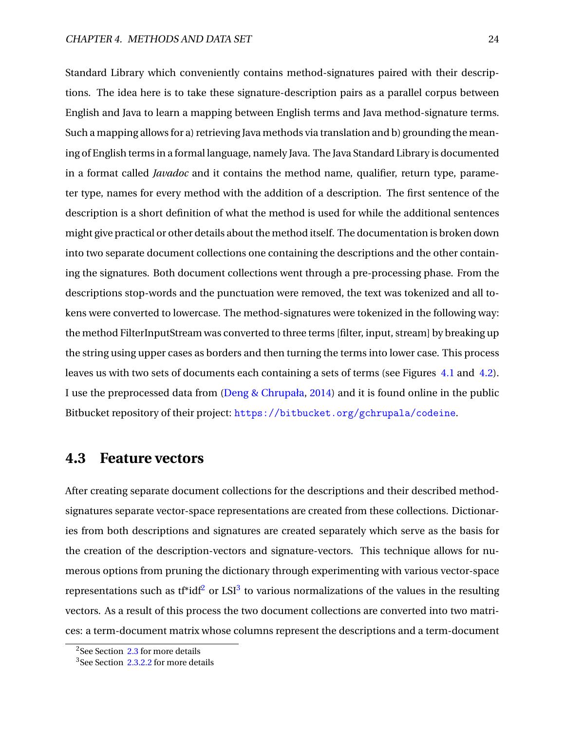Standard Library which conveniently contains method-signatures paired with their descriptions. The idea here is to take these signature-description pairs as a parallel corpus between English and Java to learn a mapping between English terms and Java method-signature terms. Such a mapping allows for a) retrieving Java methods via translation and b) grounding the meaning of English terms in a formal language, namely Java. The Java Standard Library is documented in a format called *Javadoc* and it contains the method name, qualifier, return type, parameter type, names for every method with the addition of a description. The first sentence of the description is a short definition of what the method is used for while the additional sentences might give practical or other details about the method itself. The documentation is broken down into two separate document collections one containing the descriptions and the other containing the signatures. Both document collections went through a pre-processing phase. From the descriptions stop-words and the punctuation were removed, the text was tokenized and all tokens were converted to lowercase. The method-signatures were tokenized in the following way: the method FilterInputStream was converted to three terms [filter, input, stream] by breaking up the string using upper cases as borders and then turning the terms into lower case. This process leaves us with two sets of documents each containing a sets of terms (see Figures 4.1 and 4.2). I use the preprocessed data from (Deng & Chrupała, 2014) and it is found online in the public Bitbucket repository of their project: `https://bitbucket.org/gchrupala/codeine`.

## 4.3 Feature vectors

After creating separate document collections for the descriptions and their described method-signatures separate vector-space representations are created from these collections. Dictionaries from both descriptions and signatures are created separately which serve as the basis for the creation of the description-vectors and signature-vectors. This technique allows for numerous options from pruning the dictionary through experimenting with various vector-space representations such as tf*idf[2] or LSI[3] to various normalizations of the values in the resulting vectors. As a result of this process the two document collections are converted into two matrices: a term-document matrix whose columns represent the descriptions and a term-document

[2] See Section 2.3 for more details

[3] See Section 2.3.2.2 for more details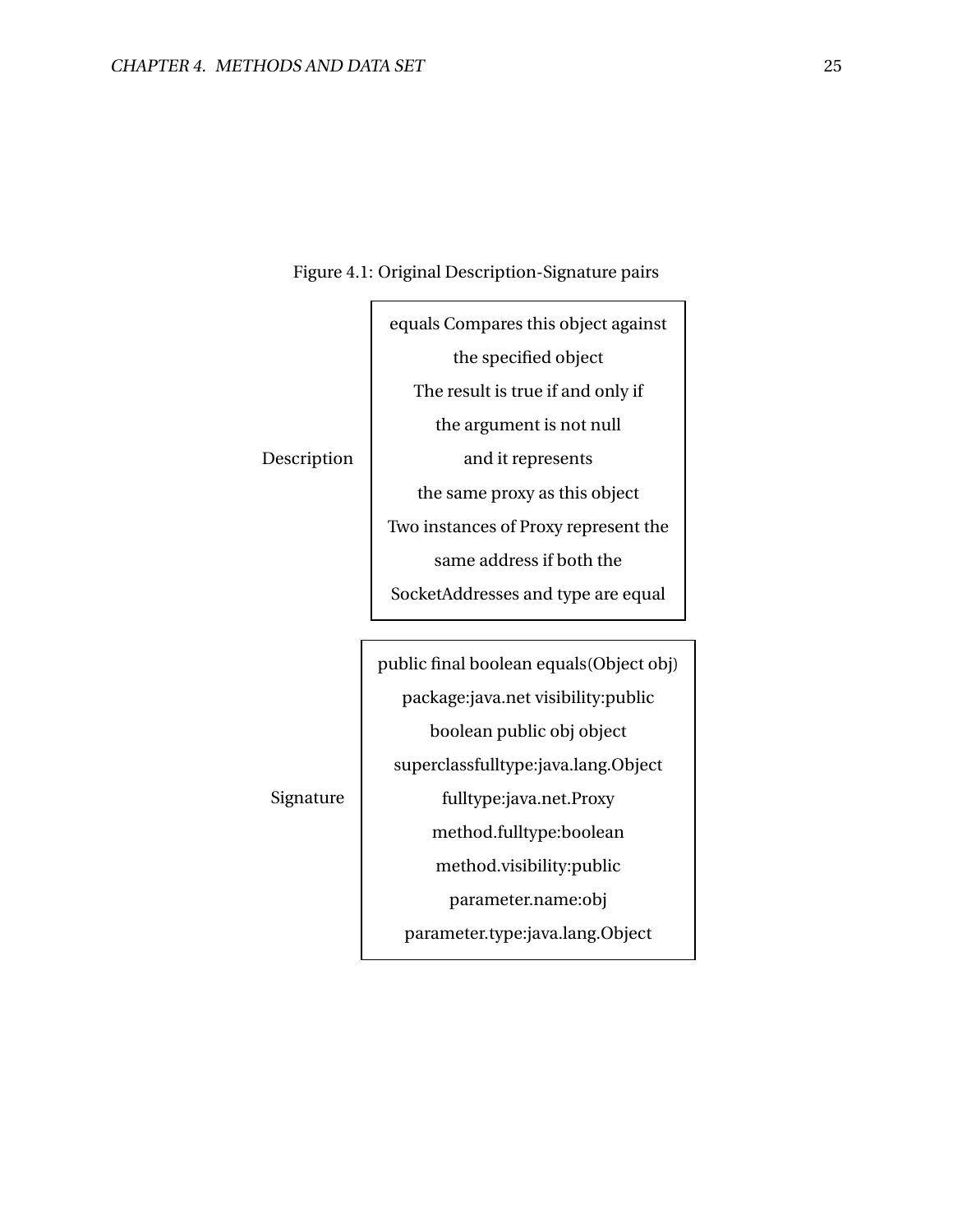Figure 4.1: Original Description-Signature pairs

| | |
|---|---|
| Description | equals Compares this object against the specified object The result is true if and only if the argument is not null and it represents the same proxy as this object Two instances of Proxy represent the same address if both the SocketAddresses and type are equal |
| Signature | public final boolean equals(Object obj) package:java.net visibility:public boolean public obj object superclassfulltype:java.lang.Object fulltype:java.net.Proxy method.fulltype:boolean method.visibility:public parameter.name:obj parameter.type:java.lang.Object |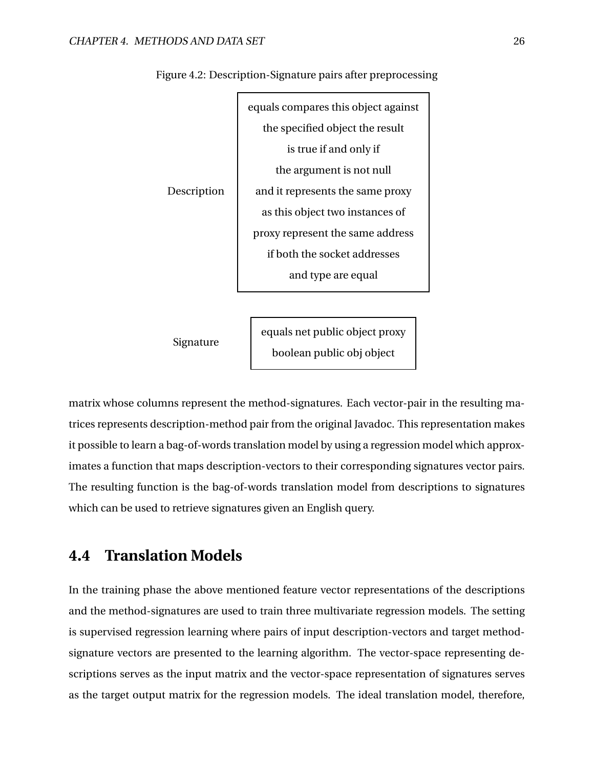Figure 4.2: Description-Signature pairs after preprocessing

| | |
|---|---|
| Description | equals compares this object against the specified object the result is true if and only if the argument is not null and it represents the same proxy as this object two instances of proxy represent the same address if both the socket addresses and type are equal |
| Signature | equals net public object proxy boolean public obj object |

matrix whose columns represent the method-signatures. Each vector-pair in the resulting matrices represents description-method pair from the original Javadoc. This representation makes it possible to learn a bag-of-words translation model by using a regression model which approximates a function that maps description-vectors to their corresponding signatures vector pairs. The resulting function is the bag-of-words translation model from descriptions to signatures which can be used to retrieve signatures given an English query.

## 4.4 Translation Models

In the training phase the above mentioned feature vector representations of the descriptions and the method-signatures are used to train three multivariate regression models. The setting is supervised regression learning where pairs of input description-vectors and target method-signature vectors are presented to the learning algorithm. The vector-space representing descriptions serves as the input matrix and the vector-space representation of signatures serves as the target output matrix for the regression models. The ideal translation model, therefore,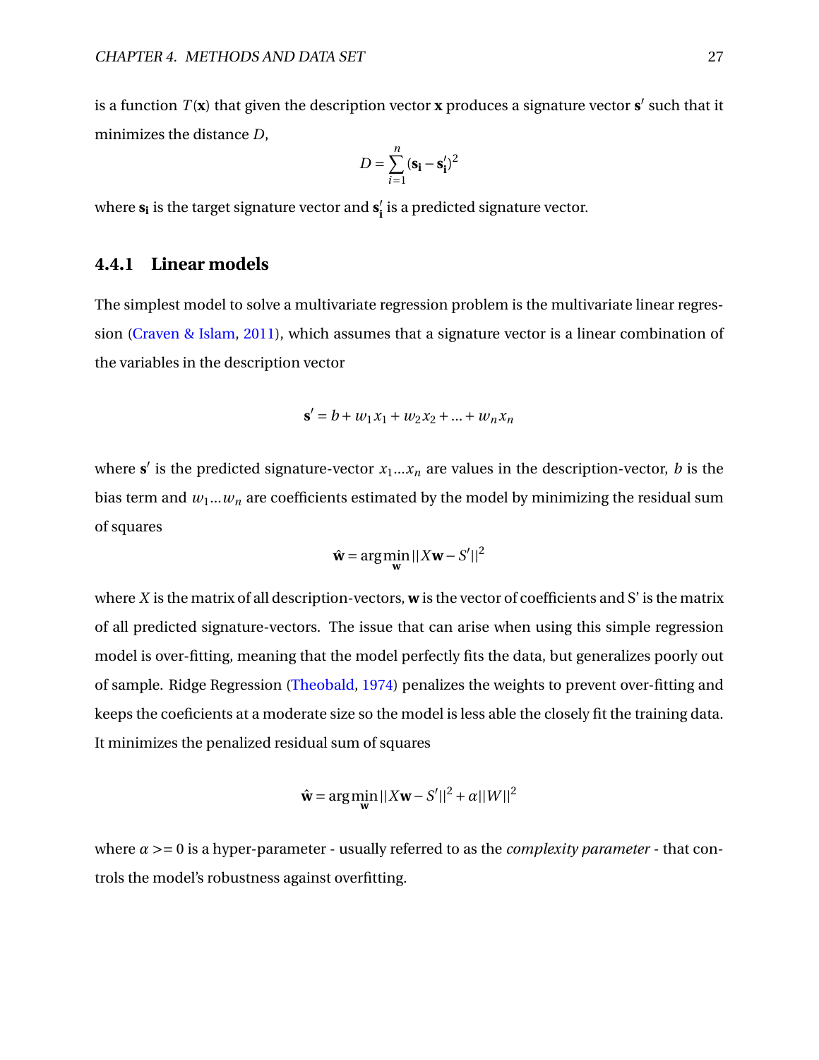is a function $T(\mathbf{x})$ that given the description vector $\mathbf{x}$ produces a signature vector $\mathbf{s}'$ such that it minimizes the distance $D$,

$$D = \sum_{i=1}^{n} (\mathbf{s_i} - \mathbf{s_i'})^2$$

where $\mathbf{s_i}$ is the target signature vector and $\mathbf{s_i'}$ is a predicted signature vector.

### 4.4.1 Linear models

The simplest model to solve a multivariate regression problem is the multivariate linear regression (Craven & Islam, 2011), which assumes that a signature vector is a linear combination of the variables in the description vector

$$\mathbf{s}' = b + w_1 x_1 + w_2 x_2 + ... + w_n x_n$$

where $\mathbf{s}'$ is the predicted signature-vector $x_1 ... x_n$ are values in the description-vector, $b$ is the bias term and $w_1 ... w_n$ are coefficients estimated by the model by minimizing the residual sum of squares

$$\hat{\mathbf{w}} = \arg\min_{\mathbf{w}} ||X\mathbf{w} - S'||^2$$

where $X$ is the matrix of all description-vectors, $\mathbf{w}$ is the vector of coefficients and S' is the matrix of all predicted signature-vectors. The issue that can arise when using this simple regression model is over-fitting, meaning that the model perfectly fits the data, but generalizes poorly out of sample. Ridge Regression (Theobald, 1974) penalizes the weights to prevent over-fitting and keeps the coeficients at a moderate size so the model is less able the closely fit the training data. It minimizes the penalized residual sum of squares

$$\hat{\mathbf{w}} = \arg\min_{\mathbf{w}} ||X\mathbf{w} - S'||^2 + \alpha ||W||^2$$

where $\alpha >= 0$ is a hyper-parameter - usually referred to as the *complexity parameter* - that controls the model's robustness against overfitting.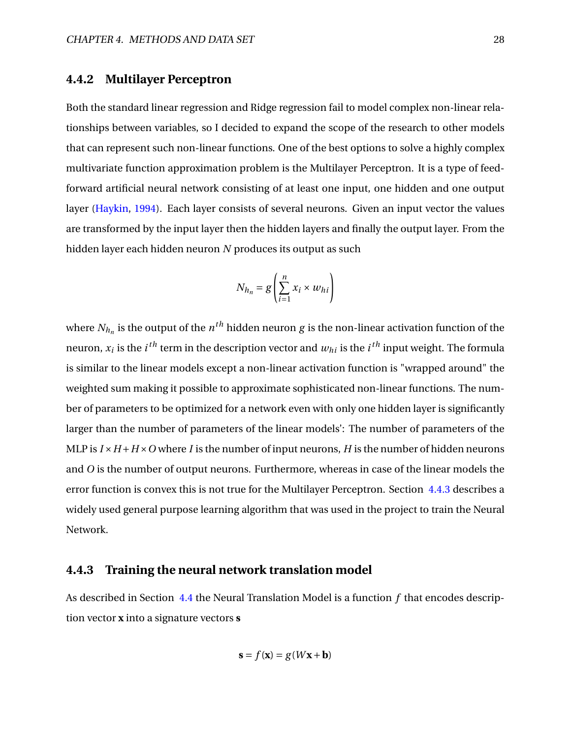### 4.4.2 Multilayer Perceptron

Both the standard linear regression and Ridge regression fail to model complex non-linear relationships between variables, so I decided to expand the scope of the research to other models that can represent such non-linear functions. One of the best options to solve a highly complex multivariate function approximation problem is the Multilayer Perceptron. It is a type of feed-forward artificial neural network consisting of at least one input, one hidden and one output layer (Haykin, 1994). Each layer consists of several neurons. Given an input vector the values are transformed by the input layer then the hidden layers and finally the output layer. From the hidden layer each hidden neuron $N$ produces its output as such

$$N_{h_n} = g\left(\sum_{i=1}^{n} x_i \times w_{hi}\right)$$

where $N_{h_n}$ is the output of the $n^{th}$ hidden neuron $g$ is the non-linear activation function of the neuron, $x_i$ is the $i^{th}$ term in the description vector and $w_{hi}$ is the $i^{th}$ input weight. The formula is similar to the linear models except a non-linear activation function is "wrapped around" the weighted sum making it possible to approximate sophisticated non-linear functions. The number of parameters to be optimized for a network even with only one hidden layer is significantly larger than the number of parameters of the linear models': The number of parameters of the MLP is $I \times H + H \times O$ where $I$ is the number of input neurons, $H$ is the number of hidden neurons and $O$ is the number of output neurons. Furthermore, whereas in case of the linear models the error function is convex this is not true for the Multilayer Perceptron. Section 4.4.3 describes a widely used general purpose learning algorithm that was used in the project to train the Neural Network.

### 4.4.3 Training the neural network translation model

As described in Section 4.4 the Neural Translation Model is a function $f$ that encodes description vector $\mathbf{x}$ into a signature vectors $\mathbf{s}$

$$\mathbf{s} = f(\mathbf{x}) = g(W\mathbf{x} + \mathbf{b})$$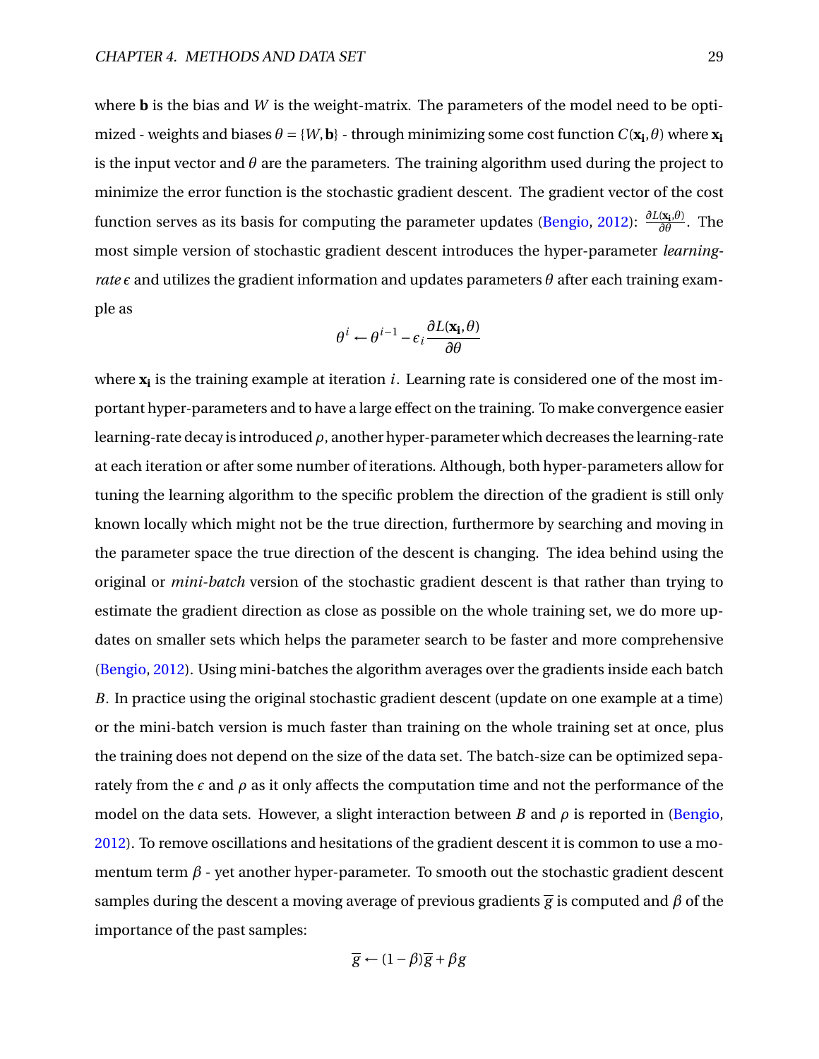where $\mathbf{b}$ is the bias and $W$ is the weight-matrix. The parameters of the model need to be optimized - weights and biases $\theta = \{W, \mathbf{b}\}$ - through minimizing some cost function $C(\mathbf{x_i}, \theta)$ where $\mathbf{x_i}$ is the input vector and $\theta$ are the parameters. The training algorithm used during the project to minimize the error function is the stochastic gradient descent. The gradient vector of the cost function serves as its basis for computing the parameter updates (Bengio, 2012): $\frac{\partial L(\mathbf{x_i}, \theta)}{\partial \theta}$. The most simple version of stochastic gradient descent introduces the hyper-parameter *learning-rate* $\epsilon$ and utilizes the gradient information and updates parameters $\theta$ after each training example as

$$\theta^i \leftarrow \theta^{i-1} - \epsilon_i \frac{\partial L(\mathbf{x_i}, \theta)}{\partial \theta}$$

where $\mathbf{x_i}$ is the training example at iteration $i$. Learning rate is considered one of the most important hyper-parameters and to have a large effect on the training. To make convergence easier learning-rate decay is introduced $\rho$, another hyper-parameter which decreases the learning-rate at each iteration or after some number of iterations. Although, both hyper-parameters allow for tuning the learning algorithm to the specific problem the direction of the gradient is still only known locally which might not be the true direction, furthermore by searching and moving in the parameter space the true direction of the descent is changing. The idea behind using the original or *mini-batch* version of the stochastic gradient descent is that rather than trying to estimate the gradient direction as close as possible on the whole training set, we do more updates on smaller sets which helps the parameter search to be faster and more comprehensive (Bengio, 2012). Using mini-batches the algorithm averages over the gradients inside each batch $B$. In practice using the original stochastic gradient descent (update on one example at a time) or the mini-batch version is much faster than training on the whole training set at once, plus the training does not depend on the size of the data set. The batch-size can be optimized separately from the $\epsilon$ and $\rho$ as it only affects the computation time and not the performance of the model on the data sets. However, a slight interaction between $B$ and $\rho$ is reported in (Bengio, 2012). To remove oscillations and hesitations of the gradient descent it is common to use a momentum term $\beta$ - yet another hyper-parameter. To smooth out the stochastic gradient descent samples during the descent a moving average of previous gradients $\overline{g}$ is computed and $\beta$ of the importance of the past samples:

$$\overline{g} \leftarrow (1 - \beta)\overline{g} + \beta g$$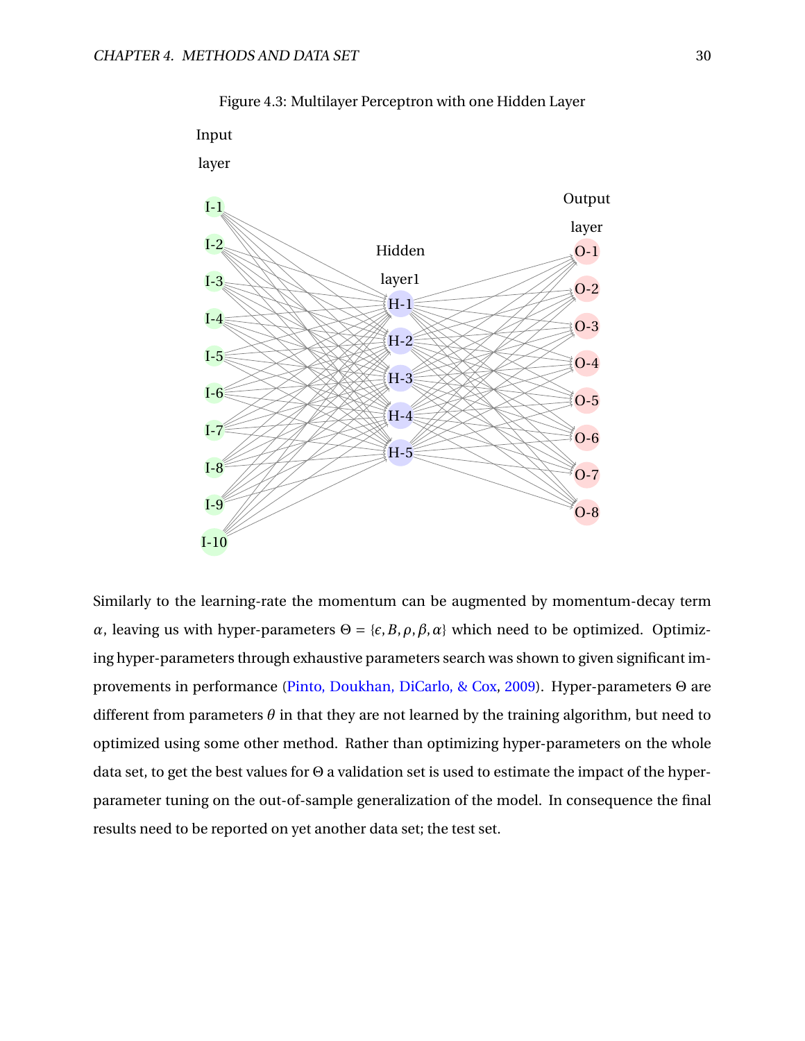Figure 4.3: Multilayer Perceptron with one Hidden Layer

Similarly to the learning-rate the momentum can be augmented by momentum-decay term $\alpha$, leaving us with hyper-parameters $\Theta = \{\epsilon, B, \rho, \beta, \alpha\}$ which need to be optimized. Optimizing hyper-parameters through exhaustive parameters search was shown to given significant improvements in performance (Pinto, Doukhan, DiCarlo, & Cox, 2009). Hyper-parameters $\Theta$ are different from parameters $\theta$ in that they are not learned by the training algorithm, but need to optimized using some other method. Rather than optimizing hyper-parameters on the whole data set, to get the best values for $\Theta$ a validation set is used to estimate the impact of the hyper-parameter tuning on the out-of-sample generalization of the model. In consequence the final results need to be reported on yet another data set; the test set.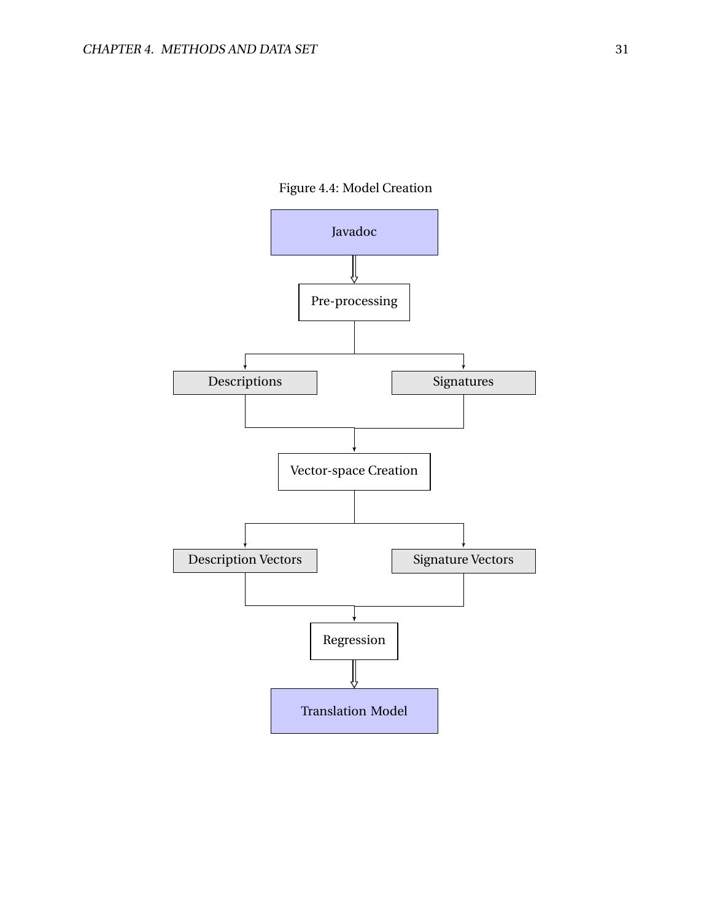Figure 4.4: Model Creation

Javadoc

Pre-processing

Descriptions

Signatures

Vector-space Creation

Description Vectors

Signature Vectors

Regression

Translation Model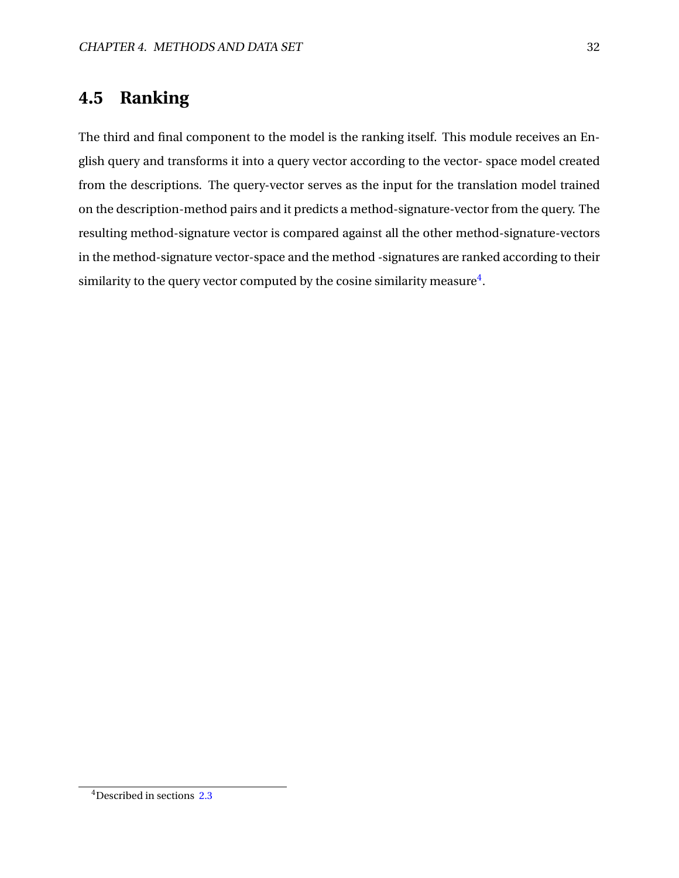## 4.5 Ranking

The third and final component to the model is the ranking itself. This module receives an English query and transforms it into a query vector according to the vector- space model created from the descriptions. The query-vector serves as the input for the translation model trained on the description-method pairs and it predicts a method-signature-vector from the query. The resulting method-signature vector is compared against all the other method-signature-vectors in the method-signature vector-space and the method -signatures are ranked according to their similarity to the query vector computed by the cosine similarity measure[4].

[4] Described in sections 2.3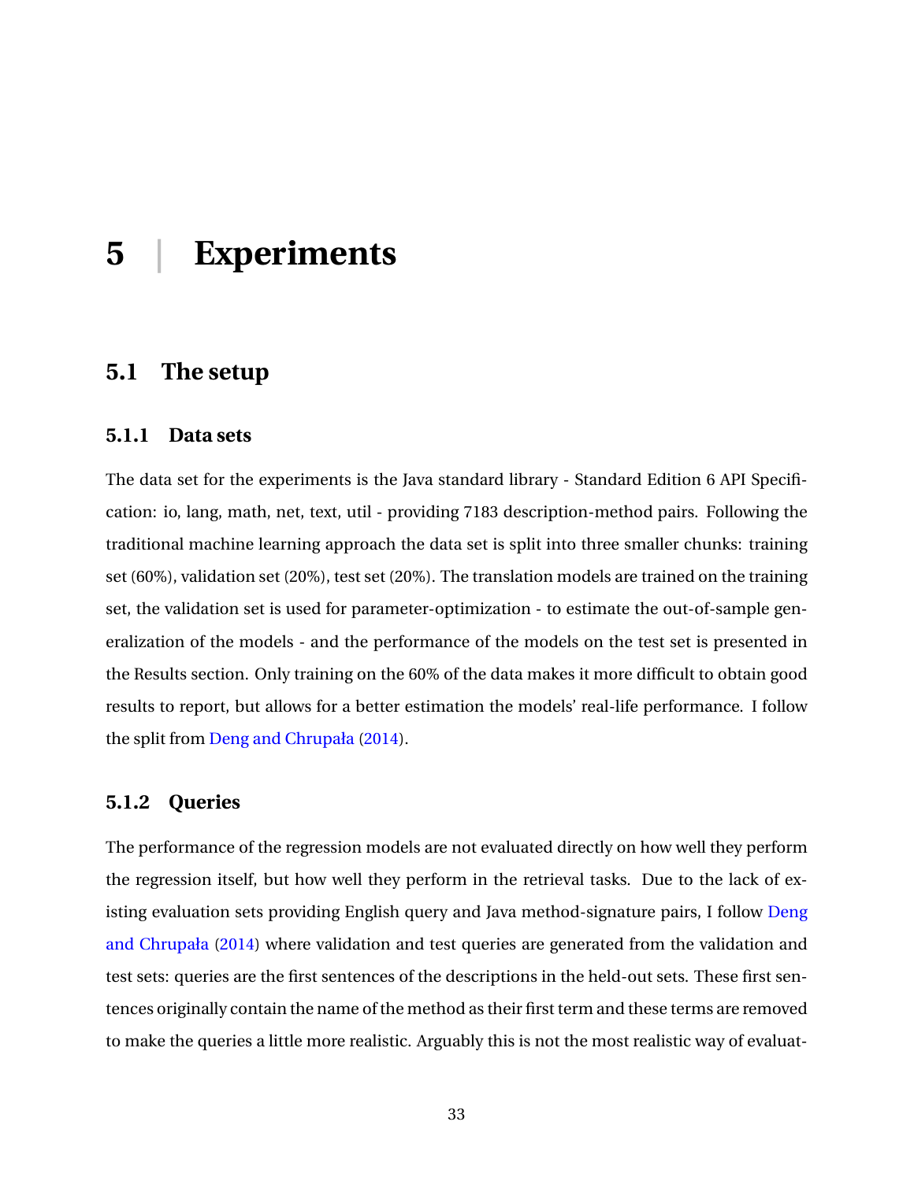# 5 | Experiments

## 5.1 The setup

### 5.1.1 Data sets

The data set for the experiments is the Java standard library - Standard Edition 6 API Specification: io, lang, math, net, text, util - providing 7183 description-method pairs. Following the traditional machine learning approach the data set is split into three smaller chunks: training set (60%), validation set (20%), test set (20%). The translation models are trained on the training set, the validation set is used for parameter-optimization - to estimate the out-of-sample generalization of the models - and the performance of the models on the test set is presented in the Results section. Only training on the 60% of the data makes it more difficult to obtain good results to report, but allows for a better estimation the models' real-life performance. I follow the split from Deng and Chrupała (2014).

### 5.1.2 Queries

The performance of the regression models are not evaluated directly on how well they perform the regression itself, but how well they perform in the retrieval tasks. Due to the lack of existing evaluation sets providing English query and Java method-signature pairs, I follow Deng and Chrupała (2014) where validation and test queries are generated from the validation and test sets: queries are the first sentences of the descriptions in the held-out sets. These first sentences originally contain the name of the method as their first term and these terms are removed to make the queries a little more realistic. Arguably this is not the most realistic way of evaluat-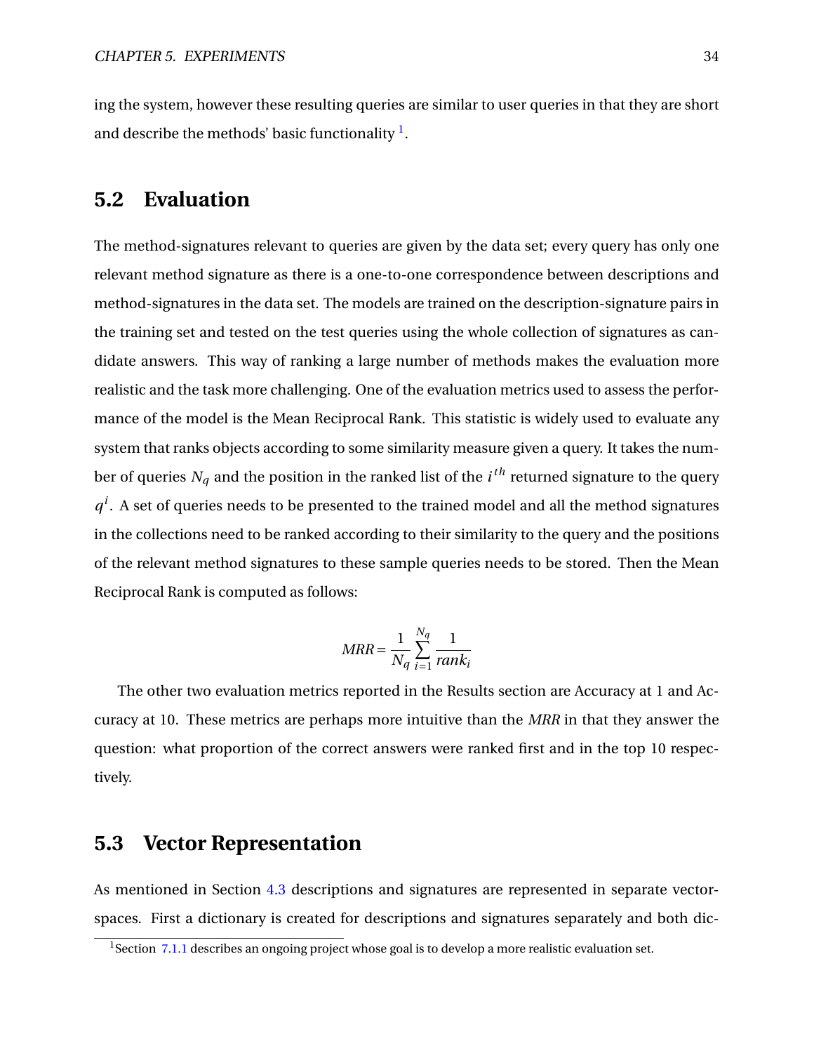ing the system, however these resulting queries are similar to user queries in that they are short and describe the methods' basic functionality [1].

## 5.2 Evaluation

The method-signatures relevant to queries are given by the data set; every query has only one relevant method signature as there is a one-to-one correspondence between descriptions and method-signatures in the data set. The models are trained on the description-signature pairs in the training set and tested on the test queries using the whole collection of signatures as candidate answers. This way of ranking a large number of methods makes the evaluation more realistic and the task more challenging. One of the evaluation metrics used to assess the performance of the model is the Mean Reciprocal Rank. This statistic is widely used to evaluate any system that ranks objects according to some similarity measure given a query. It takes the number of queries $N_q$ and the position in the ranked list of the $i^{th}$ returned signature to the query $q^i$. A set of queries needs to be presented to the trained model and all the method signatures in the collections need to be ranked according to their similarity to the query and the positions of the relevant method signatures to these sample queries needs to be stored. Then the Mean Reciprocal Rank is computed as follows:

$$MRR = \frac{1}{N_q} \sum_{i=1}^{N_q} \frac{1}{rank_i}$$

The other two evaluation metrics reported in the Results section are Accuracy at 1 and Accuracy at 10. These metrics are perhaps more intuitive than the *MRR* in that they answer the question: what proportion of the correct answers were ranked first and in the top 10 respectively.

## 5.3 Vector Representation

As mentioned in Section 4.3 descriptions and signatures are represented in separate vector-spaces. First a dictionary is created for descriptions and signatures separately and both dic-

[1] Section 7.1.1 describes an ongoing project whose goal is to develop a more realistic evaluation set.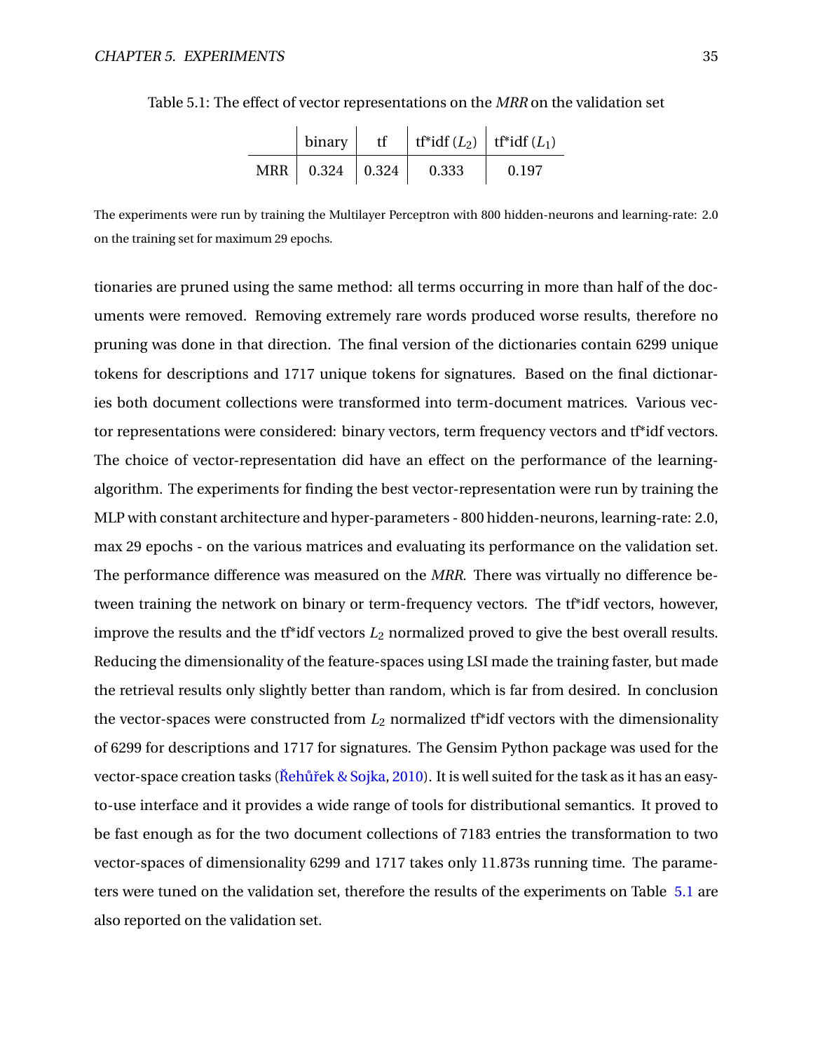Table 5.1: The effect of vector representations on the *MRR* on the validation set

| | binary | tf | tf*idf ($L_2$) | tf*idf ($L_1$) |
|---|---|---|---|---|
| MRR | 0.324 | 0.324 | 0.333 | 0.197 |

The experiments were run by training the Multilayer Perceptron with 800 hidden-neurons and learning-rate: 2.0 on the training set for maximum 29 epochs.

tionaries are pruned using the same method: all terms occurring in more than half of the documents were removed. Removing extremely rare words produced worse results, therefore no pruning was done in that direction. The final version of the dictionaries contain 6299 unique tokens for descriptions and 1717 unique tokens for signatures. Based on the final dictionaries both document collections were transformed into term-document matrices. Various vector representations were considered: binary vectors, term frequency vectors and tf*idf vectors. The choice of vector-representation did have an effect on the performance of the learning-algorithm. The experiments for finding the best vector-representation were run by training the MLP with constant architecture and hyper-parameters - 800 hidden-neurons, learning-rate: 2.0, max 29 epochs - on the various matrices and evaluating its performance on the validation set. The performance difference was measured on the *MRR*. There was virtually no difference between training the network on binary or term-frequency vectors. The tf*idf vectors, however, improve the results and the tf*idf vectors $L_2$ normalized proved to give the best overall results. Reducing the dimensionality of the feature-spaces using LSI made the training faster, but made the retrieval results only slightly better than random, which is far from desired. In conclusion the vector-spaces were constructed from $L_2$ normalized tf*idf vectors with the dimensionality of 6299 for descriptions and 1717 for signatures. The Gensim Python package was used for the vector-space creation tasks (Řehůřek & Sojka, 2010). It is well suited for the task as it has an easy-to-use interface and it provides a wide range of tools for distributional semantics. It proved to be fast enough as for the two document collections of 7183 entries the transformation to two vector-spaces of dimensionality 6299 and 1717 takes only 11.873s running time. The parameters were tuned on the validation set, therefore the results of the experiments on Table 5.1 are also reported on the validation set.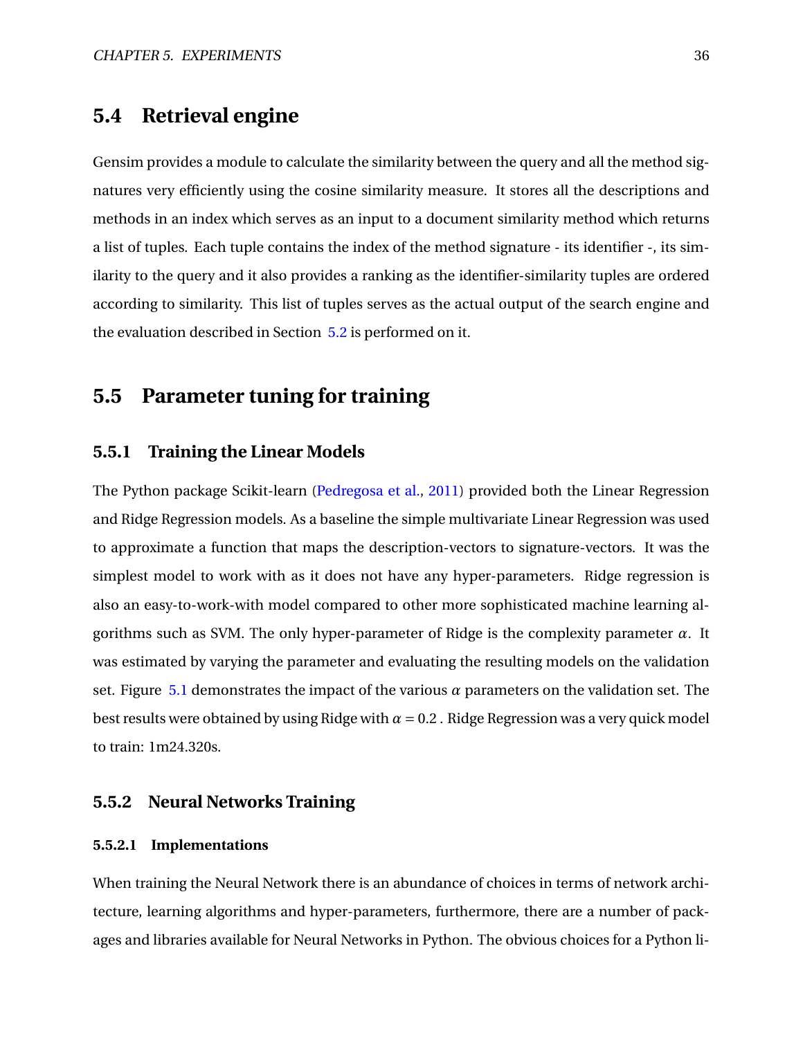## 5.4 Retrieval engine

Gensim provides a module to calculate the similarity between the query and all the method signatures very efficiently using the cosine similarity measure. It stores all the descriptions and methods in an index which serves as an input to a document similarity method which returns a list of tuples. Each tuple contains the index of the method signature - its identifier -, its similarity to the query and it also provides a ranking as the identifier-similarity tuples are ordered according to similarity. This list of tuples serves as the actual output of the search engine and the evaluation described in Section 5.2 is performed on it.

## 5.5 Parameter tuning for training

### 5.5.1 Training the Linear Models

The Python package Scikit-learn (Pedregosa et al., 2011) provided both the Linear Regression and Ridge Regression models. As a baseline the simple multivariate Linear Regression was used to approximate a function that maps the description-vectors to signature-vectors. It was the simplest model to work with as it does not have any hyper-parameters. Ridge regression is also an easy-to-work-with model compared to other more sophisticated machine learning algorithms such as SVM. The only hyper-parameter of Ridge is the complexity parameter $\alpha$. It was estimated by varying the parameter and evaluating the resulting models on the validation set. Figure 5.1 demonstrates the impact of the various $\alpha$ parameters on the validation set. The best results were obtained by using Ridge with $\alpha = 0.2$ . Ridge Regression was a very quick model to train: 1m24.320s.

### 5.5.2 Neural Networks Training

#### 5.5.2.1 Implementations

When training the Neural Network there is an abundance of choices in terms of network architecture, learning algorithms and hyper-parameters, furthermore, there are a number of packages and libraries available for Neural Networks in Python. The obvious choices for a Python li-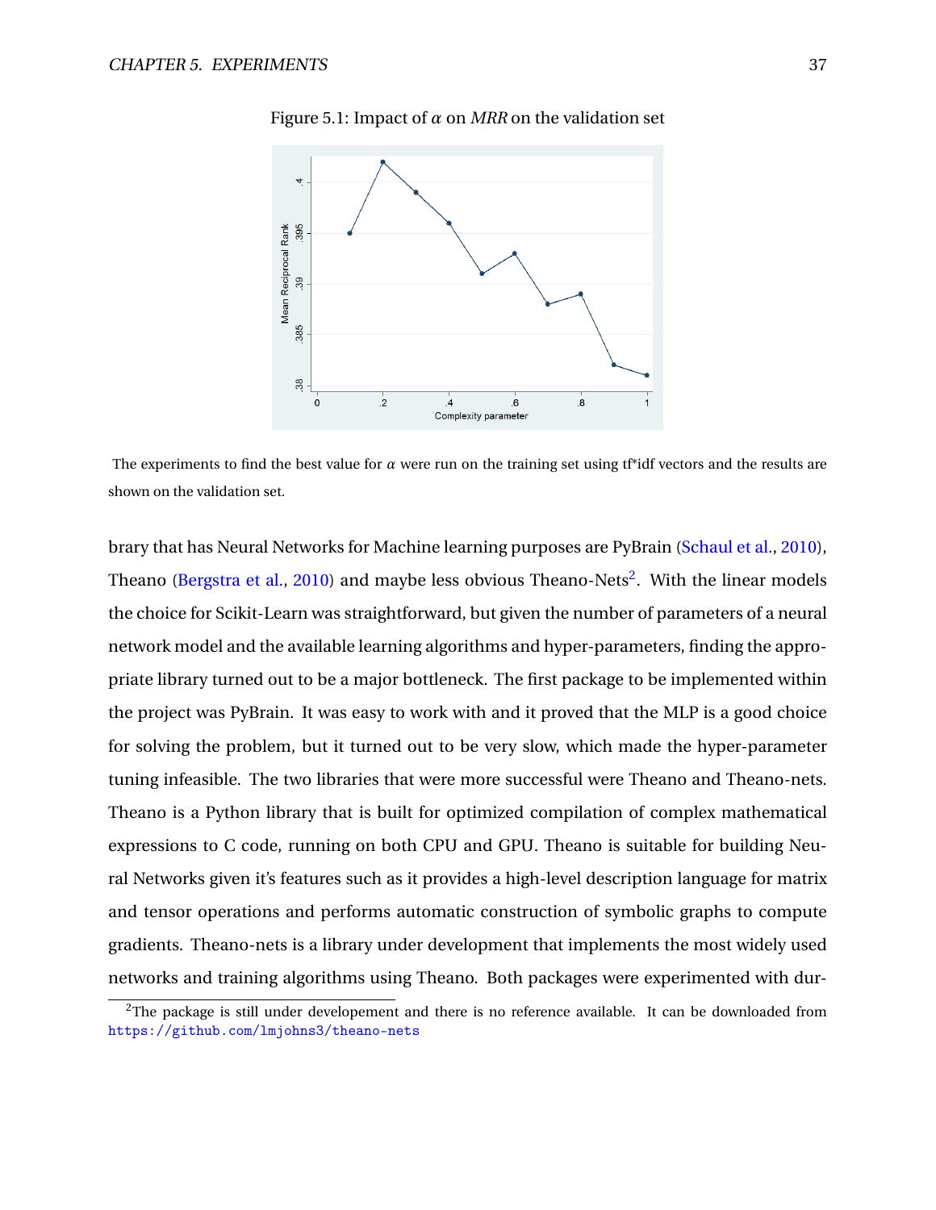Figure 5.1: Impact of $\alpha$ on *MRR* on the validation set

The experiments to find the best value for $\alpha$ were run on the training set using tf*idf vectors and the results are shown on the validation set.

brary that has Neural Networks for Machine learning purposes are PyBrain (Schaul et al., 2010), Theano (Bergstra et al., 2010) and maybe less obvious Theano-Nets[2]. With the linear models the choice for Scikit-Learn was straightforward, but given the number of parameters of a neural network model and the available learning algorithms and hyper-parameters, finding the appropriate library turned out to be a major bottleneck. The first package to be implemented within the project was PyBrain. It was easy to work with and it proved that the MLP is a good choice for solving the problem, but it turned out to be very slow, which made the hyper-parameter tuning infeasible. The two libraries that were more successful were Theano and Theano-nets. Theano is a Python library that is built for optimized compilation of complex mathematical expressions to C code, running on both CPU and GPU. Theano is suitable for building Neural Networks given it's features such as it provides a high-level description language for matrix and tensor operations and performs automatic construction of symbolic graphs to compute gradients. Theano-nets is a library under development that implements the most widely used networks and training algorithms using Theano. Both packages were experimented with dur-

[2] The package is still under developement and there is no reference available. It can be downloaded from https://github.com/lmjohns3/theano-nets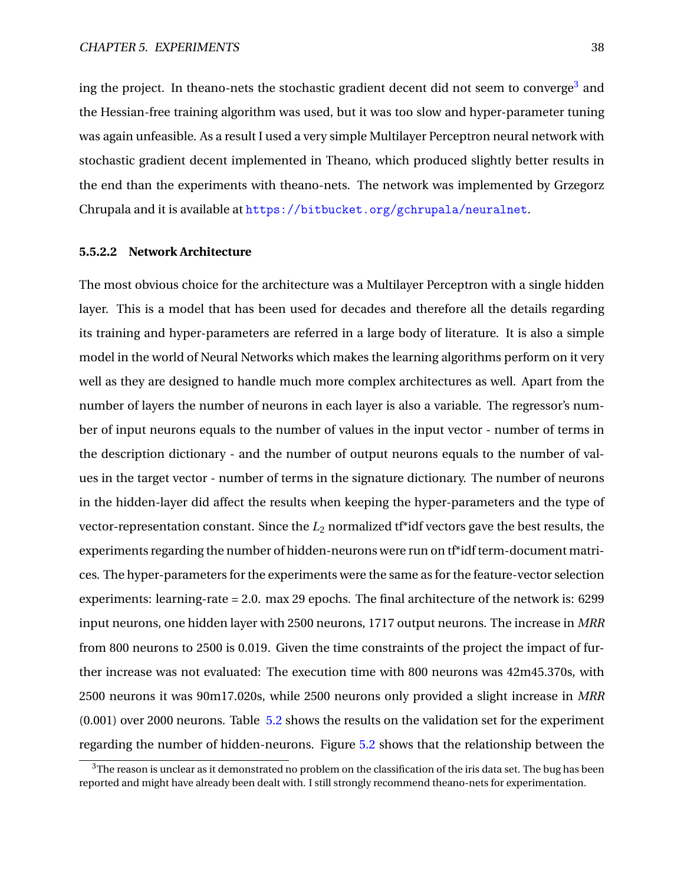ing the project. In theano-nets the stochastic gradient decent did not seem to converge[3] and the Hessian-free training algorithm was used, but it was too slow and hyper-parameter tuning was again unfeasible. As a result I used a very simple Multilayer Perceptron neural network with stochastic gradient decent implemented in Theano, which produced slightly better results in the end than the experiments with theano-nets. The network was implemented by Grzegorz Chrupala and it is available at https://bitbucket.org/gchrupala/neuralnet.

#### 5.5.2.2 Network Architecture

The most obvious choice for the architecture was a Multilayer Perceptron with a single hidden layer. This is a model that has been used for decades and therefore all the details regarding its training and hyper-parameters are referred in a large body of literature. It is also a simple model in the world of Neural Networks which makes the learning algorithms perform on it very well as they are designed to handle much more complex architectures as well. Apart from the number of layers the number of neurons in each layer is also a variable. The regressor's number of input neurons equals to the number of values in the input vector - number of terms in the description dictionary - and the number of output neurons equals to the number of values in the target vector - number of terms in the signature dictionary. The number of neurons in the hidden-layer did affect the results when keeping the hyper-parameters and the type of vector-representation constant. Since the $L_2$ normalized tf*idf vectors gave the best results, the experiments regarding the number of hidden-neurons were run on tf*idf term-document matrices. The hyper-parameters for the experiments were the same as for the feature-vector selection experiments: learning-rate = 2.0. max 29 epochs. The final architecture of the network is: 6299 input neurons, one hidden layer with 2500 neurons, 1717 output neurons. The increase in *MRR* from 800 neurons to 2500 is 0.019. Given the time constraints of the project the impact of further increase was not evaluated: The execution time with 800 neurons was 42m45.370s, with 2500 neurons it was 90m17.020s, while 2500 neurons only provided a slight increase in *MRR* (0.001) over 2000 neurons. Table 5.2 shows the results on the validation set for the experiment regarding the number of hidden-neurons. Figure 5.2 shows that the relationship between the

[3] The reason is unclear as it demonstrated no problem on the classification of the iris data set. The bug has been reported and might have already been dealt with. I still strongly recommend theano-nets for experimentation.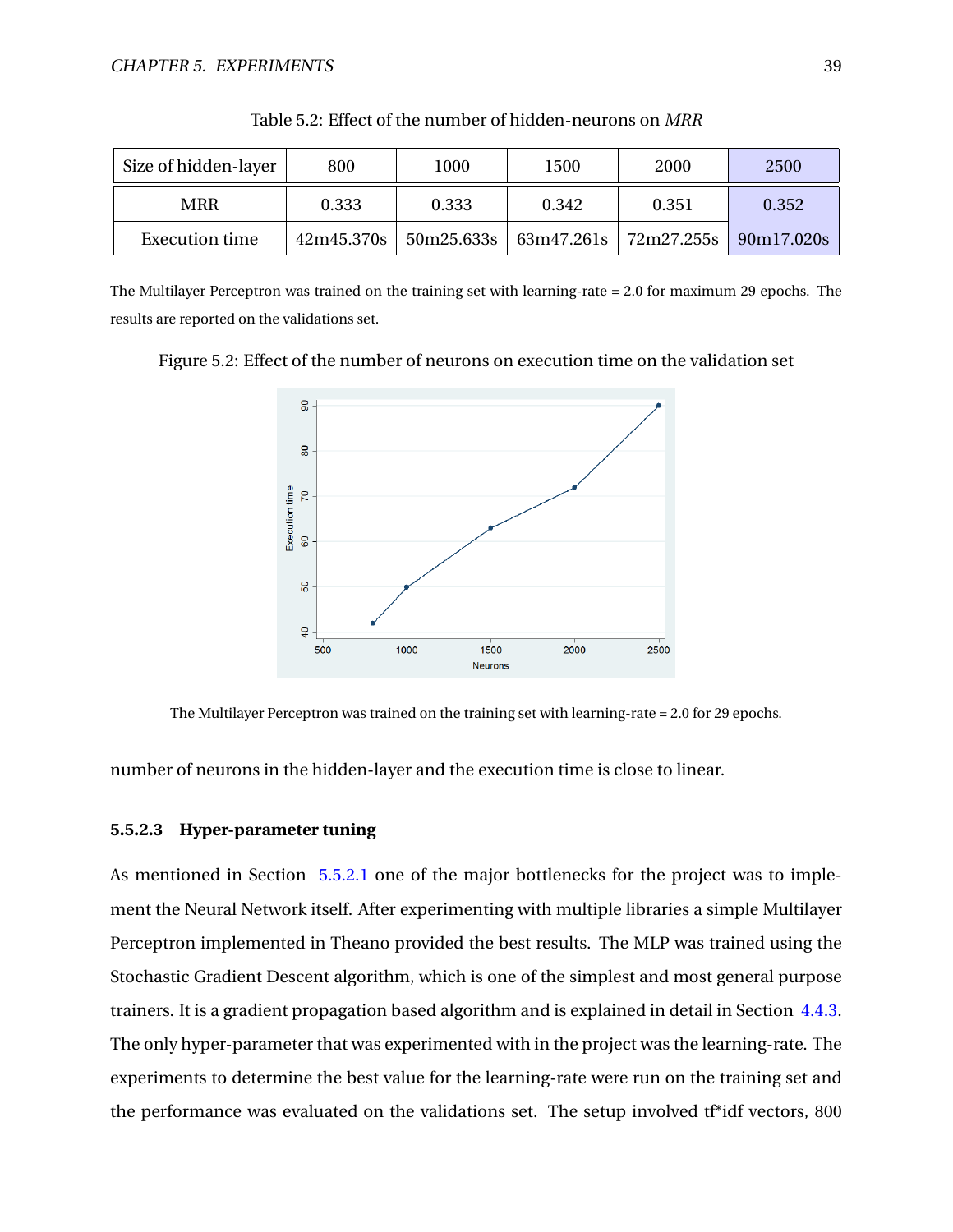Table 5.2: Effect of the number of hidden-neurons on *MRR*

| Size of hidden-layer | 800 | 1000 | 1500 | 2000 | 2500 |
|---|---|---|---|---|---|
| MRR | 0.333 | 0.333 | 0.342 | 0.351 | 0.352 |
| Execution time | 42m45.370s | 50m25.633s | 63m47.261s | 72m27.255s | 90m17.020s |

The Multilayer Perceptron was trained on the training set with learning-rate = 2.0 for maximum 29 epochs. The results are reported on the validations set.

Figure 5.2: Effect of the number of neurons on execution time on the validation set

The Multilayer Perceptron was trained on the training set with learning-rate = 2.0 for 29 epochs.

number of neurons in the hidden-layer and the execution time is close to linear.

#### 5.5.2.3 Hyper-parameter tuning

As mentioned in Section 5.5.2.1 one of the major bottlenecks for the project was to implement the Neural Network itself. After experimenting with multiple libraries a simple Multilayer Perceptron implemented in Theano provided the best results. The MLP was trained using the Stochastic Gradient Descent algorithm, which is one of the simplest and most general purpose trainers. It is a gradient propagation based algorithm and is explained in detail in Section 4.4.3. The only hyper-parameter that was experimented with in the project was the learning-rate. The experiments to determine the best value for the learning-rate were run on the training set and the performance was evaluated on the validations set. The setup involved tf*idf vectors, 800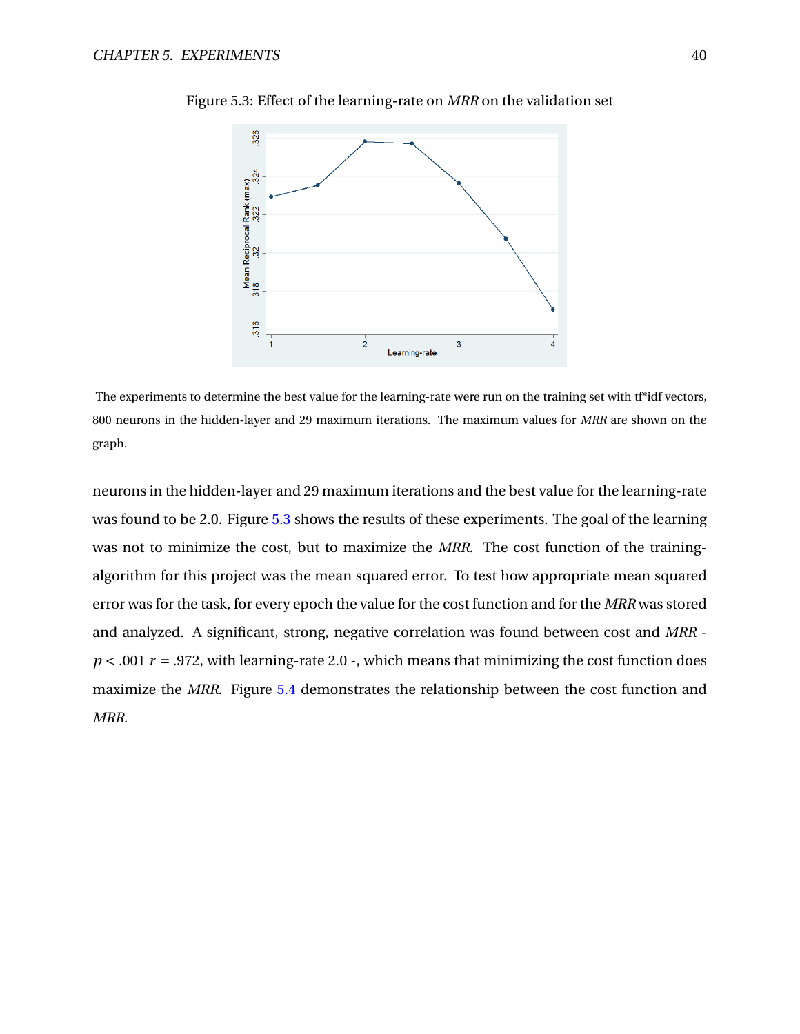Figure 5.3: Effect of the learning-rate on *MRR* on the validation set

The experiments to determine the best value for the learning-rate were run on the training set with tf*idf vectors, 800 neurons in the hidden-layer and 29 maximum iterations. The maximum values for *MRR* are shown on the graph.

neurons in the hidden-layer and 29 maximum iterations and the best value for the learning-rate was found to be 2.0. Figure 5.3 shows the results of these experiments. The goal of the learning was not to minimize the cost, but to maximize the *MRR*. The cost function of the training-algorithm for this project was the mean squared error. To test how appropriate mean squared error was for the task, for every epoch the value for the cost function and for the *MRR* was stored and analyzed. A significant, strong, negative correlation was found between cost and *MRR* - $p < .001$ $r = .972$, with learning-rate 2.0 -, which means that minimizing the cost function does maximize the *MRR*. Figure 5.4 demonstrates the relationship between the cost function and *MRR*.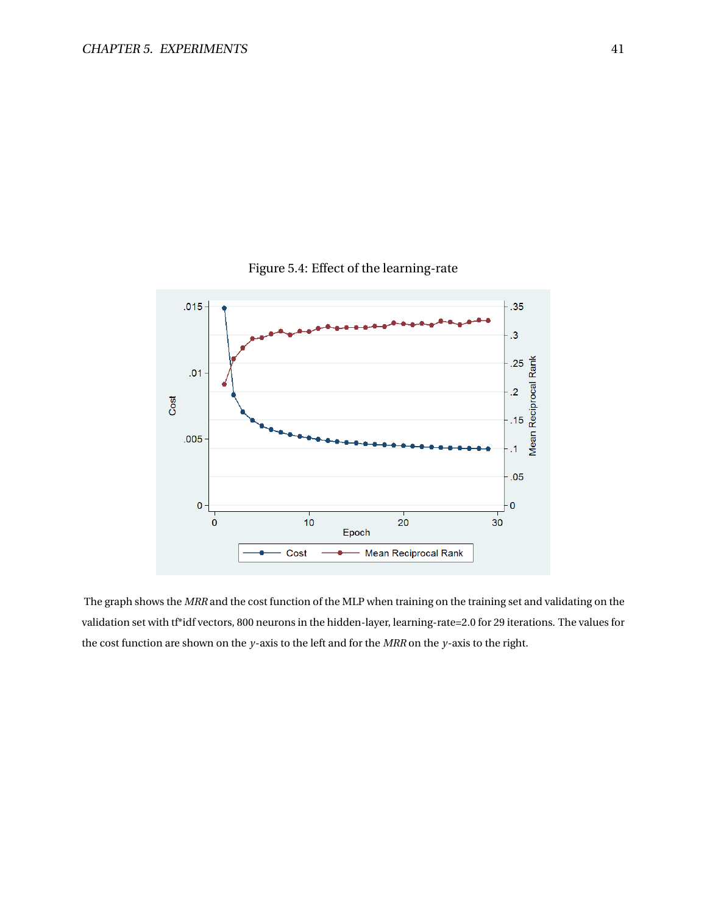Figure 5.4: Effect of the learning-rate

The graph shows the *MRR* and the cost function of the MLP when training on the training set and validating on the validation set with tf*idf vectors, 800 neurons in the hidden-layer, learning-rate=2.0 for 29 iterations. The values for the cost function are shown on the $y$-axis to the left and for the *MRR* on the $y$-axis to the right.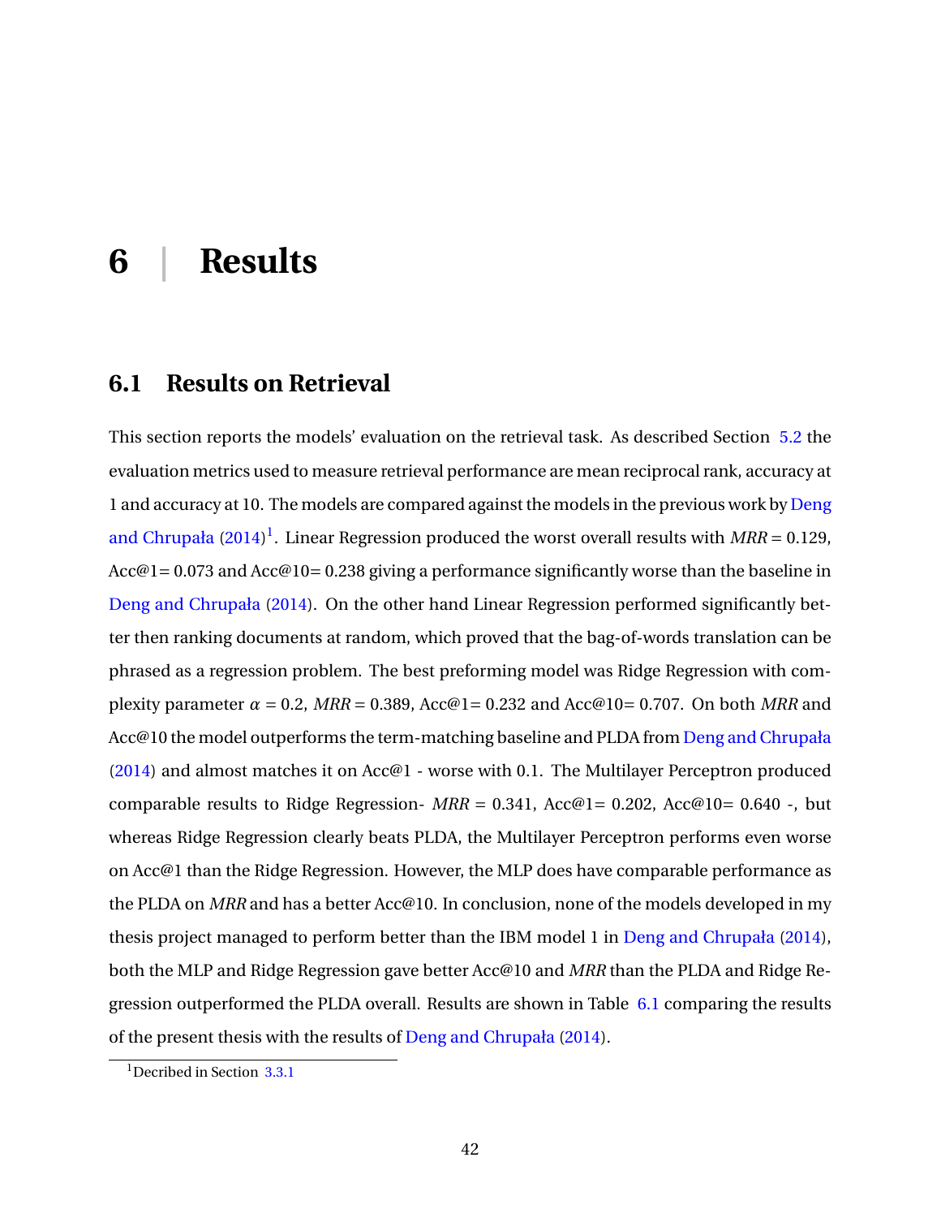# 6 | Results

## 6.1 Results on Retrieval

This section reports the models' evaluation on the retrieval task. As described Section 5.2 the evaluation metrics used to measure retrieval performance are mean reciprocal rank, accuracy at 1 and accuracy at 10. The models are compared against the models in the previous work by Deng and Chrupała (2014)[1]. Linear Regression produced the worst overall results with *MRR* = 0.129, Acc@1= 0.073 and Acc@10= 0.238 giving a performance significantly worse than the baseline in Deng and Chrupała (2014). On the other hand Linear Regression performed significantly better then ranking documents at random, which proved that the bag-of-words translation can be phrased as a regression problem. The best preforming model was Ridge Regression with complexity parameter $\alpha = 0.2$, *MRR* = 0.389, Acc@1= 0.232 and Acc@10= 0.707. On both *MRR* and Acc@10 the model outperforms the term-matching baseline and PLDA from Deng and Chrupała (2014) and almost matches it on Acc@1 - worse with 0.1. The Multilayer Perceptron produced comparable results to Ridge Regression- *MRR* = 0.341, Acc@1= 0.202, Acc@10= 0.640 -, but whereas Ridge Regression clearly beats PLDA, the Multilayer Perceptron performs even worse on Acc@1 than the Ridge Regression. However, the MLP does have comparable performance as the PLDA on *MRR* and has a better Acc@10. In conclusion, none of the models developed in my thesis project managed to perform better than the IBM model 1 in Deng and Chrupała (2014), both the MLP and Ridge Regression gave better Acc@10 and *MRR* than the PLDA and Ridge Regression outperformed the PLDA overall. Results are shown in Table 6.1 comparing the results of the present thesis with the results of Deng and Chrupała (2014).

[1] Decribed in Section 3.3.1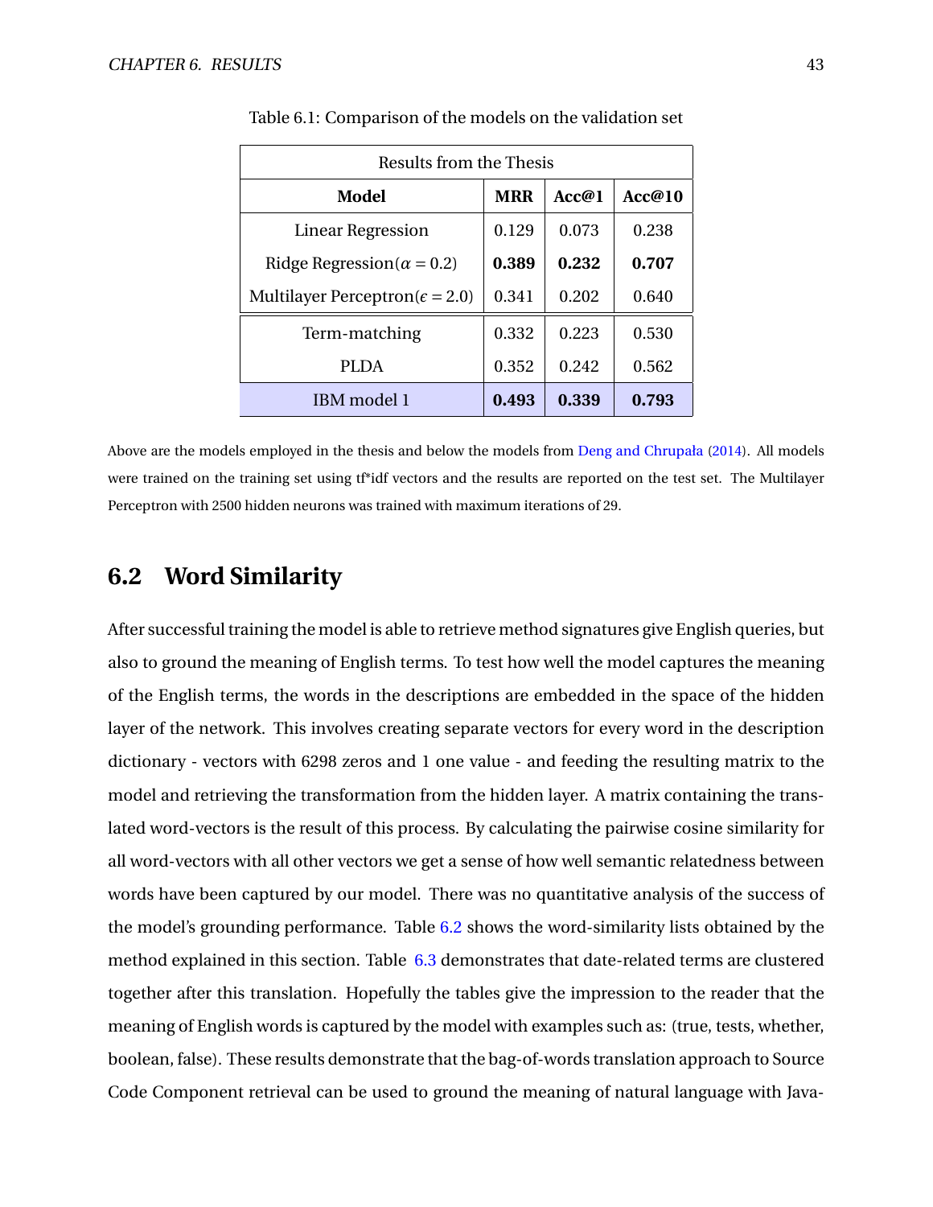Table 6.1: Comparison of the models on the validation set

| Results from the Thesis | | | |
|---|---|---|---|
| **Model** | **MRR** | **Acc@1** | **Acc@10** |
| Linear Regression | 0.129 | 0.073 | 0.238 |
| Ridge Regression($\alpha = 0.2$) | **0.389** | **0.232** | **0.707** |
| Multilayer Perceptron($\epsilon = 2.0$) | 0.341 | 0.202 | 0.640 |
| Term-matching | 0.332 | 0.223 | 0.530 |
| PLDA | 0.352 | 0.242 | 0.562 |
| IBM model 1 | **0.493** | **0.339** | **0.793** |

Above are the models employed in the thesis and below the models from Deng and Chrupała (2014). All models were trained on the training set using tf*idf vectors and the results are reported on the test set. The Multilayer Perceptron with 2500 hidden neurons was trained with maximum iterations of 29.

## 6.2 Word Similarity

After successful training the model is able to retrieve method signatures give English queries, but also to ground the meaning of English terms. To test how well the model captures the meaning of the English terms, the words in the descriptions are embedded in the space of the hidden layer of the network. This involves creating separate vectors for every word in the description dictionary - vectors with 6298 zeros and 1 one value - and feeding the resulting matrix to the model and retrieving the transformation from the hidden layer. A matrix containing the translated word-vectors is the result of this process. By calculating the pairwise cosine similarity for all word-vectors with all other vectors we get a sense of how well semantic relatedness between words have been captured by our model. There was no quantitative analysis of the success of the model's grounding performance. Table 6.2 shows the word-similarity lists obtained by the method explained in this section. Table 6.3 demonstrates that date-related terms are clustered together after this translation. Hopefully the tables give the impression to the reader that the meaning of English words is captured by the model with examples such as: (true, tests, whether, boolean, false). These results demonstrate that the bag-of-words translation approach to Source Code Component retrieval can be used to ground the meaning of natural language with Java-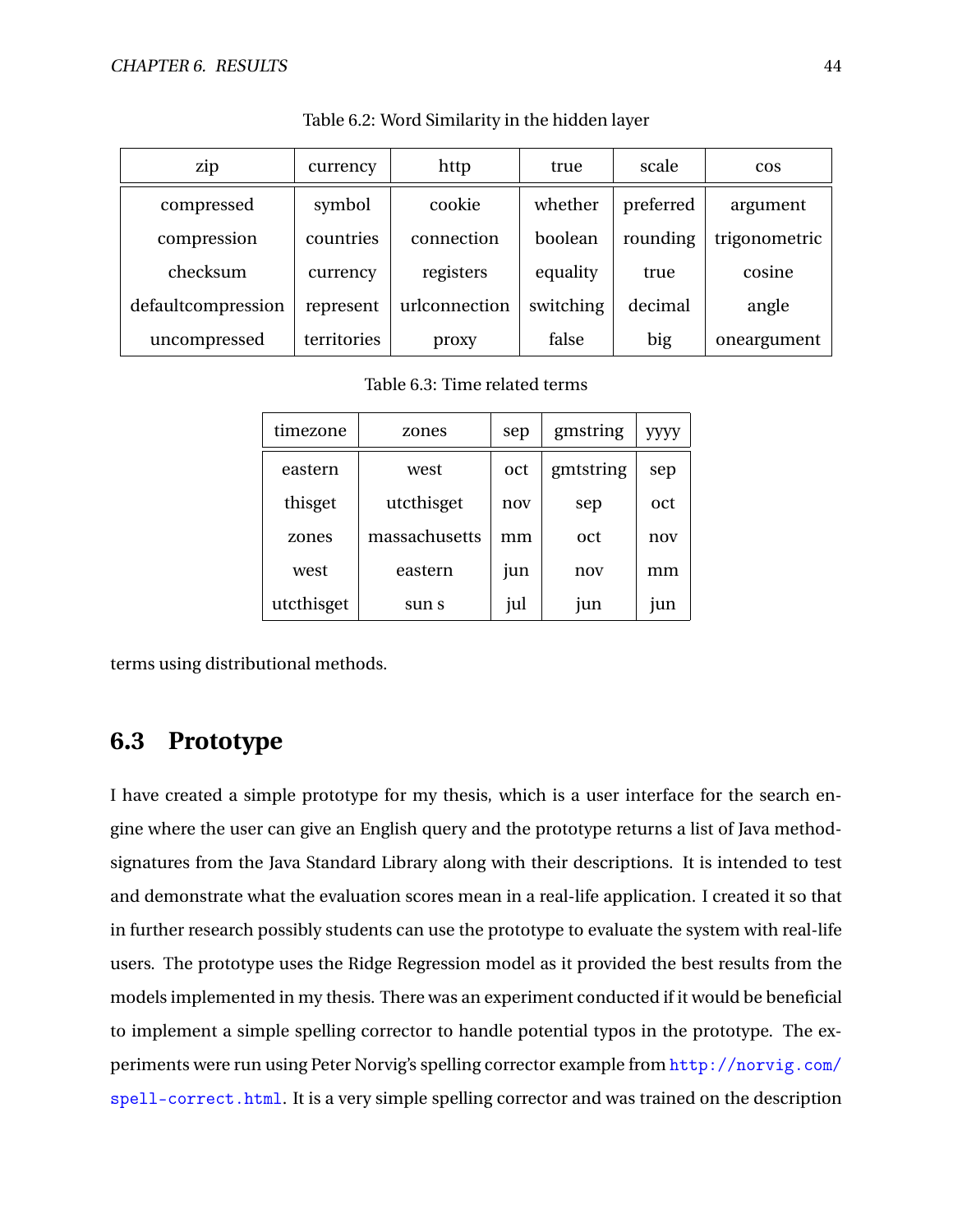Table 6.2: Word Similarity in the hidden layer

| zip | currency | http | true | scale | cos |
|---|---|---|---|---|---|
| compressed | symbol | cookie | whether | preferred | argument |
| compression | countries | connection | boolean | rounding | trigonometric |
| checksum | currency | registers | equality | true | cosine |
| defaultcompression | represent | urlconnection | switching | decimal | angle |
| uncompressed | territories | proxy | false | big | oneargument |

Table 6.3: Time related terms

| timezone | zones | sep | gmstring | yyyy |
|---|---|---|---|---|
| eastern | west | oct | gmtstring | sep |
| thisget | utcthisget | nov | sep | oct |
| zones | massachusetts | mm | oct | nov |
| west | eastern | jun | nov | mm |
| utcthisget | sun s | jul | jun | jun |

terms using distributional methods.

## 6.3 Prototype

I have created a simple prototype for my thesis, which is a user interface for the search engine where the user can give an English query and the prototype returns a list of Java method-signatures from the Java Standard Library along with their descriptions. It is intended to test and demonstrate what the evaluation scores mean in a real-life application. I created it so that in further research possibly students can use the prototype to evaluate the system with real-life users. The prototype uses the Ridge Regression model as it provided the best results from the models implemented in my thesis. There was an experiment conducted if it would be beneficial to implement a simple spelling corrector to handle potential typos in the prototype. The experiments were run using Peter Norvig's spelling corrector example from http://norvig.com/spell-correct.html. It is a very simple spelling corrector and was trained on the description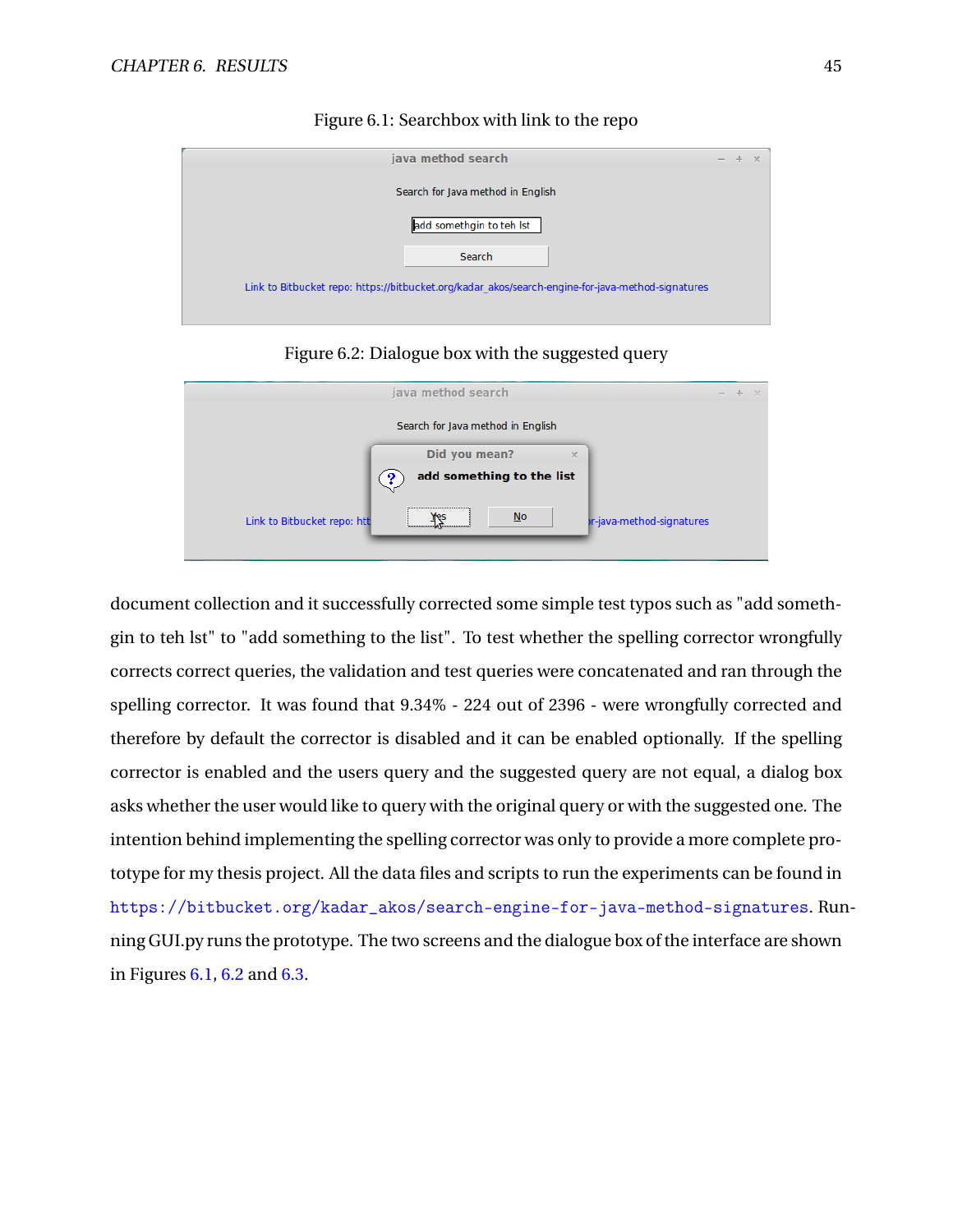Figure 6.1: Searchbox with link to the repo

Figure 6.2: Dialogue box with the suggested query

document collection and it successfully corrected some simple test typos such as "add somethgin to teh lst" to "add something to the list". To test whether the spelling corrector wrongfully corrects correct queries, the validation and test queries were concatenated and ran through the spelling corrector. It was found that 9.34% - 224 out of 2396 - were wrongfully corrected and therefore by default the corrector is disabled and it can be enabled optionally. If the spelling corrector is enabled and the users query and the suggested query are not equal, a dialog box asks whether the user would like to query with the original query or with the suggested one. The intention behind implementing the spelling corrector was only to provide a more complete prototype for my thesis project. All the data files and scripts to run the experiments can be found in `https://bitbucket.org/kadar_akos/search-engine-for-java-method-signatures`. Running GUI.py runs the prototype. The two screens and the dialogue box of the interface are shown in Figures 6.1, 6.2 and 6.3.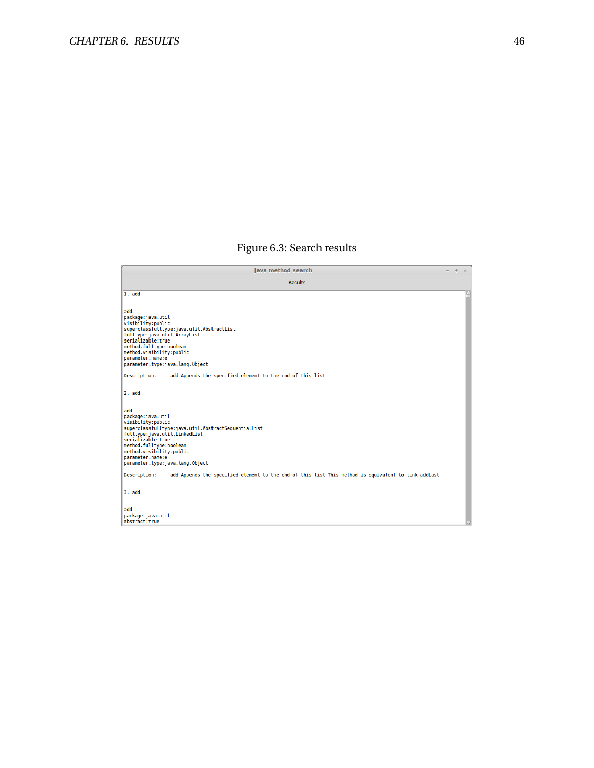Figure 6.3: Search results

```
java method search

Results

1. add


add
package:java.util
visibility:public
superclassfulltype:java.util.AbstractList
fulltype:java.util.ArrayList
serializable:true
method.fulltype:boolean
method.visibility:public
parameter.name:e
parameter.type:java.lang.Object

Description:     add Appends the specified element to the end of this list


2. add


add
package:java.util
visibility:public
superclassfulltype:java.util.AbstractSequentialList
fulltype:java.util.LinkedList
serializable:true
method.fulltype:boolean
method.visibility:public
parameter.name:e
parameter.type:java.lang.Object

Description:     add Appends the specified element to the end of this list This method is equivalent to link addLast


3. add


add
package:java.util
abstract:true
```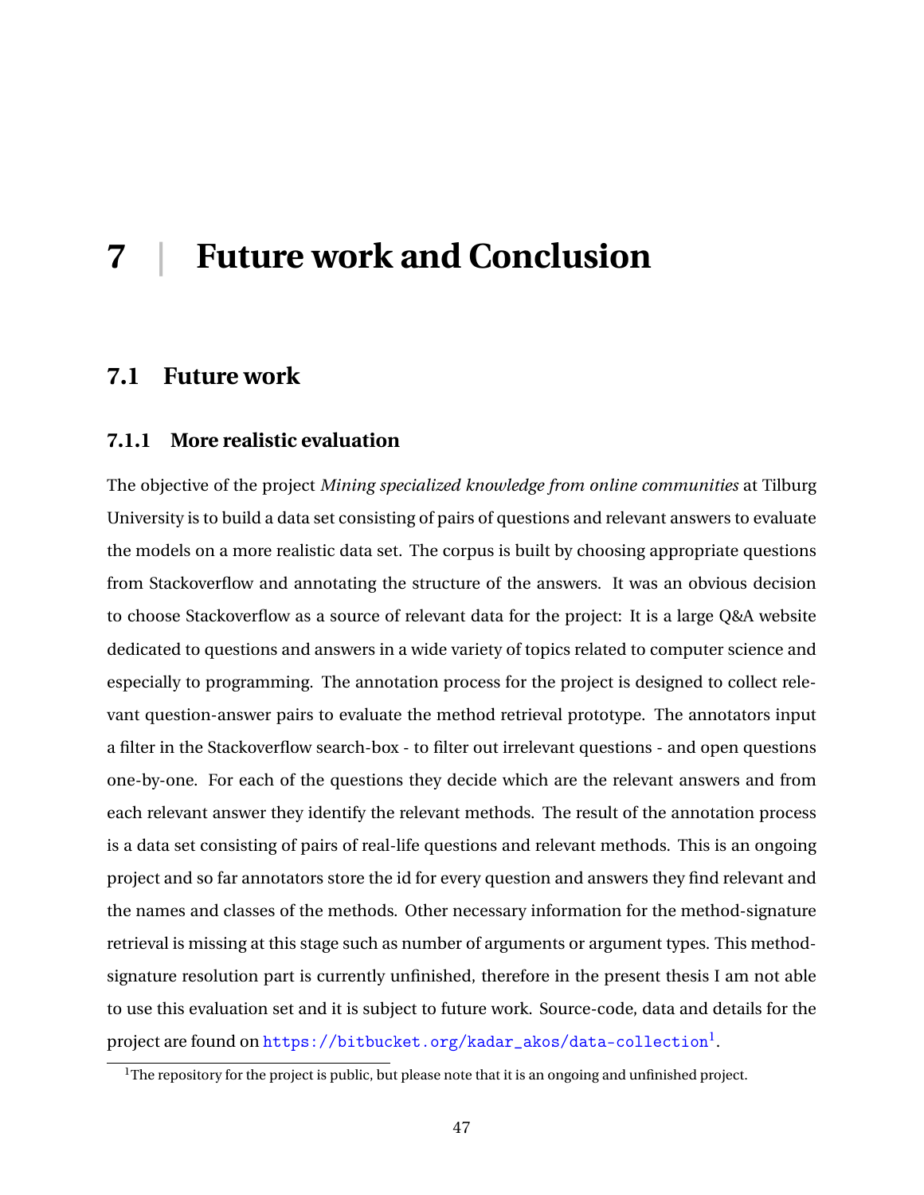# 7 | Future work and Conclusion

## 7.1 Future work

### 7.1.1 More realistic evaluation

The objective of the project *Mining specialized knowledge from online communities* at Tilburg University is to build a data set consisting of pairs of questions and relevant answers to evaluate the models on a more realistic data set. The corpus is built by choosing appropriate questions from Stackoverflow and annotating the structure of the answers. It was an obvious decision to choose Stackoverflow as a source of relevant data for the project: It is a large Q&A website dedicated to questions and answers in a wide variety of topics related to computer science and especially to programming. The annotation process for the project is designed to collect relevant question-answer pairs to evaluate the method retrieval prototype. The annotators input a filter in the Stackoverflow search-box - to filter out irrelevant questions - and open questions one-by-one. For each of the questions they decide which are the relevant answers and from each relevant answer they identify the relevant methods. The result of the annotation process is a data set consisting of pairs of real-life questions and relevant methods. This is an ongoing project and so far annotators store the id for every question and answers they find relevant and the names and classes of the methods. Other necessary information for the method-signature retrieval is missing at this stage such as number of arguments or argument types. This method-signature resolution part is currently unfinished, therefore in the present thesis I am not able to use this evaluation set and it is subject to future work. Source-code, data and details for the project are found on https://bitbucket.org/kadar_akos/data-collection[1].

[1] The repository for the project is public, but please note that it is an ongoing and unfinished project.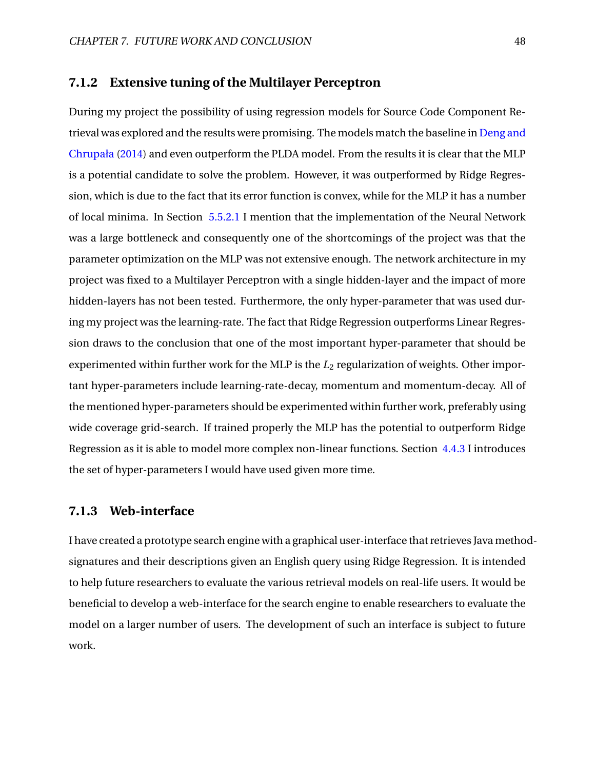### 7.1.2 Extensive tuning of the Multilayer Perceptron

During my project the possibility of using regression models for Source Code Component Retrieval was explored and the results were promising. The models match the baseline in Deng and Chrupała (2014) and even outperform the PLDA model. From the results it is clear that the MLP is a potential candidate to solve the problem. However, it was outperformed by Ridge Regression, which is due to the fact that its error function is convex, while for the MLP it has a number of local minima. In Section 5.5.2.1 I mention that the implementation of the Neural Network was a large bottleneck and consequently one of the shortcomings of the project was that the parameter optimization on the MLP was not extensive enough. The network architecture in my project was fixed to a Multilayer Perceptron with a single hidden-layer and the impact of more hidden-layers has not been tested. Furthermore, the only hyper-parameter that was used during my project was the learning-rate. The fact that Ridge Regression outperforms Linear Regression draws to the conclusion that one of the most important hyper-parameter that should be experimented within further work for the MLP is the $L_2$ regularization of weights. Other important hyper-parameters include learning-rate-decay, momentum and momentum-decay. All of the mentioned hyper-parameters should be experimented within further work, preferably using wide coverage grid-search. If trained properly the MLP has the potential to outperform Ridge Regression as it is able to model more complex non-linear functions. Section 4.4.3 I introduces the set of hyper-parameters I would have used given more time.

### 7.1.3 Web-interface

I have created a prototype search engine with a graphical user-interface that retrieves Java method-signatures and their descriptions given an English query using Ridge Regression. It is intended to help future researchers to evaluate the various retrieval models on real-life users. It would be beneficial to develop a web-interface for the search engine to enable researchers to evaluate the model on a larger number of users. The development of such an interface is subject to future work.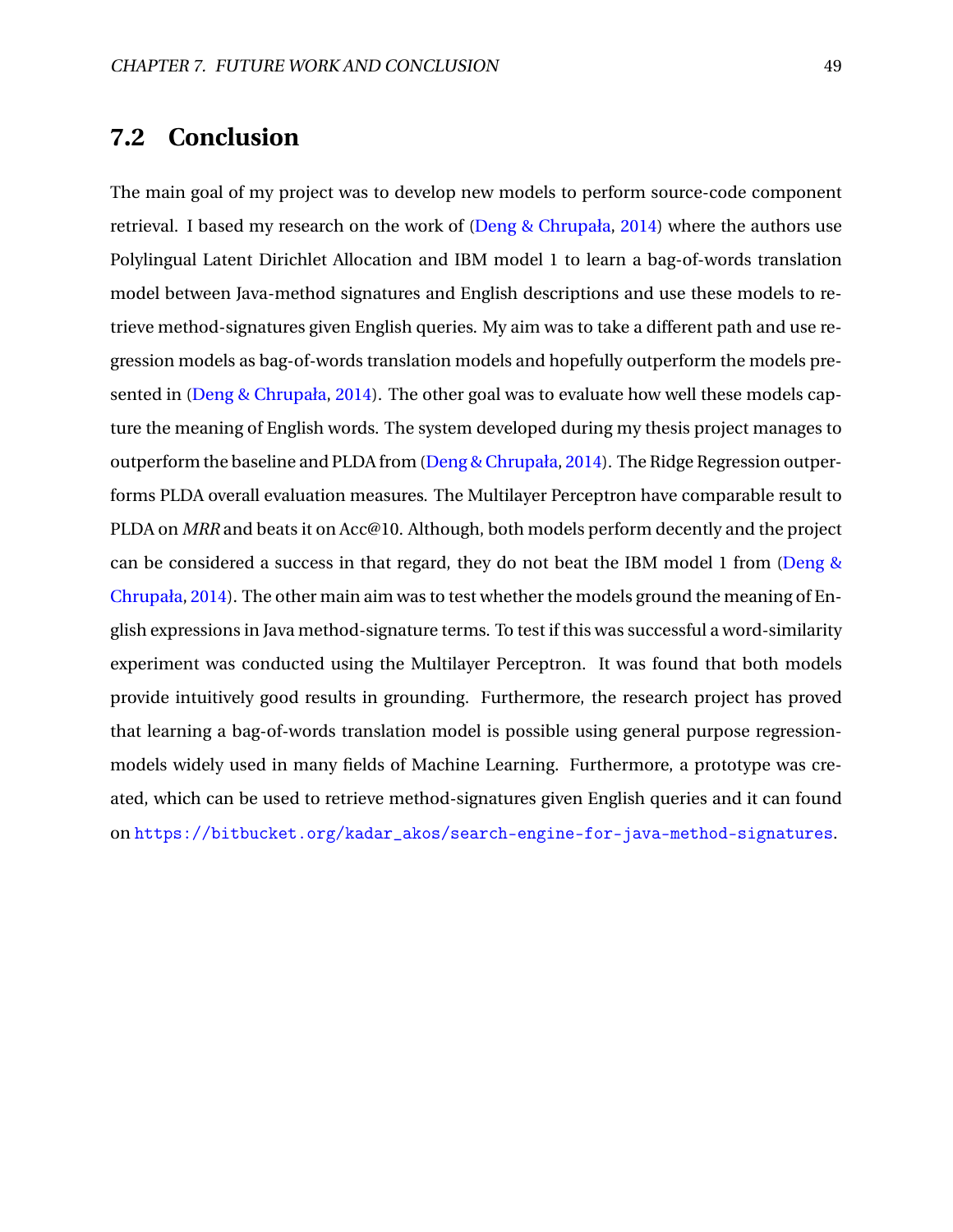## 7.2 Conclusion

The main goal of my project was to develop new models to perform source-code component retrieval. I based my research on the work of (Deng & Chrupała, 2014) where the authors use Polylingual Latent Dirichlet Allocation and IBM model 1 to learn a bag-of-words translation model between Java-method signatures and English descriptions and use these models to retrieve method-signatures given English queries. My aim was to take a different path and use regression models as bag-of-words translation models and hopefully outperform the models presented in (Deng & Chrupała, 2014). The other goal was to evaluate how well these models capture the meaning of English words. The system developed during my thesis project manages to outperform the baseline and PLDA from (Deng & Chrupała, 2014). The Ridge Regression outperforms PLDA overall evaluation measures. The Multilayer Perceptron have comparable result to PLDA on *MRR* and beats it on Acc@10. Although, both models perform decently and the project can be considered a success in that regard, they do not beat the IBM model 1 from (Deng & Chrupała, 2014). The other main aim was to test whether the models ground the meaning of English expressions in Java method-signature terms. To test if this was successful a word-similarity experiment was conducted using the Multilayer Perceptron. It was found that both models provide intuitively good results in grounding. Furthermore, the research project has proved that learning a bag-of-words translation model is possible using general purpose regression-models widely used in many fields of Machine Learning. Furthermore, a prototype was created, which can be used to retrieve method-signatures given English queries and it can found on `https://bitbucket.org/kadar_akos/search-engine-for-java-method-signatures`.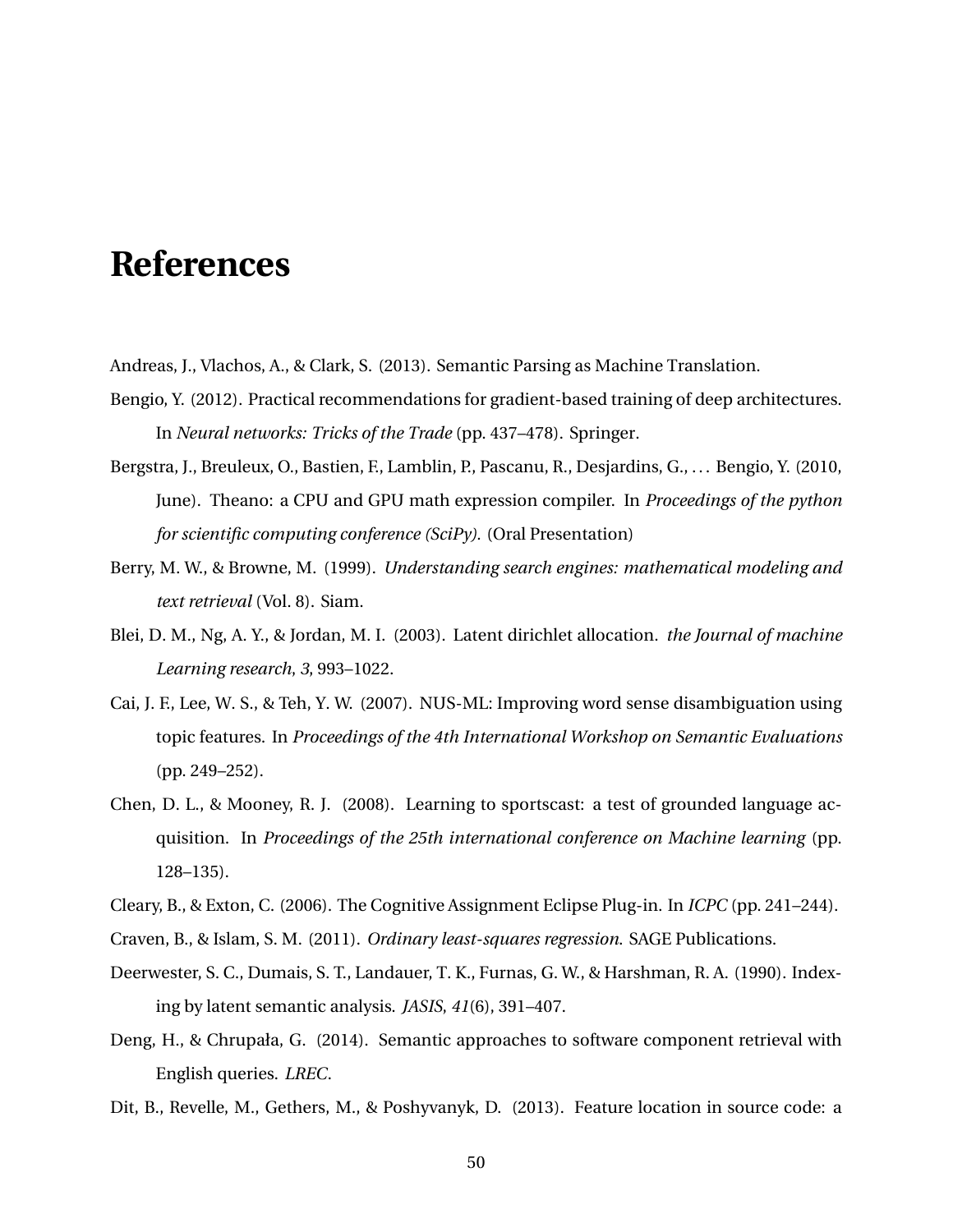# References

Andreas, J., Vlachos, A., & Clark, S. (2013). Semantic Parsing as Machine Translation.

Bengio, Y. (2012). Practical recommendations for gradient-based training of deep architectures. In *Neural networks: Tricks of the Trade* (pp. 437–478). Springer.

Bergstra, J., Breuleux, O., Bastien, F., Lamblin, P., Pascanu, R., Desjardins, G., . . . Bengio, Y. (2010, June). Theano: a CPU and GPU math expression compiler. In *Proceedings of the python for scientific computing conference (SciPy).* (Oral Presentation)

Berry, M. W., & Browne, M. (1999). *Understanding search engines: mathematical modeling and text retrieval* (Vol. 8). Siam.

Blei, D. M., Ng, A. Y., & Jordan, M. I. (2003). Latent dirichlet allocation. *the Journal of machine Learning research*, *3*, 993–1022.

Cai, J. F., Lee, W. S., & Teh, Y. W. (2007). NUS-ML: Improving word sense disambiguation using topic features. In *Proceedings of the 4th International Workshop on Semantic Evaluations* (pp. 249–252).

Chen, D. L., & Mooney, R. J. (2008). Learning to sportscast: a test of grounded language acquisition. In *Proceedings of the 25th international conference on Machine learning* (pp. 128–135).

Cleary, B., & Exton, C. (2006). The Cognitive Assignment Eclipse Plug-in. In *ICPC* (pp. 241–244).

Craven, B., & Islam, S. M. (2011). *Ordinary least-squares regression.* SAGE Publications.

Deerwester, S. C., Dumais, S. T., Landauer, T. K., Furnas, G. W., & Harshman, R. A. (1990). Indexing by latent semantic analysis. *JASIS*, *41*(6), 391–407.

Deng, H., & Chrupała, G. (2014). Semantic approaches to software component retrieval with English queries. *LREC*.

Dit, B., Revelle, M., Gethers, M., & Poshyvanyk, D. (2013). Feature location in source code: a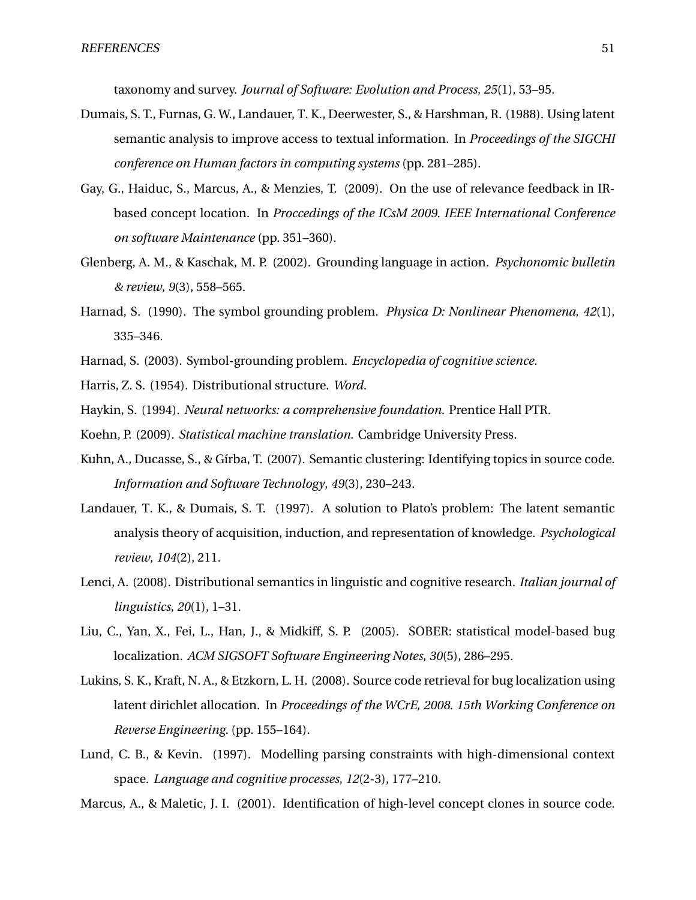taxonomy and survey. *Journal of Software: Evolution and Process*, *25*(1), 53–95.

Dumais, S. T., Furnas, G. W., Landauer, T. K., Deerwester, S., & Harshman, R. (1988). Using latent semantic analysis to improve access to textual information. In *Proceedings of the SIGCHI conference on Human factors in computing systems* (pp. 281–285).

Gay, G., Haiduc, S., Marcus, A., & Menzies, T. (2009). On the use of relevance feedback in IR-based concept location. In *Proccedings of the ICsM 2009. IEEE International Conference on software Maintenance* (pp. 351–360).

Glenberg, A. M., & Kaschak, M. P. (2002). Grounding language in action. *Psychonomic bulletin & review*, *9*(3), 558–565.

Harnad, S. (1990). The symbol grounding problem. *Physica D: Nonlinear Phenomena*, *42*(1), 335–346.

Harnad, S. (2003). Symbol-grounding problem. *Encyclopedia of cognitive science*.

Harris, Z. S. (1954). Distributional structure. *Word*.

Haykin, S. (1994). *Neural networks: a comprehensive foundation*. Prentice Hall PTR.

Koehn, P. (2009). *Statistical machine translation*. Cambridge University Press.

Kuhn, A., Ducasse, S., & Gírba, T. (2007). Semantic clustering: Identifying topics in source code. *Information and Software Technology*, *49*(3), 230–243.

Landauer, T. K., & Dumais, S. T. (1997). A solution to Plato's problem: The latent semantic analysis theory of acquisition, induction, and representation of knowledge. *Psychological review*, *104*(2), 211.

Lenci, A. (2008). Distributional semantics in linguistic and cognitive research. *Italian journal of linguistics*, *20*(1), 1–31.

Liu, C., Yan, X., Fei, L., Han, J., & Midkiff, S. P. (2005). SOBER: statistical model-based bug localization. *ACM SIGSOFT Software Engineering Notes*, *30*(5), 286–295.

Lukins, S. K., Kraft, N. A., & Etzkorn, L. H. (2008). Source code retrieval for bug localization using latent dirichlet allocation. In *Proceedings of the WCrE, 2008. 15th Working Conference on Reverse Engineering.* (pp. 155–164).

Lund, C. B., & Kevin. (1997). Modelling parsing constraints with high-dimensional context space. *Language and cognitive processes*, *12*(2-3), 177–210.

Marcus, A., & Maletic, J. I. (2001). Identification of high-level concept clones in source code.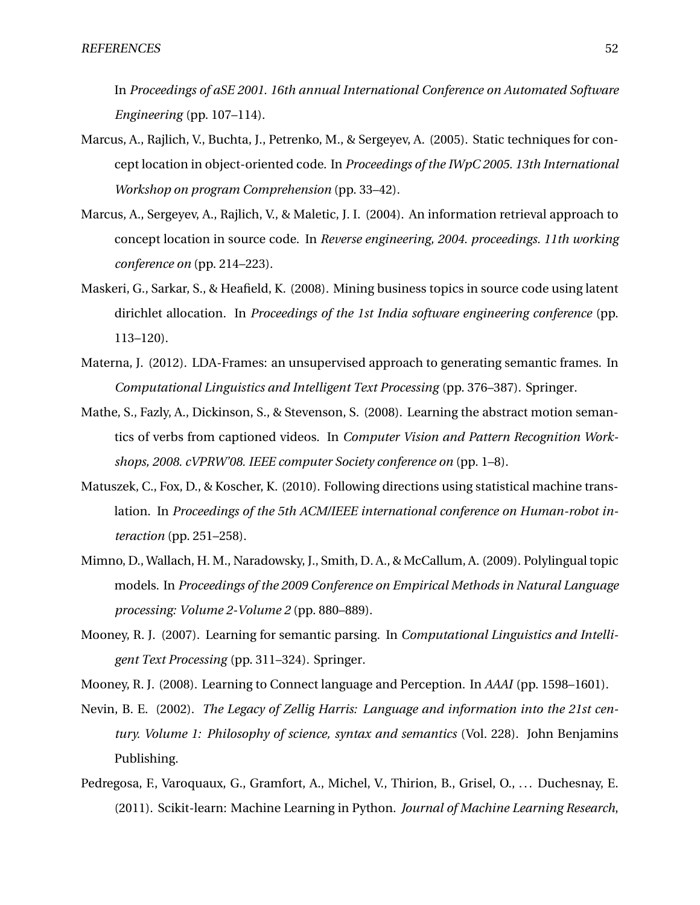In *Proceedings of aSE 2001. 16th annual International Conference on Automated Software Engineering* (pp. 107–114).

Marcus, A., Rajlich, V., Buchta, J., Petrenko, M., & Sergeyev, A. (2005). Static techniques for concept location in object-oriented code. In *Proceedings of the IWpC 2005. 13th International Workshop on program Comprehension* (pp. 33–42).

Marcus, A., Sergeyev, A., Rajlich, V., & Maletic, J. I. (2004). An information retrieval approach to concept location in source code. In *Reverse engineering, 2004. proceedings. 11th working conference on* (pp. 214–223).

Maskeri, G., Sarkar, S., & Heafield, K. (2008). Mining business topics in source code using latent dirichlet allocation. In *Proceedings of the 1st India software engineering conference* (pp. 113–120).

Materna, J. (2012). LDA-Frames: an unsupervised approach to generating semantic frames. In *Computational Linguistics and Intelligent Text Processing* (pp. 376–387). Springer.

Mathe, S., Fazly, A., Dickinson, S., & Stevenson, S. (2008). Learning the abstract motion semantics of verbs from captioned videos. In *Computer Vision and Pattern Recognition Workshops, 2008. cVPRW'08. IEEE computer Society conference on* (pp. 1–8).

Matuszek, C., Fox, D., & Koscher, K. (2010). Following directions using statistical machine translation. In *Proceedings of the 5th ACM/IEEE international conference on Human-robot interaction* (pp. 251–258).

Mimno, D., Wallach, H. M., Naradowsky, J., Smith, D. A., & McCallum, A. (2009). Polylingual topic models. In *Proceedings of the 2009 Conference on Empirical Methods in Natural Language processing: Volume 2-Volume 2* (pp. 880–889).

Mooney, R. J. (2007). Learning for semantic parsing. In *Computational Linguistics and Intelligent Text Processing* (pp. 311–324). Springer.

Mooney, R. J. (2008). Learning to Connect language and Perception. In *AAAI* (pp. 1598–1601).

Nevin, B. E. (2002). *The Legacy of Zellig Harris: Language and information into the 21st century. Volume 1: Philosophy of science, syntax and semantics* (Vol. 228). John Benjamins Publishing.

Pedregosa, F., Varoquaux, G., Gramfort, A., Michel, V., Thirion, B., Grisel, O., ... Duchesnay, E. (2011). Scikit-learn: Machine Learning in Python. *Journal of Machine Learning Research*,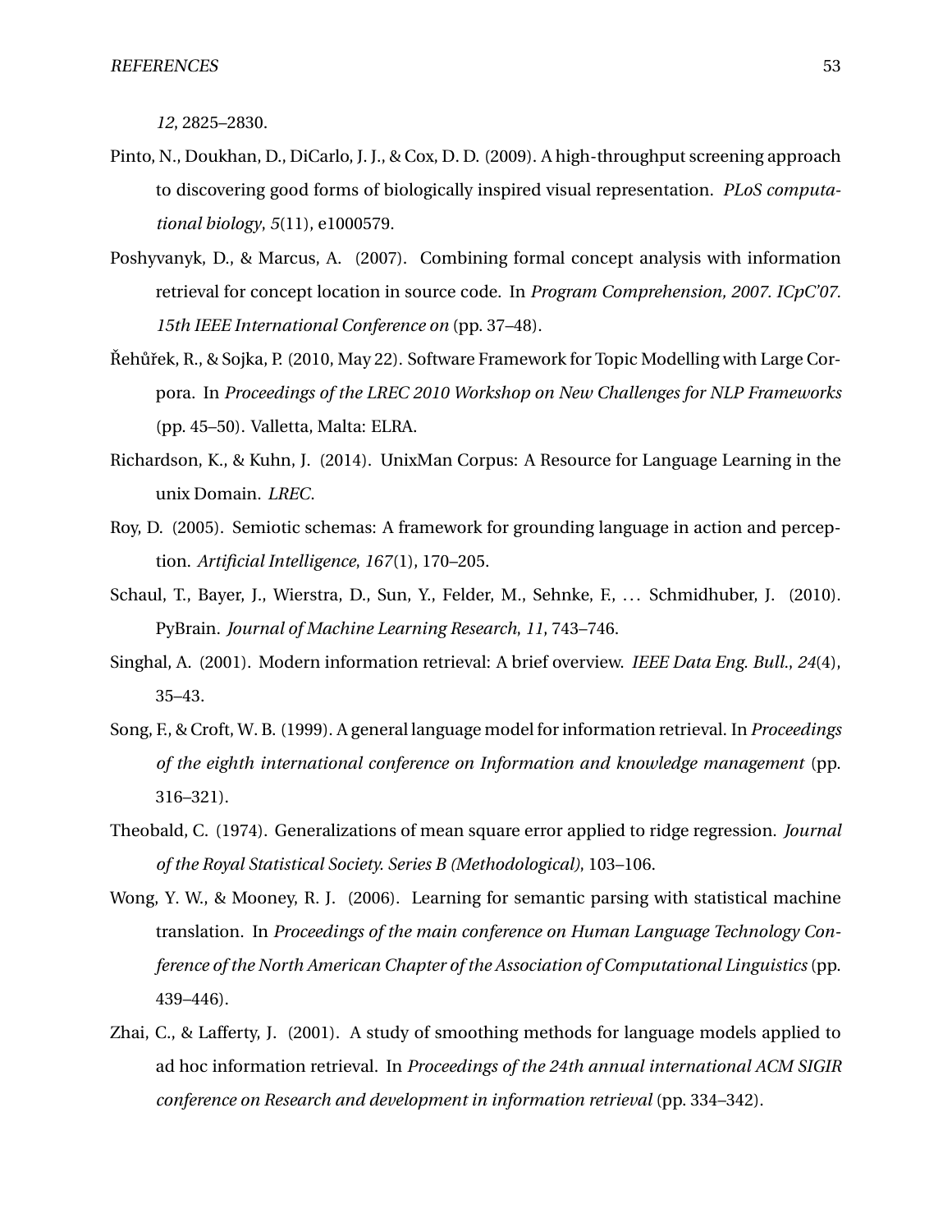*12*, 2825–2830.

Pinto, N., Doukhan, D., DiCarlo, J. J., & Cox, D. D. (2009). A high-throughput screening approach to discovering good forms of biologically inspired visual representation. *PLoS computational biology*, *5*(11), e1000579.

Poshyvanyk, D., & Marcus, A. (2007). Combining formal concept analysis with information retrieval for concept location in source code. In *Program Comprehension, 2007. ICpC'07. 15th IEEE International Conference on* (pp. 37–48).

Řehůřek, R., & Sojka, P. (2010, May 22). Software Framework for Topic Modelling with Large Corpora. In *Proceedings of the LREC 2010 Workshop on New Challenges for NLP Frameworks* (pp. 45–50). Valletta, Malta: ELRA.

Richardson, K., & Kuhn, J. (2014). UnixMan Corpus: A Resource for Language Learning in the unix Domain. *LREC*.

Roy, D. (2005). Semiotic schemas: A framework for grounding language in action and perception. *Artificial Intelligence*, *167*(1), 170–205.

Schaul, T., Bayer, J., Wierstra, D., Sun, Y., Felder, M., Sehnke, F., ... Schmidhuber, J. (2010). PyBrain. *Journal of Machine Learning Research*, *11*, 743–746.

Singhal, A. (2001). Modern information retrieval: A brief overview. *IEEE Data Eng. Bull.*, *24*(4), 35–43.

Song, F., & Croft, W. B. (1999). A general language model for information retrieval. In *Proceedings of the eighth international conference on Information and knowledge management* (pp. 316–321).

Theobald, C. (1974). Generalizations of mean square error applied to ridge regression. *Journal of the Royal Statistical Society. Series B (Methodological)*, 103–106.

Wong, Y. W., & Mooney, R. J. (2006). Learning for semantic parsing with statistical machine translation. In *Proceedings of the main conference on Human Language Technology Conference of the North American Chapter of the Association of Computational Linguistics* (pp. 439–446).

Zhai, C., & Lafferty, J. (2001). A study of smoothing methods for language models applied to ad hoc information retrieval. In *Proceedings of the 24th annual international ACM SIGIR conference on Research and development in information retrieval* (pp. 334–342).